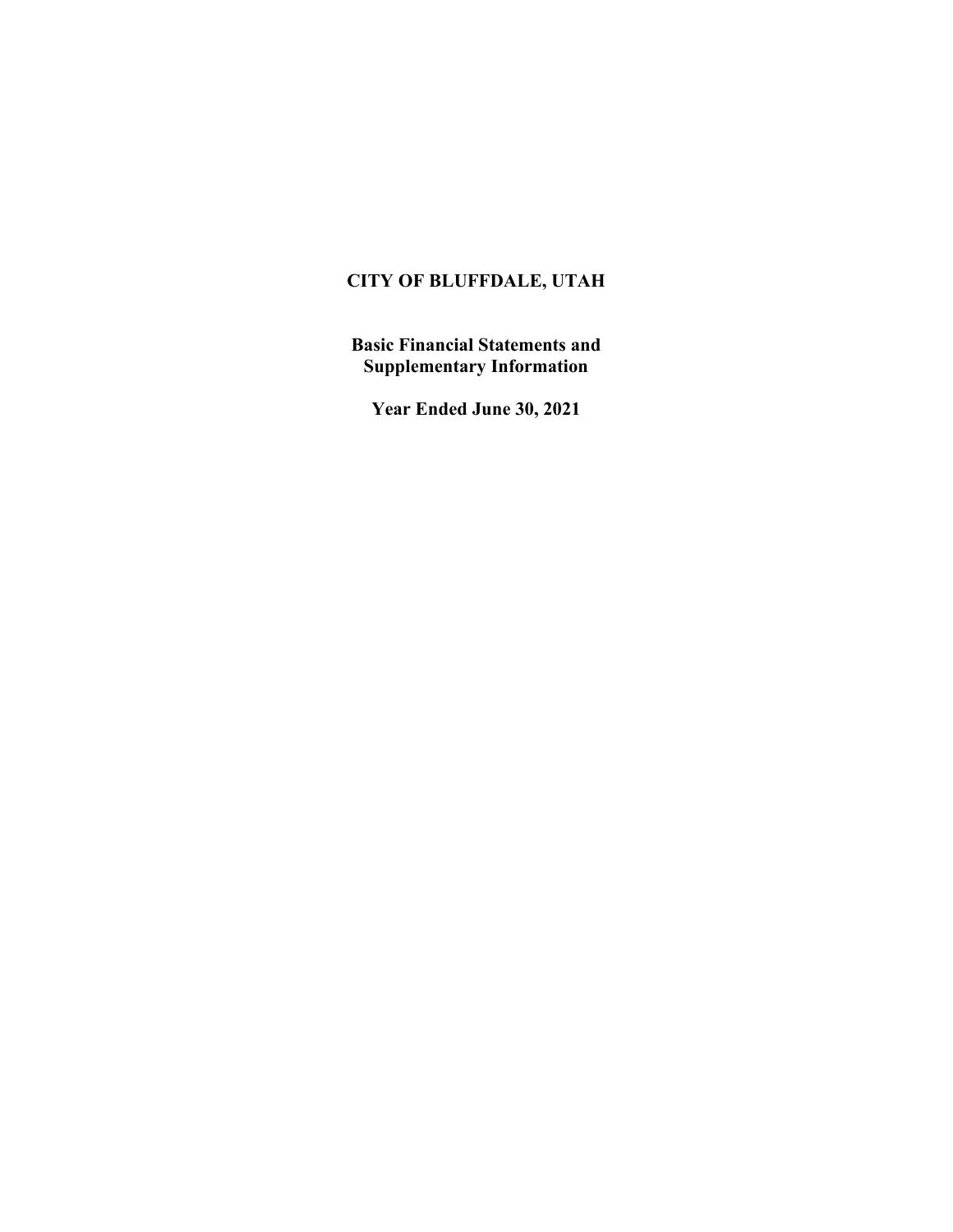# CITY OF BLUFFDALE, UTAH

**Basic Financial Statements and Supplementary Information**

**Year Ended June 30, 2021**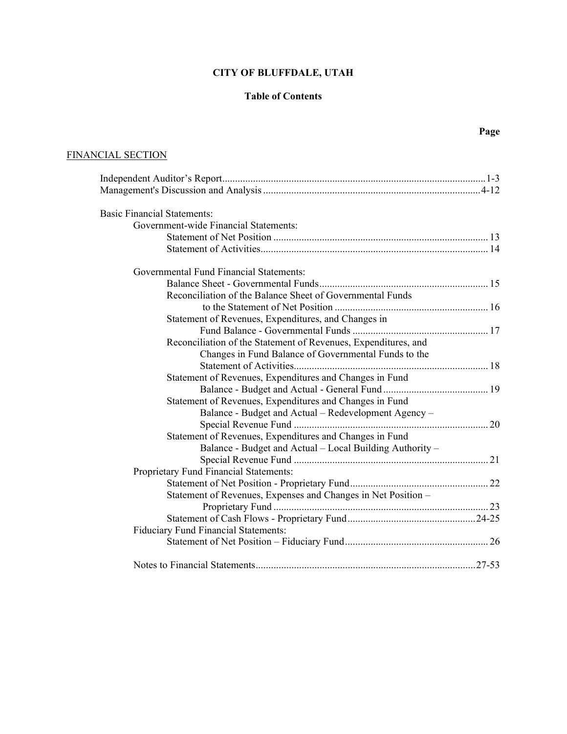# CITY OF BLUFFDALE, UTAH

## Table of Contents

**Page**

FINANCIAL SECTION

| | Page |
|---|---|
| Independent Auditor's Report | 1-3 |
| Management's Discussion and Analysis | 4-12 |
| **Basic Financial Statements:** | |
| Government-wide Financial Statements: | |
| Statement of Net Position | 13 |
| Statement of Activities | 14 |
| Governmental Fund Financial Statements: | |
| Balance Sheet - Governmental Funds | 15 |
| Reconciliation of the Balance Sheet of Governmental Funds to the Statement of Net Position | 16 |
| Statement of Revenues, Expenditures, and Changes in Fund Balance - Governmental Funds | 17 |
| Reconciliation of the Statement of Revenues, Expenditures, and Changes in Fund Balance of Governmental Funds to the Statement of Activities | 18 |
| Statement of Revenues, Expenditures and Changes in Fund Balance - Budget and Actual - General Fund | 19 |
| Statement of Revenues, Expenditures and Changes in Fund Balance - Budget and Actual – Redevelopment Agency – Special Revenue Fund | 20 |
| Statement of Revenues, Expenditures and Changes in Fund Balance - Budget and Actual – Local Building Authority – Special Revenue Fund | 21 |
| Proprietary Fund Financial Statements: | |
| Statement of Net Position - Proprietary Fund | 22 |
| Statement of Revenues, Expenses and Changes in Net Position – Proprietary Fund | 23 |
| Statement of Cash Flows - Proprietary Fund | 24-25 |
| Fiduciary Fund Financial Statements: | |
| Statement of Net Position – Fiduciary Fund | 26 |
| Notes to Financial Statements | 27-53 |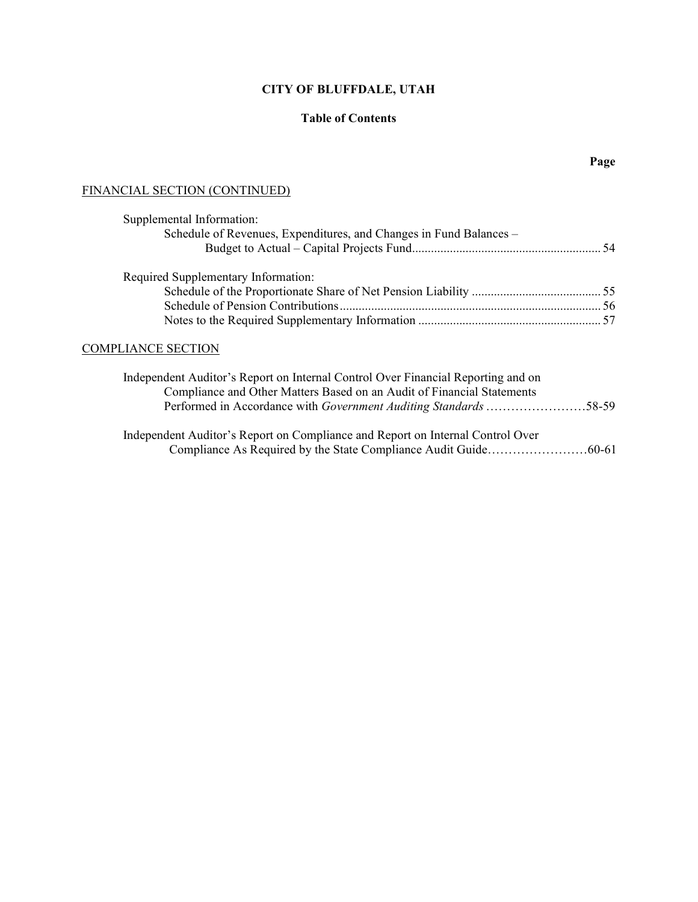**CITY OF BLUFFDALE, UTAH**

**Table of Contents**

| | Page |
|---|---|
| FINANCIAL SECTION (CONTINUED) | |
| Supplemental Information: | |
| Schedule of Revenues, Expenditures, and Changes in Fund Balances – Budget to Actual – Capital Projects Fund | 54 |
| Required Supplementary Information: | |
| Schedule of the Proportionate Share of Net Pension Liability | 55 |
| Schedule of Pension Contributions | 56 |
| Notes to the Required Supplementary Information | 57 |
| COMPLIANCE SECTION | |
| Independent Auditor's Report on Internal Control Over Financial Reporting and on Compliance and Other Matters Based on an Audit of Financial Statements Performed in Accordance with *Government Auditing Standards* | 58-59 |
| Independent Auditor's Report on Compliance and Report on Internal Control Over Compliance As Required by the State Compliance Audit Guide | 60-61 |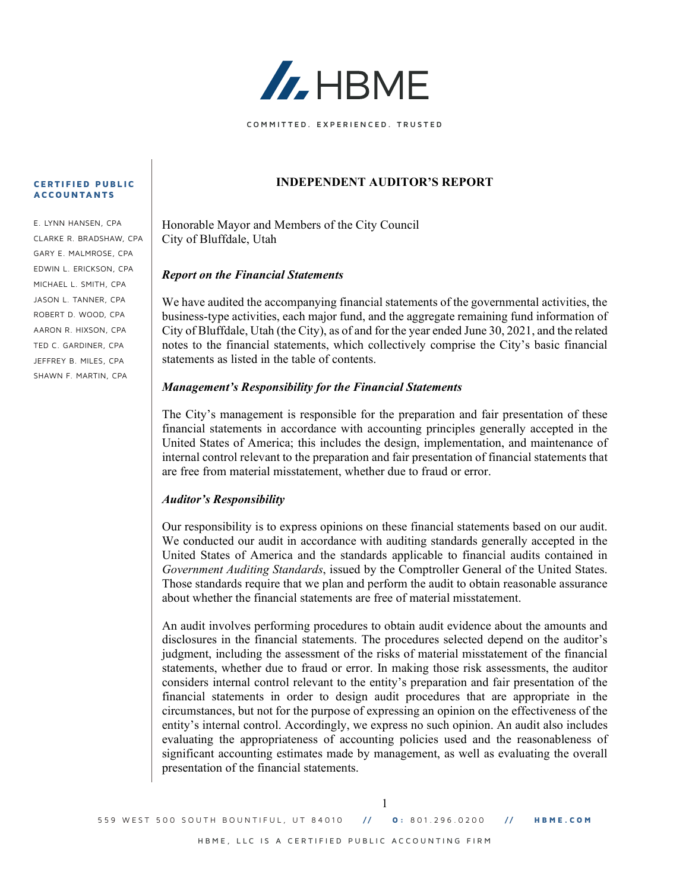HBME

COMMITTED. EXPERIENCED. TRUSTED

**CERTIFIED PUBLIC ACCOUNTANTS**

E. LYNN HANSEN, CPA
CLARKE R. BRADSHAW, CPA
GARY E. MALMROSE, CPA
EDWIN L. ERICKSON, CPA
MICHAEL L. SMITH, CPA
JASON L. TANNER, CPA
ROBERT D. WOOD, CPA
AARON R. HIXSON, CPA
TED C. GARDINER, CPA
JEFFREY B. MILES, CPA
SHAWN F. MARTIN, CPA

# INDEPENDENT AUDITOR'S REPORT

Honorable Mayor and Members of the City Council
City of Bluffdale, Utah

***Report on the Financial Statements***

We have audited the accompanying financial statements of the governmental activities, the business-type activities, each major fund, and the aggregate remaining fund information of City of Bluffdale, Utah (the City), as of and for the year ended June 30, 2021, and the related notes to the financial statements, which collectively comprise the City's basic financial statements as listed in the table of contents.

***Management's Responsibility for the Financial Statements***

The City's management is responsible for the preparation and fair presentation of these financial statements in accordance with accounting principles generally accepted in the United States of America; this includes the design, implementation, and maintenance of internal control relevant to the preparation and fair presentation of financial statements that are free from material misstatement, whether due to fraud or error.

***Auditor's Responsibility***

Our responsibility is to express opinions on these financial statements based on our audit. We conducted our audit in accordance with auditing standards generally accepted in the United States of America and the standards applicable to financial audits contained in *Government Auditing Standards*, issued by the Comptroller General of the United States. Those standards require that we plan and perform the audit to obtain reasonable assurance about whether the financial statements are free of material misstatement.

An audit involves performing procedures to obtain audit evidence about the amounts and disclosures in the financial statements. The procedures selected depend on the auditor's judgment, including the assessment of the risks of material misstatement of the financial statements, whether due to fraud or error. In making those risk assessments, the auditor considers internal control relevant to the entity's preparation and fair presentation of the financial statements in order to design audit procedures that are appropriate in the circumstances, but not for the purpose of expressing an opinion on the effectiveness of the entity's internal control. Accordingly, we express no such opinion. An audit also includes evaluating the appropriateness of accounting policies used and the reasonableness of significant accounting estimates made by management, as well as evaluating the overall presentation of the financial statements.

559 WEST 500 SOUTH BOUNTIFUL, UT 84010 // O: 801.296.0200 // HBME.COM

HBME, LLC IS A CERTIFIED PUBLIC ACCOUNTING FIRM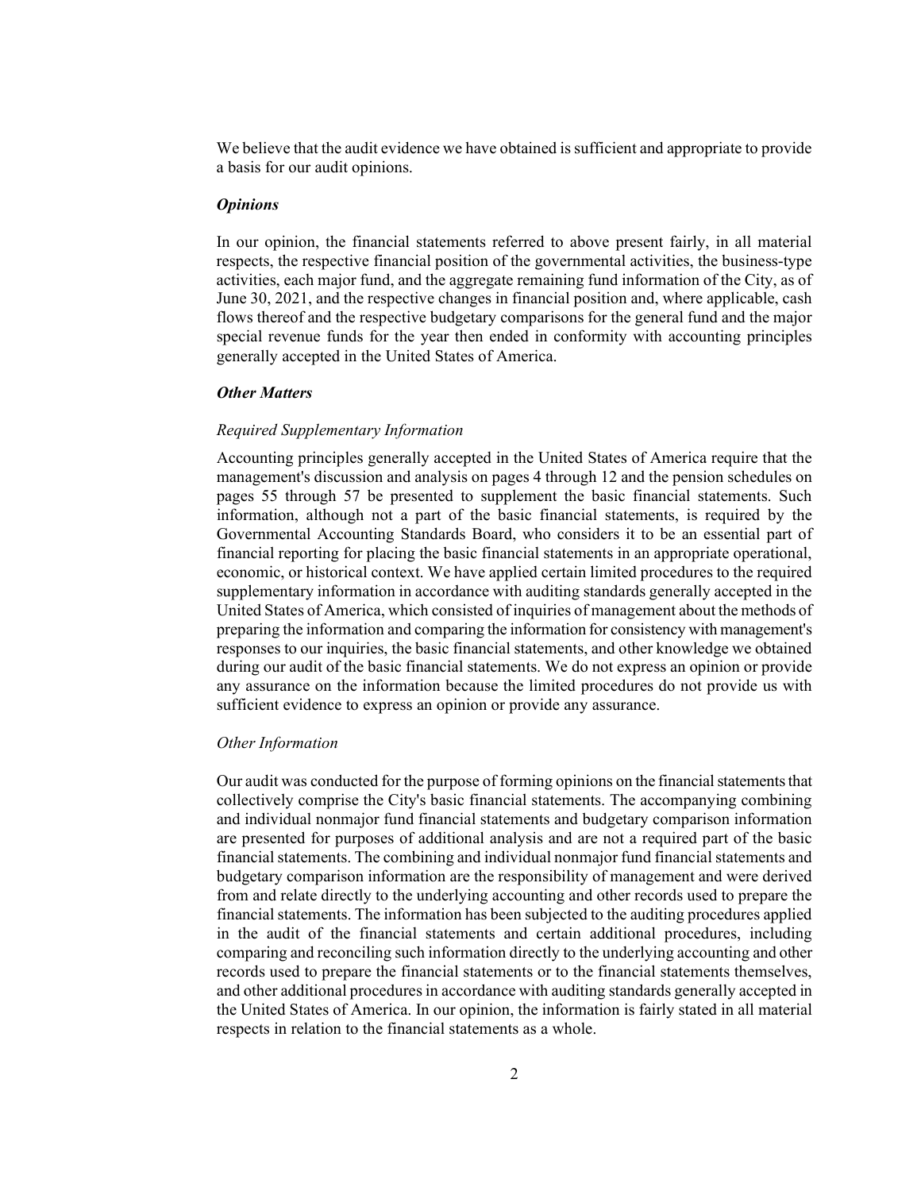We believe that the audit evidence we have obtained is sufficient and appropriate to provide a basis for our audit opinions.

***Opinions***

In our opinion, the financial statements referred to above present fairly, in all material respects, the respective financial position of the governmental activities, the business-type activities, each major fund, and the aggregate remaining fund information of the City, as of June 30, 2021, and the respective changes in financial position and, where applicable, cash flows thereof and the respective budgetary comparisons for the general fund and the major special revenue funds for the year then ended in conformity with accounting principles generally accepted in the United States of America.

***Other Matters***

*Required Supplementary Information*

Accounting principles generally accepted in the United States of America require that the management's discussion and analysis on pages 4 through 12 and the pension schedules on pages 55 through 57 be presented to supplement the basic financial statements. Such information, although not a part of the basic financial statements, is required by the Governmental Accounting Standards Board, who considers it to be an essential part of financial reporting for placing the basic financial statements in an appropriate operational, economic, or historical context. We have applied certain limited procedures to the required supplementary information in accordance with auditing standards generally accepted in the United States of America, which consisted of inquiries of management about the methods of preparing the information and comparing the information for consistency with management's responses to our inquiries, the basic financial statements, and other knowledge we obtained during our audit of the basic financial statements. We do not express an opinion or provide any assurance on the information because the limited procedures do not provide us with sufficient evidence to express an opinion or provide any assurance.

*Other Information*

Our audit was conducted for the purpose of forming opinions on the financial statements that collectively comprise the City's basic financial statements. The accompanying combining and individual nonmajor fund financial statements and budgetary comparison information are presented for purposes of additional analysis and are not a required part of the basic financial statements. The combining and individual nonmajor fund financial statements and budgetary comparison information are the responsibility of management and were derived from and relate directly to the underlying accounting and other records used to prepare the financial statements. The information has been subjected to the auditing procedures applied in the audit of the financial statements and certain additional procedures, including comparing and reconciling such information directly to the underlying accounting and other records used to prepare the financial statements or to the financial statements themselves, and other additional procedures in accordance with auditing standards generally accepted in the United States of America. In our opinion, the information is fairly stated in all material respects in relation to the financial statements as a whole.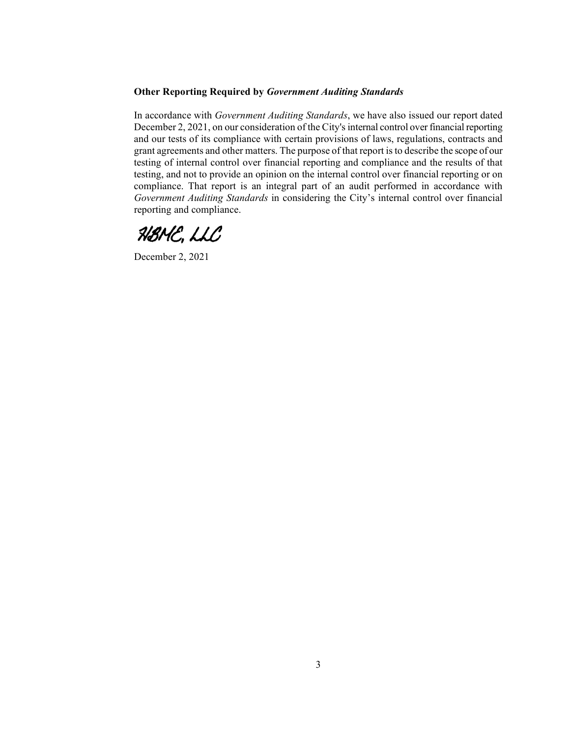**Other Reporting Required by *Government Auditing Standards***

In accordance with *Government Auditing Standards*, we have also issued our report dated December 2, 2021, on our consideration of the City's internal control over financial reporting and our tests of its compliance with certain provisions of laws, regulations, contracts and grant agreements and other matters. The purpose of that report is to describe the scope of our testing of internal control over financial reporting and compliance and the results of that testing, and not to provide an opinion on the internal control over financial reporting or on compliance. That report is an integral part of an audit performed in accordance with *Government Auditing Standards* in considering the City's internal control over financial reporting and compliance.

HBMC, LLC

December 2, 2021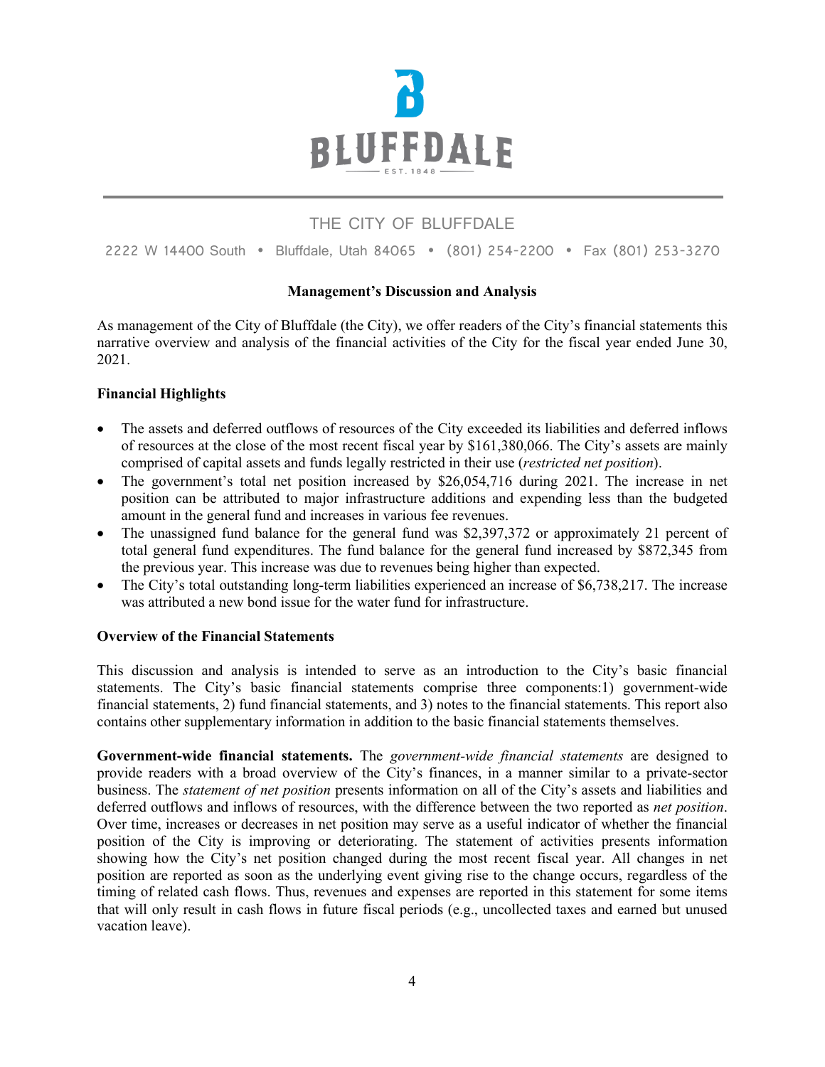BLUFFDALE

EST. 1848

THE CITY OF BLUFFDALE

2222 W 14400 South • Bluffdale, Utah 84065 • (801) 254-2200 • Fax (801) 253-3270

## Management's Discussion and Analysis

As management of the City of Bluffdale (the City), we offer readers of the City's financial statements this narrative overview and analysis of the financial activities of the City for the fiscal year ended June 30, 2021.

### Financial Highlights

- The assets and deferred outflows of resources of the City exceeded its liabilities and deferred inflows of resources at the close of the most recent fiscal year by $161,380,066. The City's assets are mainly comprised of capital assets and funds legally restricted in their use (*restricted net position*).
- The government's total net position increased by $26,054,716 during 2021. The increase in net position can be attributed to major infrastructure additions and expending less than the budgeted amount in the general fund and increases in various fee revenues.
- The unassigned fund balance for the general fund was $2,397,372 or approximately 21 percent of total general fund expenditures. The fund balance for the general fund increased by $872,345 from the previous year. This increase was due to revenues being higher than expected.
- The City's total outstanding long-term liabilities experienced an increase of $6,738,217. The increase was attributed a new bond issue for the water fund for infrastructure.

### Overview of the Financial Statements

This discussion and analysis is intended to serve as an introduction to the City's basic financial statements. The City's basic financial statements comprise three components:1) government-wide financial statements, 2) fund financial statements, and 3) notes to the financial statements. This report also contains other supplementary information in addition to the basic financial statements themselves.

**Government-wide financial statements.** The *government-wide financial statements* are designed to provide readers with a broad overview of the City's finances, in a manner similar to a private-sector business. The *statement of net position* presents information on all of the City's assets and liabilities and deferred outflows and inflows of resources, with the difference between the two reported as *net position*. Over time, increases or decreases in net position may serve as a useful indicator of whether the financial position of the City is improving or deteriorating. The statement of activities presents information showing how the City's net position changed during the most recent fiscal year. All changes in net position are reported as soon as the underlying event giving rise to the change occurs, regardless of the timing of related cash flows. Thus, revenues and expenses are reported in this statement for some items that will only result in cash flows in future fiscal periods (e.g., uncollected taxes and earned but unused vacation leave).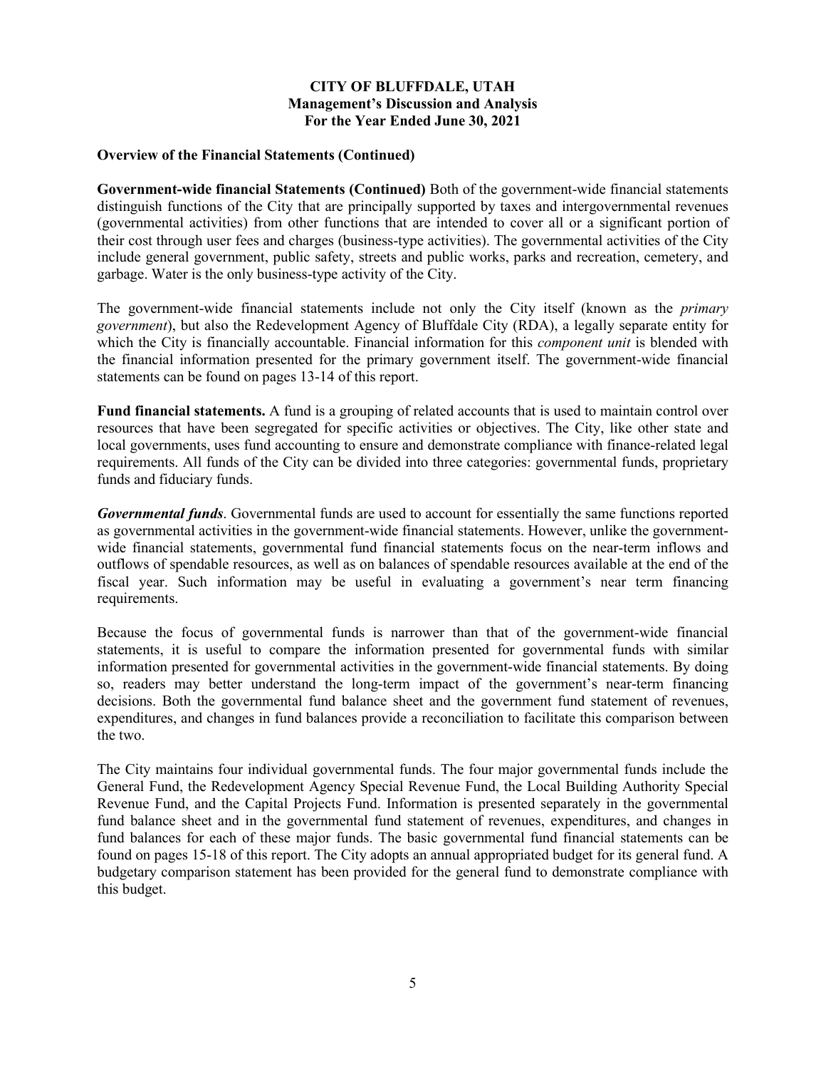**CITY OF BLUFFDALE, UTAH**
**Management's Discussion and Analysis**
**For the Year Ended June 30, 2021**

**Overview of the Financial Statements (Continued)**

**Government-wide financial Statements (Continued)** Both of the government-wide financial statements distinguish functions of the City that are principally supported by taxes and intergovernmental revenues (governmental activities) from other functions that are intended to cover all or a significant portion of their cost through user fees and charges (business-type activities). The governmental activities of the City include general government, public safety, streets and public works, parks and recreation, cemetery, and garbage. Water is the only business-type activity of the City.

The government-wide financial statements include not only the City itself (known as the *primary government*), but also the Redevelopment Agency of Bluffdale City (RDA), a legally separate entity for which the City is financially accountable. Financial information for this *component unit* is blended with the financial information presented for the primary government itself. The government-wide financial statements can be found on pages 13-14 of this report.

**Fund financial statements.** A fund is a grouping of related accounts that is used to maintain control over resources that have been segregated for specific activities or objectives. The City, like other state and local governments, uses fund accounting to ensure and demonstrate compliance with finance-related legal requirements. All funds of the City can be divided into three categories: governmental funds, proprietary funds and fiduciary funds.

***Governmental funds***. Governmental funds are used to account for essentially the same functions reported as governmental activities in the government-wide financial statements. However, unlike the government-wide financial statements, governmental fund financial statements focus on the near-term inflows and outflows of spendable resources, as well as on balances of spendable resources available at the end of the fiscal year. Such information may be useful in evaluating a government's near term financing requirements.

Because the focus of governmental funds is narrower than that of the government-wide financial statements, it is useful to compare the information presented for governmental funds with similar information presented for governmental activities in the government-wide financial statements. By doing so, readers may better understand the long-term impact of the government's near-term financing decisions. Both the governmental fund balance sheet and the government fund statement of revenues, expenditures, and changes in fund balances provide a reconciliation to facilitate this comparison between the two.

The City maintains four individual governmental funds. The four major governmental funds include the General Fund, the Redevelopment Agency Special Revenue Fund, the Local Building Authority Special Revenue Fund, and the Capital Projects Fund. Information is presented separately in the governmental fund balance sheet and in the governmental fund statement of revenues, expenditures, and changes in fund balances for each of these major funds. The basic governmental fund financial statements can be found on pages 15-18 of this report. The City adopts an annual appropriated budget for its general fund. A budgetary comparison statement has been provided for the general fund to demonstrate compliance with this budget.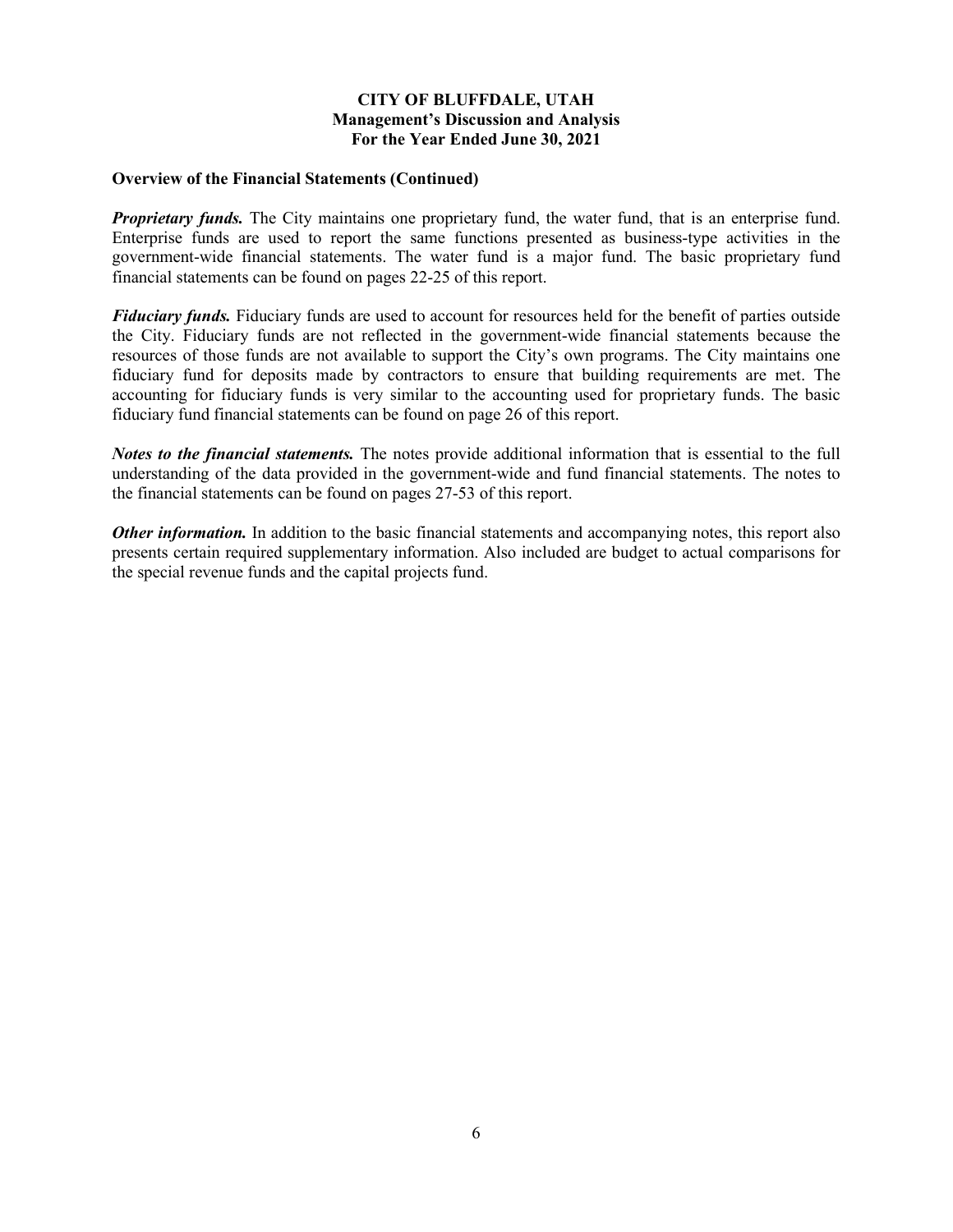**Overview of the Financial Statements (Continued)**

***Proprietary funds.*** The City maintains one proprietary fund, the water fund, that is an enterprise fund. Enterprise funds are used to report the same functions presented as business-type activities in the government-wide financial statements. The water fund is a major fund. The basic proprietary fund financial statements can be found on pages 22-25 of this report.

***Fiduciary funds.*** Fiduciary funds are used to account for resources held for the benefit of parties outside the City. Fiduciary funds are not reflected in the government-wide financial statements because the resources of those funds are not available to support the City's own programs. The City maintains one fiduciary fund for deposits made by contractors to ensure that building requirements are met. The accounting for fiduciary funds is very similar to the accounting used for proprietary funds. The basic fiduciary fund financial statements can be found on page 26 of this report.

***Notes to the financial statements.*** The notes provide additional information that is essential to the full understanding of the data provided in the government-wide and fund financial statements. The notes to the financial statements can be found on pages 27-53 of this report.

***Other information.*** In addition to the basic financial statements and accompanying notes, this report also presents certain required supplementary information. Also included are budget to actual comparisons for the special revenue funds and the capital projects fund.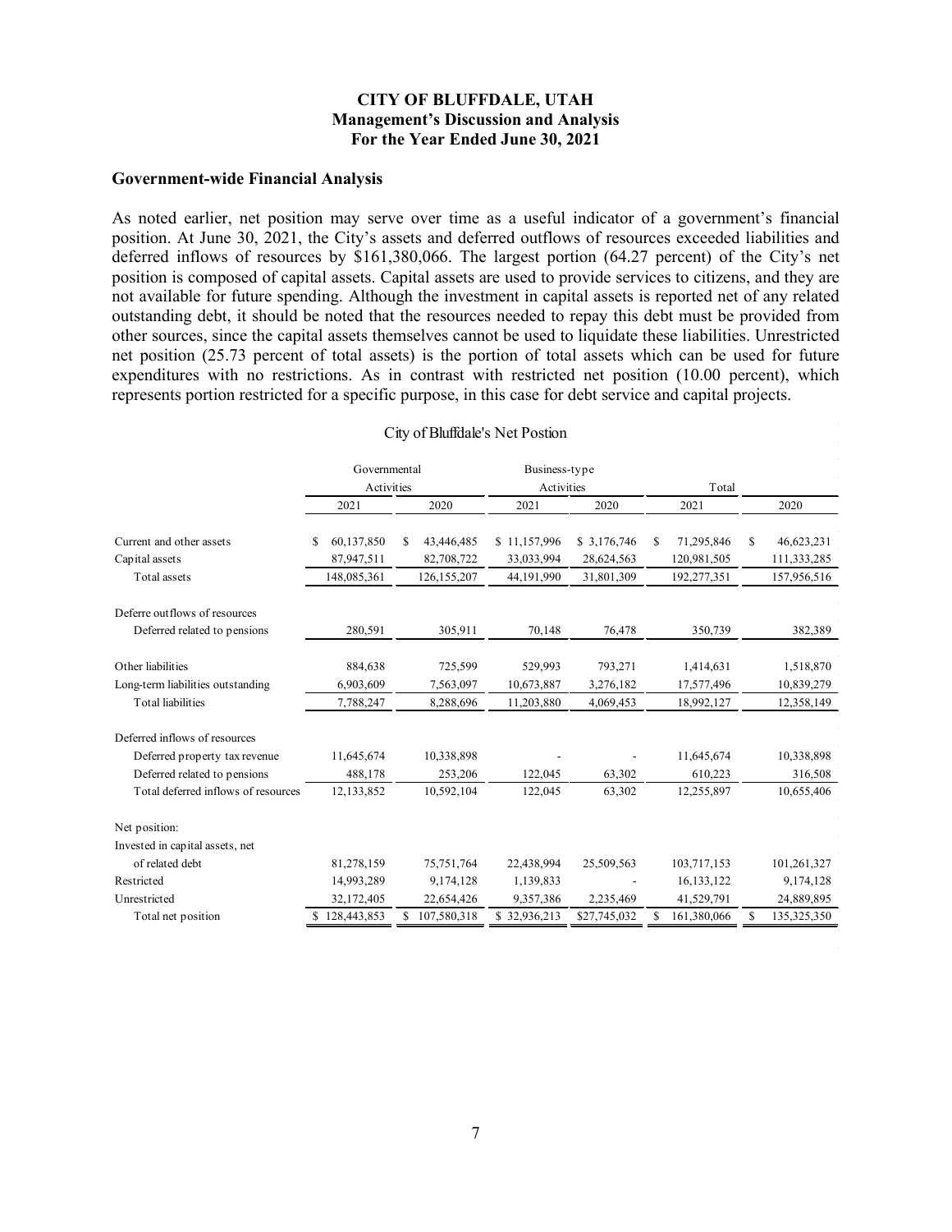## Government-wide Financial Analysis

As noted earlier, net position may serve over time as a useful indicator of a government's financial position. At June 30, 2021, the City's assets and deferred outflows of resources exceeded liabilities and deferred inflows of resources by $161,380,066. The largest portion (64.27 percent) of the City's net position is composed of capital assets. Capital assets are used to provide services to citizens, and they are not available for future spending. Although the investment in capital assets is reported net of any related outstanding debt, it should be noted that the resources needed to repay this debt must be provided from other sources, since the capital assets themselves cannot be used to liquidate these liabilities. Unrestricted net position (25.73 percent of total assets) is the portion of total assets which can be used for future expenditures with no restrictions. As in contrast with restricted net position (10.00 percent), which represents portion restricted for a specific purpose, in this case for debt service and capital projects.

City of Bluffdale's Net Postion

| | Governmental Activities | | Business-type Activities | | Total | |
|---|---|---|---|---|---|---|
| | 2021 | 2020 | 2021 | 2020 | 2021 | 2020 |
| Current and other assets | $ 60,137,850 | $ 43,446,485 | $ 11,157,996 | $ 3,176,746 | $ 71,295,846 | $ 46,623,231 |
| Capital assets | 87,947,511 | 82,708,722 | 33,033,994 | 28,624,563 | 120,981,505 | 111,333,285 |
| Total assets | 148,085,361 | 126,155,207 | 44,191,990 | 31,801,309 | 192,277,351 | 157,956,516 |
| Deferre outflows of resources | | | | | | |
| Deferred related to pensions | 280,591 | 305,911 | 70,148 | 76,478 | 350,739 | 382,389 |
| Other liabilities | 884,638 | 725,599 | 529,993 | 793,271 | 1,414,631 | 1,518,870 |
| Long-term liabilities outstanding | 6,903,609 | 7,563,097 | 10,673,887 | 3,276,182 | 17,577,496 | 10,839,279 |
| Total liabilities | 7,788,247 | 8,288,696 | 11,203,880 | 4,069,453 | 18,992,127 | 12,358,149 |
| Deferred inflows of resources | | | | | | |
| Deferred property tax revenue | 11,645,674 | 10,338,898 | - | - | 11,645,674 | 10,338,898 |
| Deferred related to pensions | 488,178 | 253,206 | 122,045 | 63,302 | 610,223 | 316,508 |
| Total deferred inflows of resources | 12,133,852 | 10,592,104 | 122,045 | 63,302 | 12,255,897 | 10,655,406 |
| Net position: | | | | | | |
| Invested in capital assets, net of related debt | 81,278,159 | 75,751,764 | 22,438,994 | 25,509,563 | 103,717,153 | 101,261,327 |
| Restricted | 14,993,289 | 9,174,128 | 1,139,833 | - | 16,133,122 | 9,174,128 |
| Unrestricted | 32,172,405 | 22,654,426 | 9,357,386 | 2,235,469 | 41,529,791 | 24,889,895 |
| Total net position | $ 128,443,853 | $ 107,580,318 | $ 32,936,213 | $27,745,032 | $ 161,380,066 | $ 135,325,350 |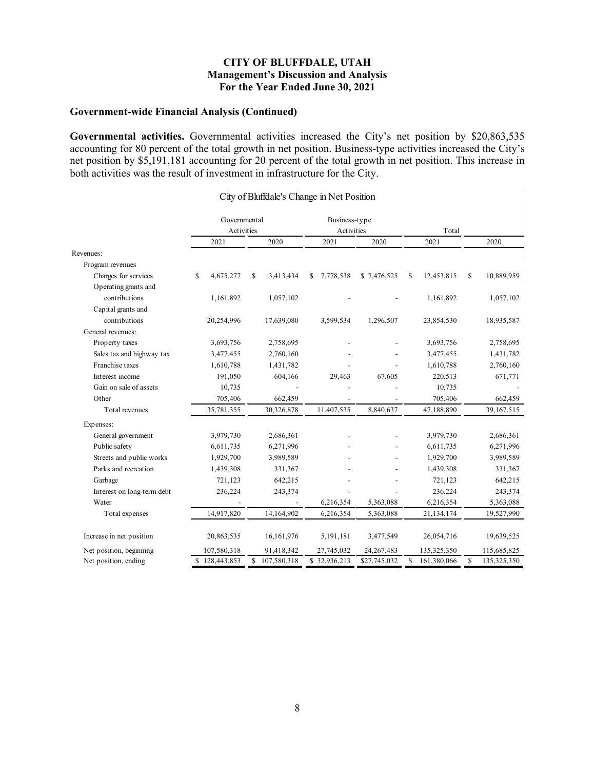**CITY OF BLUFFDALE, UTAH**
**Management's Discussion and Analysis**
**For the Year Ended June 30, 2021**

## Government-wide Financial Analysis (Continued)

**Governmental activities.** Governmental activities increased the City's net position by $20,863,535 accounting for 80 percent of the total growth in net position. Business-type activities increased the City's net position by $5,191,181 accounting for 20 percent of the total growth in net position. This increase in both activities was the result of investment in infrastructure for the City.

City of Bluffdale's Change in Net Position

| | Governmental Activities | | Business-type Activities | | Total | |
|---|---|---|---|---|---|---|
| | 2021 | 2020 | 2021 | 2020 | 2021 | 2020 |
| Revenues: | | | | | | |
| Program revenues | | | | | | |
| Charges for services | $ 4,675,277 | $ 3,413,434 | $ 7,778,538 | $ 7,476,525 | $ 12,453,815 | $ 10,889,959 |
| Operating grants and contributions | 1,161,892 | 1,057,102 | - | - | 1,161,892 | 1,057,102 |
| Capital grants and contributions | 20,254,996 | 17,639,080 | 3,599,534 | 1,296,507 | 23,854,530 | 18,935,587 |
| General revenues: | | | | | | |
| Property taxes | 3,693,756 | 2,758,695 | - | - | 3,693,756 | 2,758,695 |
| Sales tax and highway tax | 3,477,455 | 2,760,160 | - | - | 3,477,455 | 1,431,782 |
| Franchise taxes | 1,610,788 | 1,431,782 | - | - | 1,610,788 | 2,760,160 |
| Interest income | 191,050 | 604,166 | 29,463 | 67,605 | 220,513 | 671,771 |
| Gain on sale of assets | 10,735 | - | - | - | 10,735 | - |
| Other | 705,406 | 662,459 | - | - | 705,406 | 662,459 |
| Total revenues | 35,781,355 | 30,326,878 | 11,407,535 | 8,840,637 | 47,188,890 | 39,167,515 |
| Expenses: | | | | | | |
| General government | 3,979,730 | 2,686,361 | - | - | 3,979,730 | 2,686,361 |
| Public safety | 6,611,735 | 6,271,996 | - | - | 6,611,735 | 6,271,996 |
| Streets and public works | 1,929,700 | 3,989,589 | - | - | 1,929,700 | 3,989,589 |
| Parks and recreation | 1,439,308 | 331,367 | - | - | 1,439,308 | 331,367 |
| Garbage | 721,123 | 642,215 | - | - | 721,123 | 642,215 |
| Interest on long-term debt | 236,224 | 243,374 | - | - | 236,224 | 243,374 |
| Water | - | - | 6,216,354 | 5,363,088 | 6,216,354 | 5,363,088 |
| Total expenses | 14,917,820 | 14,164,902 | 6,216,354 | 5,363,088 | 21,134,174 | 19,527,990 |
| Increase in net position | 20,863,535 | 16,161,976 | 5,191,181 | 3,477,549 | 26,054,716 | 19,639,525 |
| Net position, beginning | 107,580,318 | 91,418,342 | 27,745,032 | 24,267,483 | 135,325,350 | 115,685,825 |
| Net position, ending | $ 128,443,853 | $ 107,580,318 | $ 32,936,213 | $27,745,032 | $ 161,380,066 | $ 135,325,350 |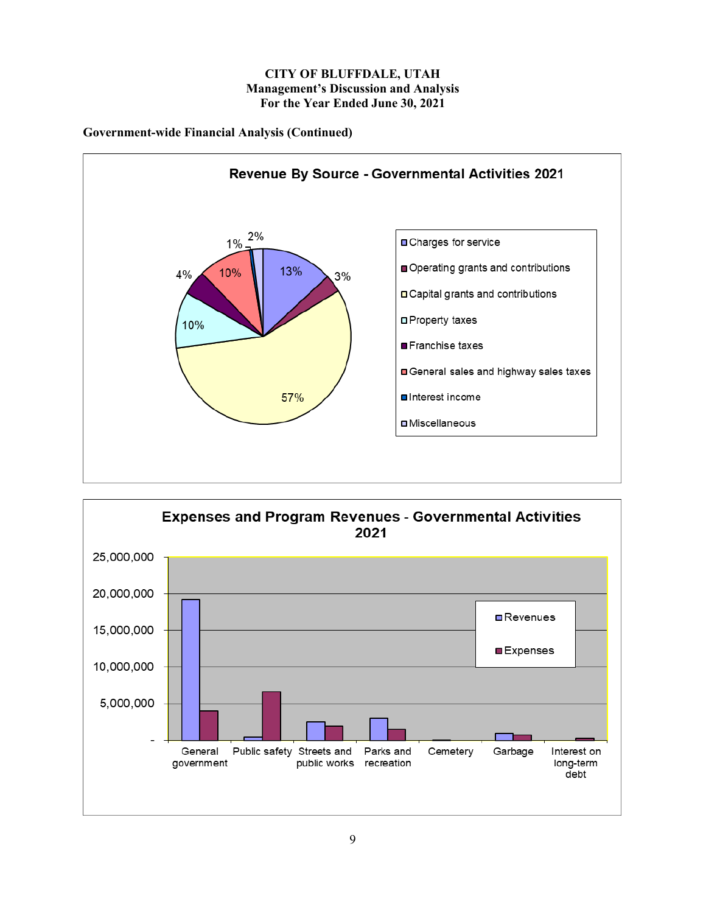## Government-wide Financial Analysis (Continued)

**Revenue By Source - Governmental Activities 2021**

- Charges for service: 13%
- Operating grants and contributions: 3%
- Capital grants and contributions: 57%
- Property taxes: 10%
- Franchise taxes: 4%
- General sales and highway sales taxes: 10%
- Interest income: 1%
- Miscellaneous: 2%

**Expenses and Program Revenues - Governmental Activities 2021**

Categories: General government, Public safety, Streets and public works, Parks and recreation, Cemetery, Garbage, Interest on long-term debt

Legend: Revenues, Expenses

Y-axis: -, 5,000,000, 10,000,000, 15,000,000, 20,000,000, 25,000,000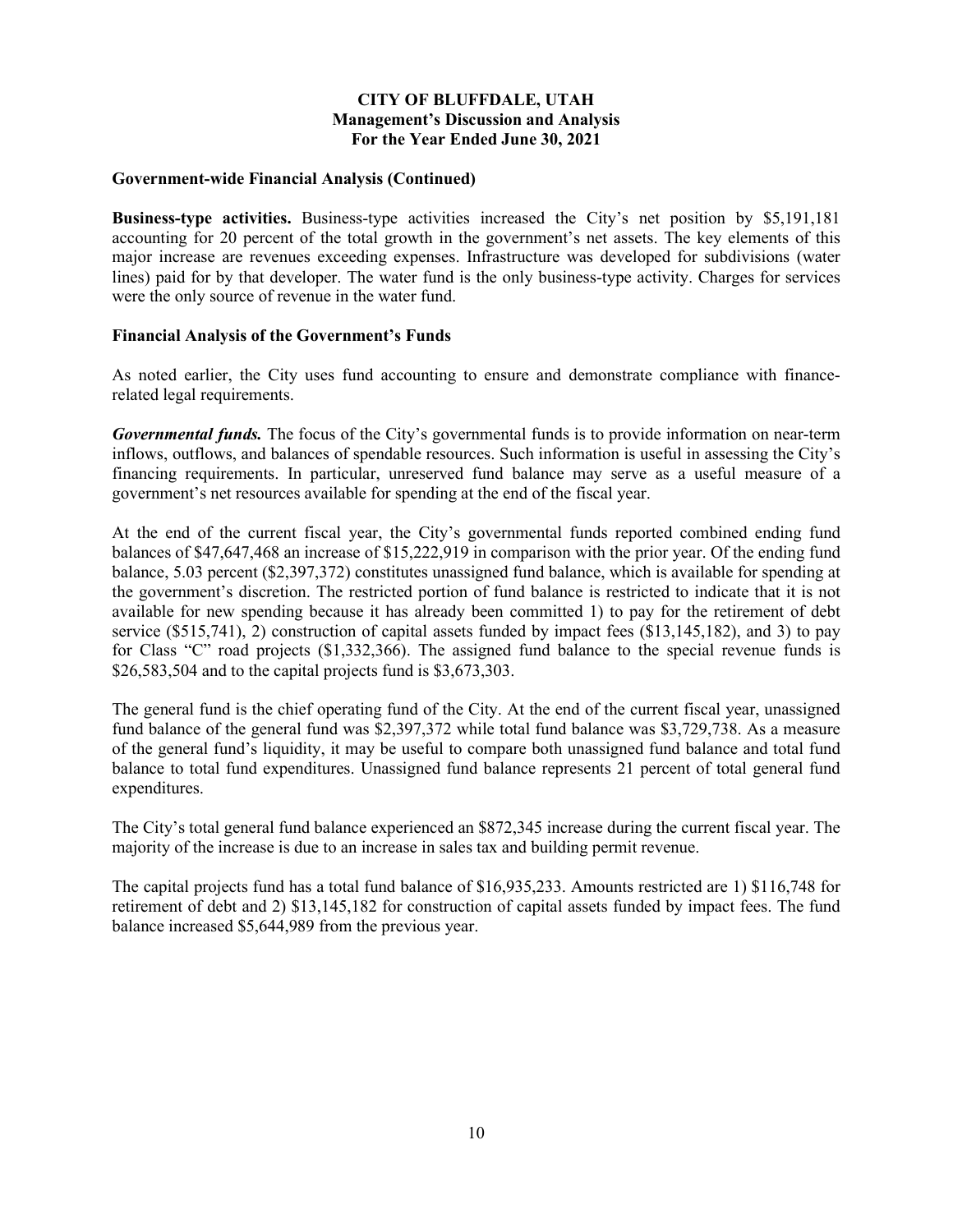**Government-wide Financial Analysis (Continued)**

**Business-type activities.** Business-type activities increased the City's net position by $5,191,181 accounting for 20 percent of the total growth in the government's net assets. The key elements of this major increase are revenues exceeding expenses. Infrastructure was developed for subdivisions (water lines) paid for by that developer. The water fund is the only business-type activity. Charges for services were the only source of revenue in the water fund.

**Financial Analysis of the Government's Funds**

As noted earlier, the City uses fund accounting to ensure and demonstrate compliance with finance-related legal requirements.

***Governmental funds.*** The focus of the City's governmental funds is to provide information on near-term inflows, outflows, and balances of spendable resources. Such information is useful in assessing the City's financing requirements. In particular, unreserved fund balance may serve as a useful measure of a government's net resources available for spending at the end of the fiscal year.

At the end of the current fiscal year, the City's governmental funds reported combined ending fund balances of $47,647,468 an increase of $15,222,919 in comparison with the prior year. Of the ending fund balance, 5.03 percent ($2,397,372) constitutes unassigned fund balance, which is available for spending at the government's discretion. The restricted portion of fund balance is restricted to indicate that it is not available for new spending because it has already been committed 1) to pay for the retirement of debt service ($515,741), 2) construction of capital assets funded by impact fees ($13,145,182), and 3) to pay for Class "C" road projects ($1,332,366). The assigned fund balance to the special revenue funds is $26,583,504 and to the capital projects fund is $3,673,303.

The general fund is the chief operating fund of the City. At the end of the current fiscal year, unassigned fund balance of the general fund was $2,397,372 while total fund balance was $3,729,738. As a measure of the general fund's liquidity, it may be useful to compare both unassigned fund balance and total fund balance to total fund expenditures. Unassigned fund balance represents 21 percent of total general fund expenditures.

The City's total general fund balance experienced an $872,345 increase during the current fiscal year. The majority of the increase is due to an increase in sales tax and building permit revenue.

The capital projects fund has a total fund balance of $16,935,233. Amounts restricted are 1) $116,748 for retirement of debt and 2) $13,145,182 for construction of capital assets funded by impact fees. The fund balance increased $5,644,989 from the previous year.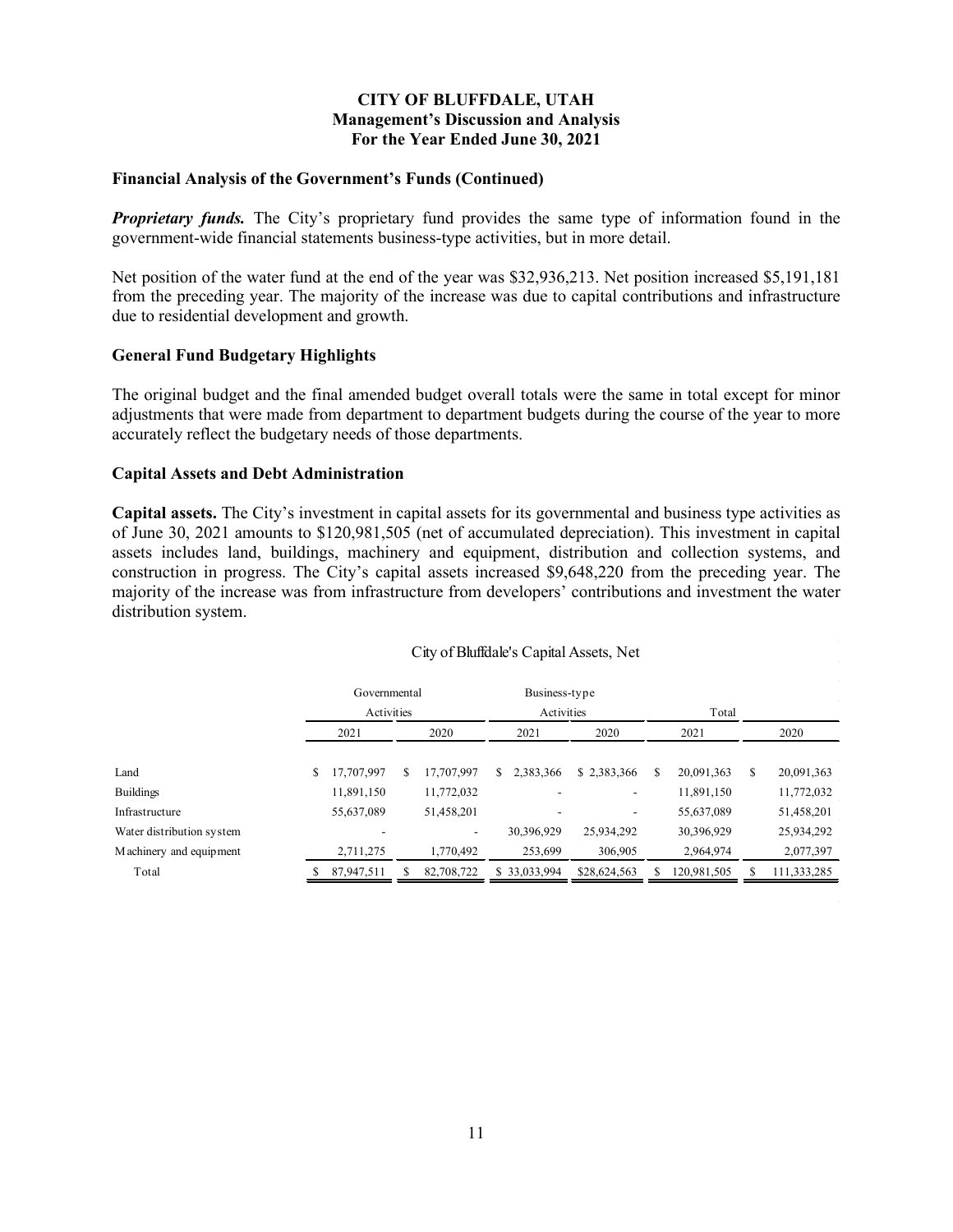**CITY OF BLUFFDALE, UTAH**
**Management's Discussion and Analysis**
**For the Year Ended June 30, 2021**

### Financial Analysis of the Government's Funds (Continued)

***Proprietary funds.*** The City's proprietary fund provides the same type of information found in the government-wide financial statements business-type activities, but in more detail.

Net position of the water fund at the end of the year was $32,936,213. Net position increased $5,191,181 from the preceding year. The majority of the increase was due to capital contributions and infrastructure due to residential development and growth.

### General Fund Budgetary Highlights

The original budget and the final amended budget overall totals were the same in total except for minor adjustments that were made from department to department budgets during the course of the year to more accurately reflect the budgetary needs of those departments.

### Capital Assets and Debt Administration

**Capital assets.** The City's investment in capital assets for its governmental and business type activities as of June 30, 2021 amounts to $120,981,505 (net of accumulated depreciation). This investment in capital assets includes land, buildings, machinery and equipment, distribution and collection systems, and construction in progress. The City's capital assets increased $9,648,220 from the preceding year. The majority of the increase was from infrastructure from developers' contributions and investment the water distribution system.

City of Bluffdale's Capital Assets, Net

| | Governmental Activities | | Business-type Activities | | Total | |
|---|---|---|---|---|---|---|
| | 2021 | 2020 | 2021 | 2020 | 2021 | 2020 |
| Land | $ 17,707,997 | $ 17,707,997 | $ 2,383,366 | $ 2,383,366 | $ 20,091,363 | $ 20,091,363 |
| Buildings | 11,891,150 | 11,772,032 | - | - | 11,891,150 | 11,772,032 |
| Infrastructure | 55,637,089 | 51,458,201 | - | - | 55,637,089 | 51,458,201 |
| Water distribution system | - | - | 30,396,929 | 25,934,292 | 30,396,929 | 25,934,292 |
| Machinery and equipment | 2,711,275 | 1,770,492 | 253,699 | 306,905 | 2,964,974 | 2,077,397 |
| Total | $ 87,947,511 | $ 82,708,722 | $ 33,033,994 | $28,624,563 | $ 120,981,505 | $ 111,333,285 |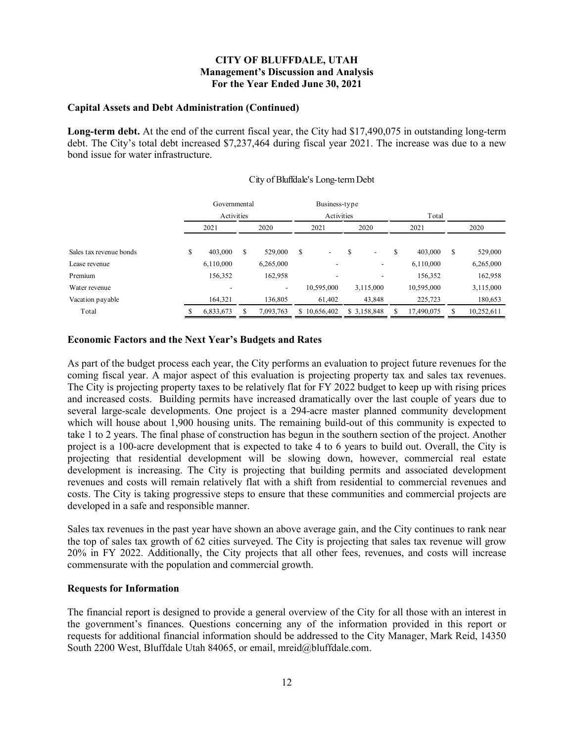**CITY OF BLUFFDALE, UTAH**
**Management's Discussion and Analysis**
**For the Year Ended June 30, 2021**

### Capital Assets and Debt Administration (Continued)

**Long-term debt.** At the end of the current fiscal year, the City had $17,490,075 in outstanding long-term debt. The City's total debt increased $7,237,464 during fiscal year 2021. The increase was due to a new bond issue for water infrastructure.

City of Bluffdale's Long-term Debt

| | Governmental Activities | | Business-type Activities | | Total | |
|---|---|---|---|---|---|---|
| | 2021 | 2020 | 2021 | 2020 | 2021 | 2020 |
| Sales tax revenue bonds | $ 403,000 | $ 529,000 | $ - | $ - | $ 403,000 | $ 529,000 |
| Lease revenue | 6,110,000 | 6,265,000 | - | - | 6,110,000 | 6,265,000 |
| Premium | 156,352 | 162,958 | - | - | 156,352 | 162,958 |
| Water revenue | - | - | 10,595,000 | 3,115,000 | 10,595,000 | 3,115,000 |
| Vacation payable | 164,321 | 136,805 | 61,402 | 43,848 | 225,723 | 180,653 |
| Total | $ 6,833,673 | $ 7,093,763 | $ 10,656,402 | $ 3,158,848 | $ 17,490,075 | $ 10,252,611 |

### Economic Factors and the Next Year's Budgets and Rates

As part of the budget process each year, the City performs an evaluation to project future revenues for the coming fiscal year. A major aspect of this evaluation is projecting property tax and sales tax revenues. The City is projecting property taxes to be relatively flat for FY 2022 budget to keep up with rising prices and increased costs. Building permits have increased dramatically over the last couple of years due to several large-scale developments. One project is a 294-acre master planned community development which will house about 1,900 housing units. The remaining build-out of this community is expected to take 1 to 2 years. The final phase of construction has begun in the southern section of the project. Another project is a 100-acre development that is expected to take 4 to 6 years to build out. Overall, the City is projecting that residential development will be slowing down, however, commercial real estate development is increasing. The City is projecting that building permits and associated development revenues and costs will remain relatively flat with a shift from residential to commercial revenues and costs. The City is taking progressive steps to ensure that these communities and commercial projects are developed in a safe and responsible manner.

Sales tax revenues in the past year have shown an above average gain, and the City continues to rank near the top of sales tax growth of 62 cities surveyed. The City is projecting that sales tax revenue will grow 20% in FY 2022. Additionally, the City projects that all other fees, revenues, and costs will increase commensurate with the population and commercial growth.

### Requests for Information

The financial report is designed to provide a general overview of the City for all those with an interest in the government's finances. Questions concerning any of the information provided in this report or requests for additional financial information should be addressed to the City Manager, Mark Reid, 14350 South 2200 West, Bluffdale Utah 84065, or email, mreid@bluffdale.com.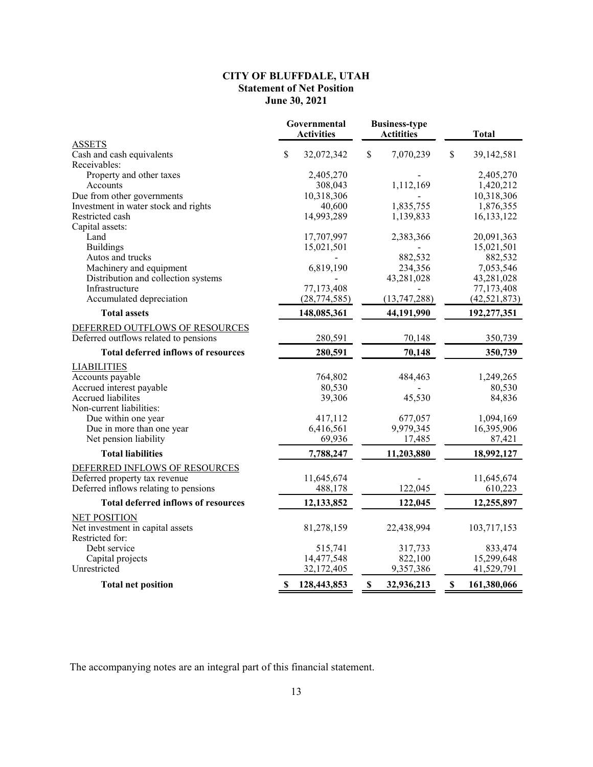# CITY OF BLUFFDALE, UTAH
## Statement of Net Position
### June 30, 2021

| | Governmental Activities | Business-type Actitities | Total |
|---|---|---|---|
| ASSETS | | | |
| Cash and cash equivalents | $ 32,072,342 | $ 7,070,239 | $ 39,142,581 |
| Receivables: | | | |
| Property and other taxes | 2,405,270 | - | 2,405,270 |
| Accounts | 308,043 | 1,112,169 | 1,420,212 |
| Due from other governments | 10,318,306 | - | 10,318,306 |
| Investment in water stock and rights | 40,600 | 1,835,755 | 1,876,355 |
| Restricted cash | 14,993,289 | 1,139,833 | 16,133,122 |
| Capital assets: | | | |
| Land | 17,707,997 | 2,383,366 | 20,091,363 |
| Buildings | 15,021,501 | - | 15,021,501 |
| Autos and trucks | - | 882,532 | 882,532 |
| Machinery and equipment | 6,819,190 | 234,356 | 7,053,546 |
| Distribution and collection systems | - | 43,281,028 | 43,281,028 |
| Infrastructure | 77,173,408 | - | 77,173,408 |
| Accumulated depreciation | (28,774,585) | (13,747,288) | (42,521,873) |
| **Total assets** | **148,085,361** | **44,191,990** | **192,277,351** |
| DEFERRED OUTFLOWS OF RESOURCES | | | |
| Deferred outflows related to pensions | 280,591 | 70,148 | 350,739 |
| **Total deferred inflows of resources** | **280,591** | **70,148** | **350,739** |
| LIABILITIES | | | |
| Accounts payable | 764,802 | 484,463 | 1,249,265 |
| Accrued interest payable | 80,530 | - | 80,530 |
| Accrued liabilites | 39,306 | 45,530 | 84,836 |
| Non-current liabilities: | | | |
| Due within one year | 417,112 | 677,057 | 1,094,169 |
| Due in more than one year | 6,416,561 | 9,979,345 | 16,395,906 |
| Net pension liability | 69,936 | 17,485 | 87,421 |
| **Total liabilities** | **7,788,247** | **11,203,880** | **18,992,127** |
| DEFERRED INFLOWS OF RESOURCES | | | |
| Deferred property tax revenue | 11,645,674 | - | 11,645,674 |
| Deferred inflows relating to pensions | 488,178 | 122,045 | 610,223 |
| **Total deferred inflows of resources** | **12,133,852** | **122,045** | **12,255,897** |
| NET POSITION | | | |
| Net investment in capital assets | 81,278,159 | 22,438,994 | 103,717,153 |
| Restricted for: | | | |
| Debt service | 515,741 | 317,733 | 833,474 |
| Capital projects | 14,477,548 | 822,100 | 15,299,648 |
| Unrestricted | 32,172,405 | 9,357,386 | 41,529,791 |
| **Total net position** | **$ 128,443,853** | **$ 32,936,213** | **$ 161,380,066** |

The accompanying notes are an integral part of this financial statement.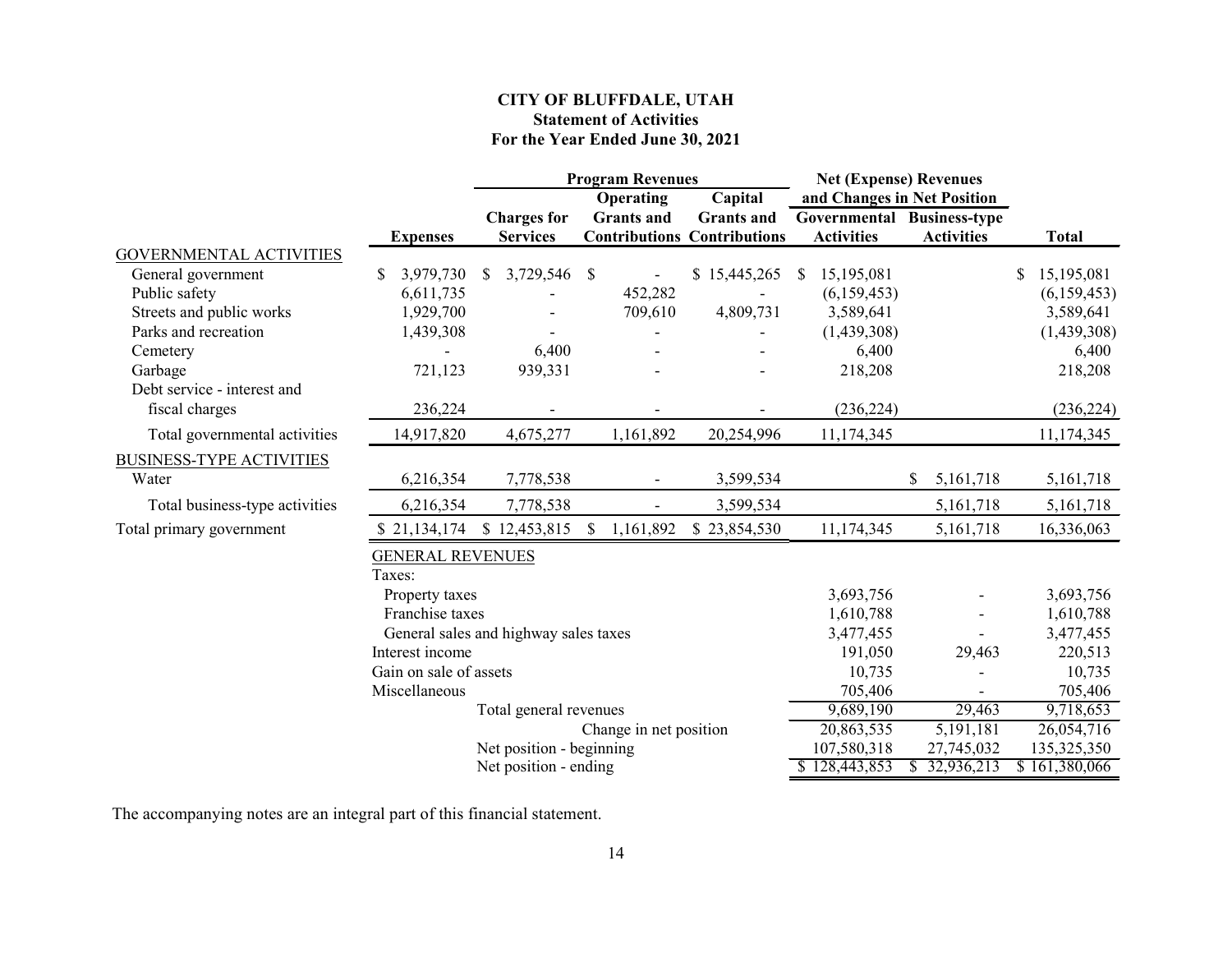# CITY OF BLUFFDALE, UTAH

## Statement of Activities

### For the Year Ended June 30, 2021

| | | Program Revenues | | | Net (Expense) Revenues and Changes in Net Position | | |
|---|---|---|---|---|---|---|---|
| | Expenses | Charges for Services | Operating Grants and Contributions | Capital Grants and Contributions | Governmental Activities | Business-type Activities | Total |
| GOVERNMENTAL ACTIVITIES | | | | | | | |
| General government | $ 3,979,730 | $ 3,729,546 | $ - | $ 15,445,265 | $ 15,195,081 | | $ 15,195,081 |
| Public safety | 6,611,735 | - | 452,282 | - | (6,159,453) | | (6,159,453) |
| Streets and public works | 1,929,700 | - | 709,610 | 4,809,731 | 3,589,641 | | 3,589,641 |
| Parks and recreation | 1,439,308 | - | - | - | (1,439,308) | | (1,439,308) |
| Cemetery | - | 6,400 | - | - | 6,400 | | 6,400 |
| Garbage | 721,123 | 939,331 | - | - | 218,208 | | 218,208 |
| Debt service - interest and fiscal charges | 236,224 | - | - | - | (236,224) | | (236,224) |
| Total governmental activities | 14,917,820 | 4,675,277 | 1,161,892 | 20,254,996 | 11,174,345 | | 11,174,345 |
| BUSINESS-TYPE ACTIVITIES | | | | | | | |
| Water | 6,216,354 | 7,778,538 | - | 3,599,534 | | $ 5,161,718 | 5,161,718 |
| Total business-type activities | 6,216,354 | 7,778,538 | - | 3,599,534 | | 5,161,718 | 5,161,718 |
| Total primary government | $ 21,134,174 | $ 12,453,815 | $ 1,161,892 | $ 23,854,530 | 11,174,345 | 5,161,718 | 16,336,063 |
| GENERAL REVENUES | | | | | | | |
| Taxes: | | | | | | | |
| Property taxes | | | | | 3,693,756 | - | 3,693,756 |
| Franchise taxes | | | | | 1,610,788 | - | 1,610,788 |
| General sales and highway sales taxes | | | | | 3,477,455 | - | 3,477,455 |
| Interest income | | | | | 191,050 | 29,463 | 220,513 |
| Gain on sale of assets | | | | | 10,735 | - | 10,735 |
| Miscellaneous | | | | | 705,406 | - | 705,406 |
| Total general revenues | | | | | 9,689,190 | 29,463 | 9,718,653 |
| Change in net position | | | | | 20,863,535 | 5,191,181 | 26,054,716 |
| Net position - beginning | | | | | 107,580,318 | 27,745,032 | 135,325,350 |
| Net position - ending | | | | | $ 128,443,853 | $ 32,936,213 | $ 161,380,066 |

The accompanying notes are an integral part of this financial statement.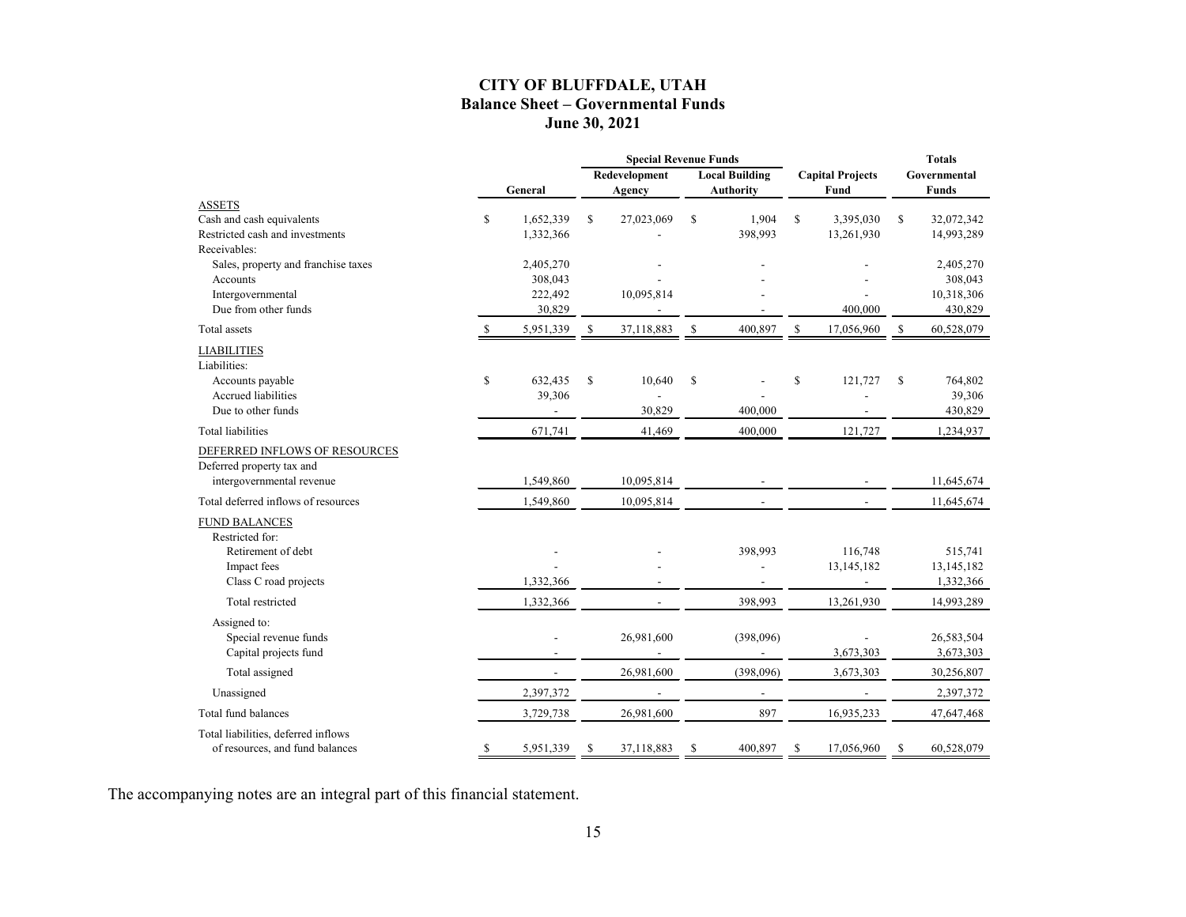# CITY OF BLUFFDALE, UTAH
## Balance Sheet – Governmental Funds
### June 30, 2021

| | General | Special Revenue Funds: Redevelopment Agency | Special Revenue Funds: Local Building Authority | Capital Projects Fund | Totals Governmental Funds |
|---|---|---|---|---|---|
| **ASSETS** | | | | | |
| Cash and cash equivalents | $ 1,652,339 | $ 27,023,069 | $ 1,904 | $ 3,395,030 | $ 32,072,342 |
| Restricted cash and investments | 1,332,366 | - | 398,993 | 13,261,930 | 14,993,289 |
| Receivables: | | | | | |
| Sales, property and franchise taxes | 2,405,270 | - | - | - | 2,405,270 |
| Accounts | 308,043 | - | - | - | 308,043 |
| Intergovernmental | 222,492 | 10,095,814 | - | - | 10,318,306 |
| Due from other funds | 30,829 | - | - | 400,000 | 430,829 |
| Total assets | $ 5,951,339 | $ 37,118,883 | $ 400,897 | $ 17,056,960 | $ 60,528,079 |
| **LIABILITIES** | | | | | |
| Liabilities: | | | | | |
| Accounts payable | $ 632,435 | $ 10,640 | $ - | $ 121,727 | $ 764,802 |
| Accrued liabilities | 39,306 | - | - | - | 39,306 |
| Due to other funds | - | 30,829 | 400,000 | - | 430,829 |
| Total liabilities | 671,741 | 41,469 | 400,000 | 121,727 | 1,234,937 |
| **DEFERRED INFLOWS OF RESOURCES** | | | | | |
| Deferred property tax and intergovernmental revenue | 1,549,860 | 10,095,814 | - | - | 11,645,674 |
| Total deferred inflows of resources | 1,549,860 | 10,095,814 | - | - | 11,645,674 |
| **FUND BALANCES** | | | | | |
| Restricted for: | | | | | |
| Retirement of debt | - | - | 398,993 | 116,748 | 515,741 |
| Impact fees | - | - | - | 13,145,182 | 13,145,182 |
| Class C road projects | 1,332,366 | - | - | - | 1,332,366 |
| Total restricted | 1,332,366 | - | 398,993 | 13,261,930 | 14,993,289 |
| Assigned to: | | | | | |
| Special revenue funds | - | 26,981,600 | (398,096) | - | 26,583,504 |
| Capital projects fund | - | - | - | 3,673,303 | 3,673,303 |
| Total assigned | - | 26,981,600 | (398,096) | 3,673,303 | 30,256,807 |
| Unassigned | 2,397,372 | - | - | - | 2,397,372 |
| Total fund balances | 3,729,738 | 26,981,600 | 897 | 16,935,233 | 47,647,468 |
| Total liabilities, deferred inflows of resources, and fund balances | $ 5,951,339 | $ 37,118,883 | $ 400,897 | $ 17,056,960 | $ 60,528,079 |

The accompanying notes are an integral part of this financial statement.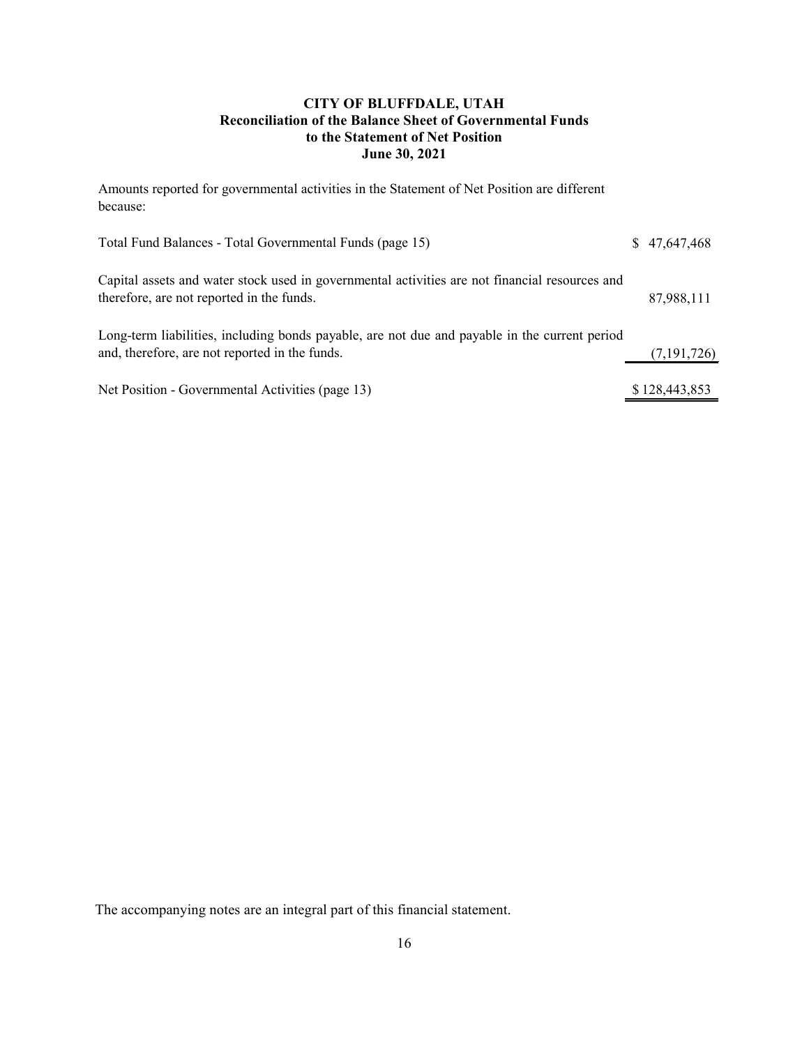# CITY OF BLUFFDALE, UTAH
## Reconciliation of the Balance Sheet of Governmental Funds to the Statement of Net Position
### June 30, 2021

Amounts reported for governmental activities in the Statement of Net Position are different because:

| | |
|---|---|
| Total Fund Balances - Total Governmental Funds (page 15) | $ 47,647,468 |
| Capital assets and water stock used in governmental activities are not financial resources and therefore, are not reported in the funds. | 87,988,111 |
| Long-term liabilities, including bonds payable, are not due and payable in the current period and, therefore, are not reported in the funds. | (7,191,726) |
| Net Position - Governmental Activities (page 13) | $ 128,443,853 |

The accompanying notes are an integral part of this financial statement.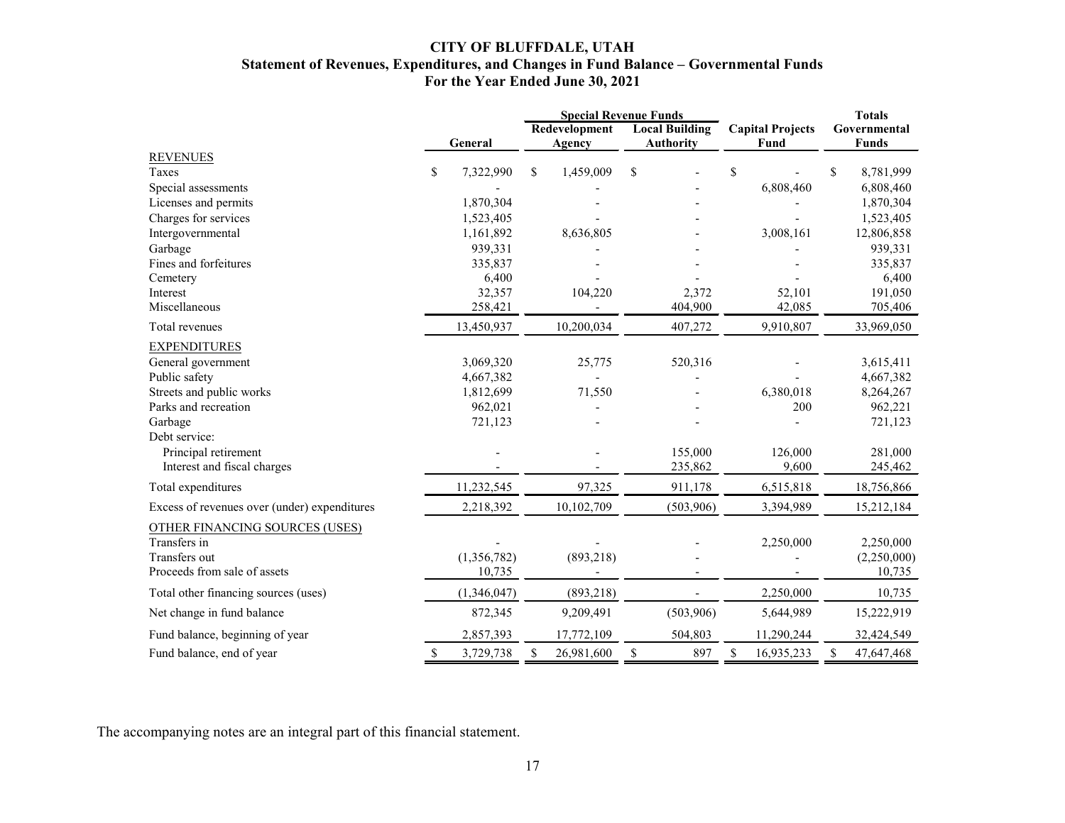# CITY OF BLUFFDALE, UTAH
## Statement of Revenues, Expenditures, and Changes in Fund Balance – Governmental Funds
### For the Year Ended June 30, 2021

| | | Special Revenue Funds | | | Totals |
|---|---|---|---|---|---|
| | General | Redevelopment Agency | Local Building Authority | Capital Projects Fund | Governmental Funds |
| **REVENUES** | | | | | |
| Taxes | $ 7,322,990 | $ 1,459,009 | $ - | $ - | $ 8,781,999 |
| Special assessments | - | - | - | 6,808,460 | 6,808,460 |
| Licenses and permits | 1,870,304 | - | - | - | 1,870,304 |
| Charges for services | 1,523,405 | - | - | - | 1,523,405 |
| Intergovernmental | 1,161,892 | 8,636,805 | - | 3,008,161 | 12,806,858 |
| Garbage | 939,331 | - | - | - | 939,331 |
| Fines and forfeitures | 335,837 | - | - | - | 335,837 |
| Cemetery | 6,400 | - | - | - | 6,400 |
| Interest | 32,357 | 104,220 | 2,372 | 52,101 | 191,050 |
| Miscellaneous | 258,421 | - | 404,900 | 42,085 | 705,406 |
| Total revenues | 13,450,937 | 10,200,034 | 407,272 | 9,910,807 | 33,969,050 |
| **EXPENDITURES** | | | | | |
| General government | 3,069,320 | 25,775 | 520,316 | - | 3,615,411 |
| Public safety | 4,667,382 | - | - | - | 4,667,382 |
| Streets and public works | 1,812,699 | 71,550 | - | 6,380,018 | 8,264,267 |
| Parks and recreation | 962,021 | - | - | 200 | 962,221 |
| Garbage | 721,123 | - | - | - | 721,123 |
| Debt service: | | | | | |
| Principal retirement | - | - | 155,000 | 126,000 | 281,000 |
| Interest and fiscal charges | - | - | 235,862 | 9,600 | 245,462 |
| Total expenditures | 11,232,545 | 97,325 | 911,178 | 6,515,818 | 18,756,866 |
| Excess of revenues over (under) expenditures | 2,218,392 | 10,102,709 | (503,906) | 3,394,989 | 15,212,184 |
| **OTHER FINANCING SOURCES (USES)** | | | | | |
| Transfers in | - | - | - | 2,250,000 | 2,250,000 |
| Transfers out | (1,356,782) | (893,218) | - | - | (2,250,000) |
| Proceeds from sale of assets | 10,735 | - | - | - | 10,735 |
| Total other financing sources (uses) | (1,346,047) | (893,218) | - | 2,250,000 | 10,735 |
| Net change in fund balance | 872,345 | 9,209,491 | (503,906) | 5,644,989 | 15,222,919 |
| Fund balance, beginning of year | 2,857,393 | 17,772,109 | 504,803 | 11,290,244 | 32,424,549 |
| Fund balance, end of year | $ 3,729,738 | $ 26,981,600 | $ 897 | $ 16,935,233 | $ 47,647,468 |

The accompanying notes are an integral part of this financial statement.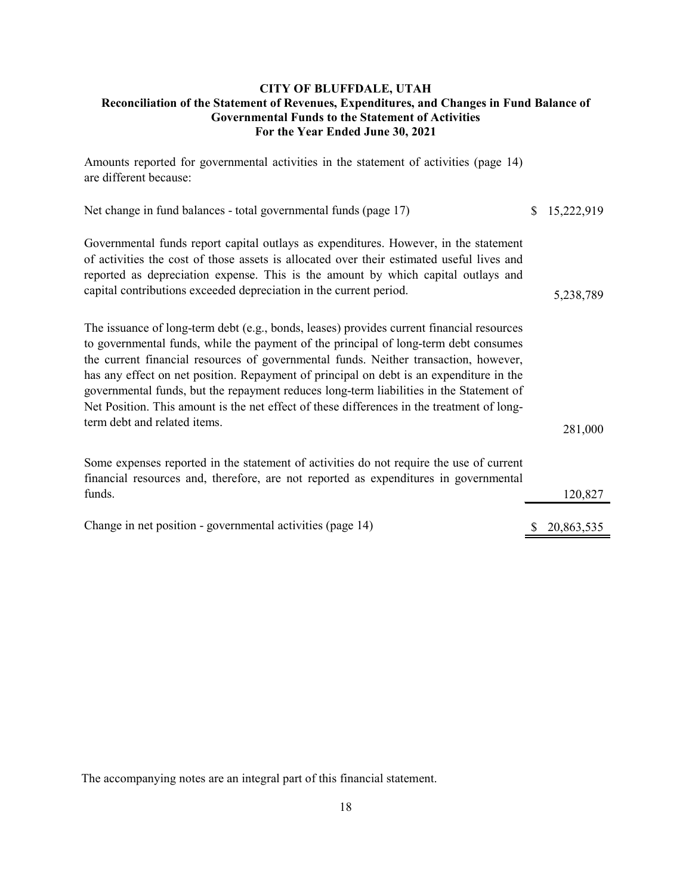# CITY OF BLUFFDALE, UTAH

## Reconciliation of the Statement of Revenues, Expenditures, and Changes in Fund Balance of Governmental Funds to the Statement of Activities

### For the Year Ended June 30, 2021

Amounts reported for governmental activities in the statement of activities (page 14) are different because:

| | |
|---|---|
| Net change in fund balances - total governmental funds (page 17) | $ 15,222,919 |
| Governmental funds report capital outlays as expenditures. However, in the statement of activities the cost of those assets is allocated over their estimated useful lives and reported as depreciation expense. This is the amount by which capital outlays and capital contributions exceeded depreciation in the current period. | 5,238,789 |
| The issuance of long-term debt (e.g., bonds, leases) provides current financial resources to governmental funds, while the payment of the principal of long-term debt consumes the current financial resources of governmental funds. Neither transaction, however, has any effect on net position. Repayment of principal on debt is an expenditure in the governmental funds, but the repayment reduces long-term liabilities in the Statement of Net Position. This amount is the net effect of these differences in the treatment of long-term debt and related items. | 281,000 |
| Some expenses reported in the statement of activities do not require the use of current financial resources and, therefore, are not reported as expenditures in governmental funds. | 120,827 |
| Change in net position - governmental activities (page 14) | $ 20,863,535 |

The accompanying notes are an integral part of this financial statement.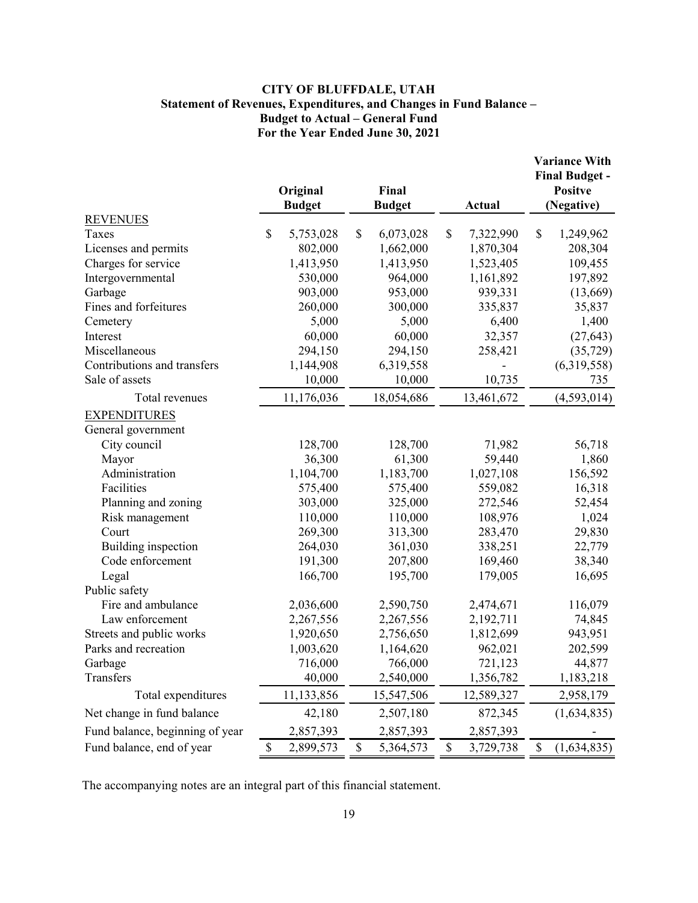# CITY OF BLUFFDALE, UTAH
## Statement of Revenues, Expenditures, and Changes in Fund Balance – Budget to Actual – General Fund
### For the Year Ended June 30, 2021

| | Original Budget | Final Budget | Actual | Variance With Final Budget - Positve (Negative) |
|---|---|---|---|---|
| **REVENUES** | | | | |
| Taxes | $ 5,753,028 | $ 6,073,028 | $ 7,322,990 | $ 1,249,962 |
| Licenses and permits | 802,000 | 1,662,000 | 1,870,304 | 208,304 |
| Charges for service | 1,413,950 | 1,413,950 | 1,523,405 | 109,455 |
| Intergovernmental | 530,000 | 964,000 | 1,161,892 | 197,892 |
| Garbage | 903,000 | 953,000 | 939,331 | (13,669) |
| Fines and forfeitures | 260,000 | 300,000 | 335,837 | 35,837 |
| Cemetery | 5,000 | 5,000 | 6,400 | 1,400 |
| Interest | 60,000 | 60,000 | 32,357 | (27,643) |
| Miscellaneous | 294,150 | 294,150 | 258,421 | (35,729) |
| Contributions and transfers | 1,144,908 | 6,319,558 | - | (6,319,558) |
| Sale of assets | 10,000 | 10,000 | 10,735 | 735 |
| Total revenues | 11,176,036 | 18,054,686 | 13,461,672 | (4,593,014) |
| **EXPENDITURES** | | | | |
| General government | | | | |
| City council | 128,700 | 128,700 | 71,982 | 56,718 |
| Mayor | 36,300 | 61,300 | 59,440 | 1,860 |
| Administration | 1,104,700 | 1,183,700 | 1,027,108 | 156,592 |
| Facilities | 575,400 | 575,400 | 559,082 | 16,318 |
| Planning and zoning | 303,000 | 325,000 | 272,546 | 52,454 |
| Risk management | 110,000 | 110,000 | 108,976 | 1,024 |
| Court | 269,300 | 313,300 | 283,470 | 29,830 |
| Building inspection | 264,030 | 361,030 | 338,251 | 22,779 |
| Code enforcement | 191,300 | 207,800 | 169,460 | 38,340 |
| Legal | 166,700 | 195,700 | 179,005 | 16,695 |
| Public safety | | | | |
| Fire and ambulance | 2,036,600 | 2,590,750 | 2,474,671 | 116,079 |
| Law enforcement | 2,267,556 | 2,267,556 | 2,192,711 | 74,845 |
| Streets and public works | 1,920,650 | 2,756,650 | 1,812,699 | 943,951 |
| Parks and recreation | 1,003,620 | 1,164,620 | 962,021 | 202,599 |
| Garbage | 716,000 | 766,000 | 721,123 | 44,877 |
| Transfers | 40,000 | 2,540,000 | 1,356,782 | 1,183,218 |
| Total expenditures | 11,133,856 | 15,547,506 | 12,589,327 | 2,958,179 |
| Net change in fund balance | 42,180 | 2,507,180 | 872,345 | (1,634,835) |
| Fund balance, beginning of year | 2,857,393 | 2,857,393 | 2,857,393 | - |
| Fund balance, end of year | $ 2,899,573 | $ 5,364,573 | $ 3,729,738 | $ (1,634,835) |

The accompanying notes are an integral part of this financial statement.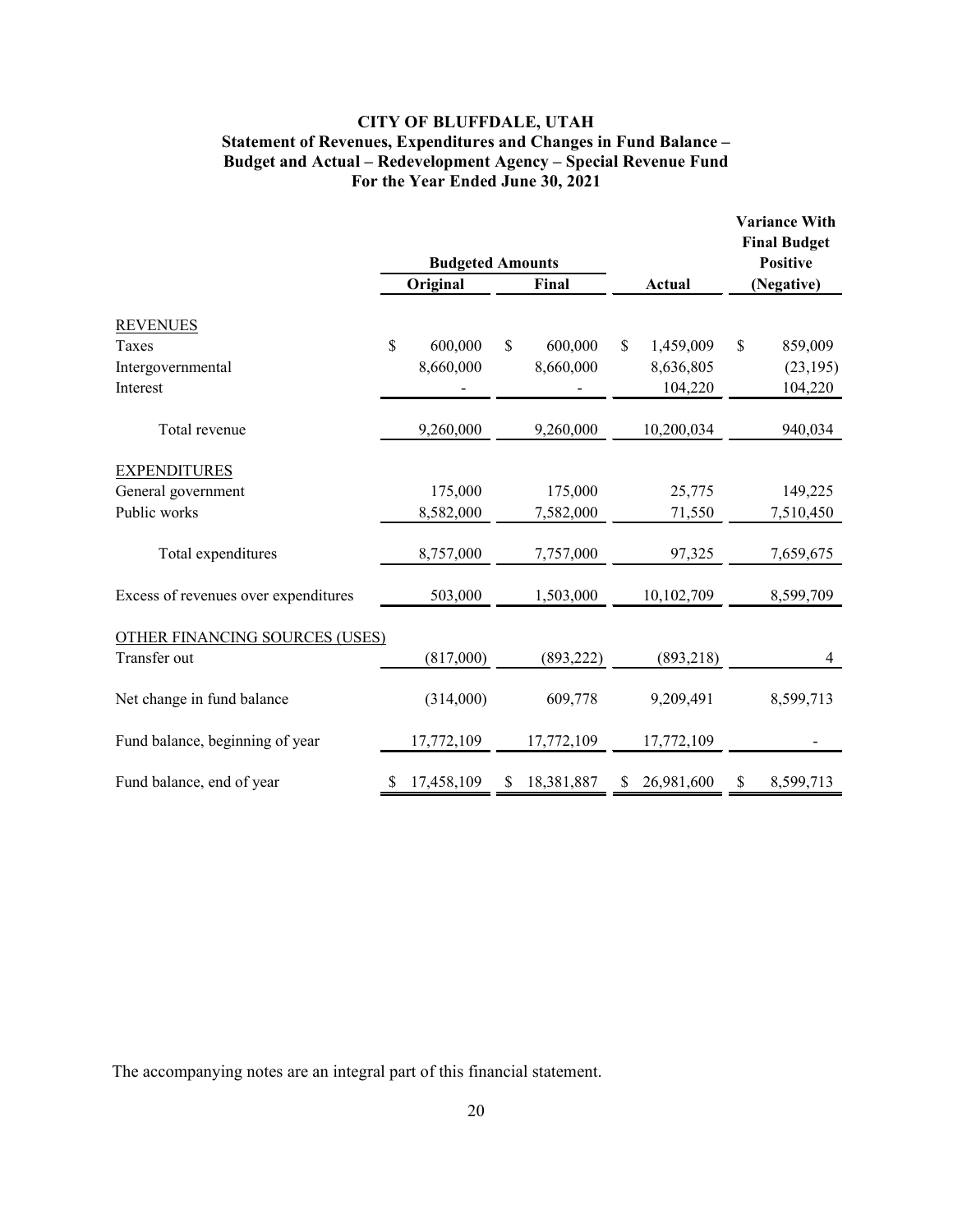# CITY OF BLUFFDALE, UTAH

## Statement of Revenues, Expenditures and Changes in Fund Balance – Budget and Actual – Redevelopment Agency – Special Revenue Fund

### For the Year Ended June 30, 2021

| | Budgeted Amounts | | | Variance With Final Budget Positive |
|---|---|---|---|---|
| | Original | Final | Actual | (Negative) |
| REVENUES | | | | |
| Taxes | $ 600,000 | $ 600,000 | $ 1,459,009 | $ 859,009 |
| Intergovernmental | 8,660,000 | 8,660,000 | 8,636,805 | (23,195) |
| Interest | - | - | 104,220 | 104,220 |
| Total revenue | 9,260,000 | 9,260,000 | 10,200,034 | 940,034 |
| EXPENDITURES | | | | |
| General government | 175,000 | 175,000 | 25,775 | 149,225 |
| Public works | 8,582,000 | 7,582,000 | 71,550 | 7,510,450 |
| Total expenditures | 8,757,000 | 7,757,000 | 97,325 | 7,659,675 |
| Excess of revenues over expenditures | 503,000 | 1,503,000 | 10,102,709 | 8,599,709 |
| OTHER FINANCING SOURCES (USES) | | | | |
| Transfer out | (817,000) | (893,222) | (893,218) | 4 |
| Net change in fund balance | (314,000) | 609,778 | 9,209,491 | 8,599,713 |
| Fund balance, beginning of year | 17,772,109 | 17,772,109 | 17,772,109 | - |
| Fund balance, end of year | $ 17,458,109 | $ 18,381,887 | $ 26,981,600 | $ 8,599,713 |

The accompanying notes are an integral part of this financial statement.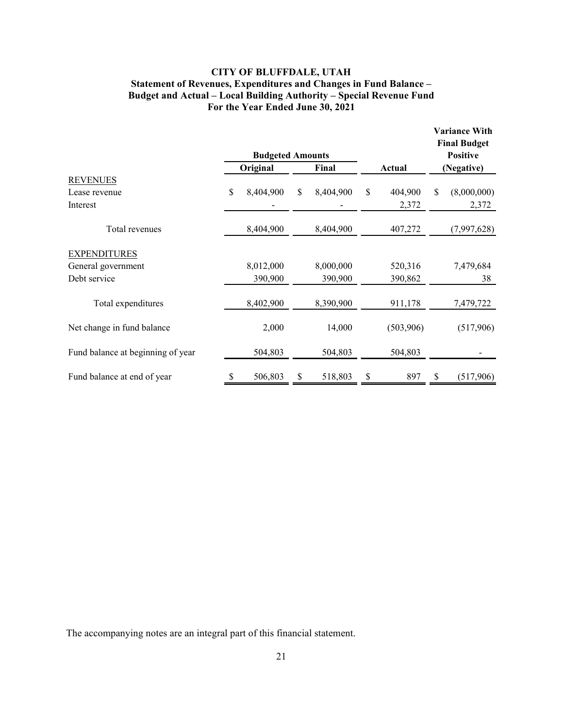# CITY OF BLUFFDALE, UTAH
## Statement of Revenues, Expenditures and Changes in Fund Balance – Budget and Actual – Local Building Authority – Special Revenue Fund
### For the Year Ended June 30, 2021

| | Budgeted Amounts | | | Variance With Final Budget Positive |
|---|---|---|---|---|
| | Original | Final | Actual | (Negative) |
| REVENUES | | | | |
| Lease revenue | $ 8,404,900 | $ 8,404,900 | $ 404,900 | $ (8,000,000) |
| Interest | - | - | 2,372 | 2,372 |
| Total revenues | 8,404,900 | 8,404,900 | 407,272 | (7,997,628) |
| EXPENDITURES | | | | |
| General government | 8,012,000 | 8,000,000 | 520,316 | 7,479,684 |
| Debt service | 390,900 | 390,900 | 390,862 | 38 |
| Total expenditures | 8,402,900 | 8,390,900 | 911,178 | 7,479,722 |
| Net change in fund balance | 2,000 | 14,000 | (503,906) | (517,906) |
| Fund balance at beginning of year | 504,803 | 504,803 | 504,803 | - |
| Fund balance at end of year | $ 506,803 | $ 518,803 | $ 897 | $ (517,906) |

The accompanying notes are an integral part of this financial statement.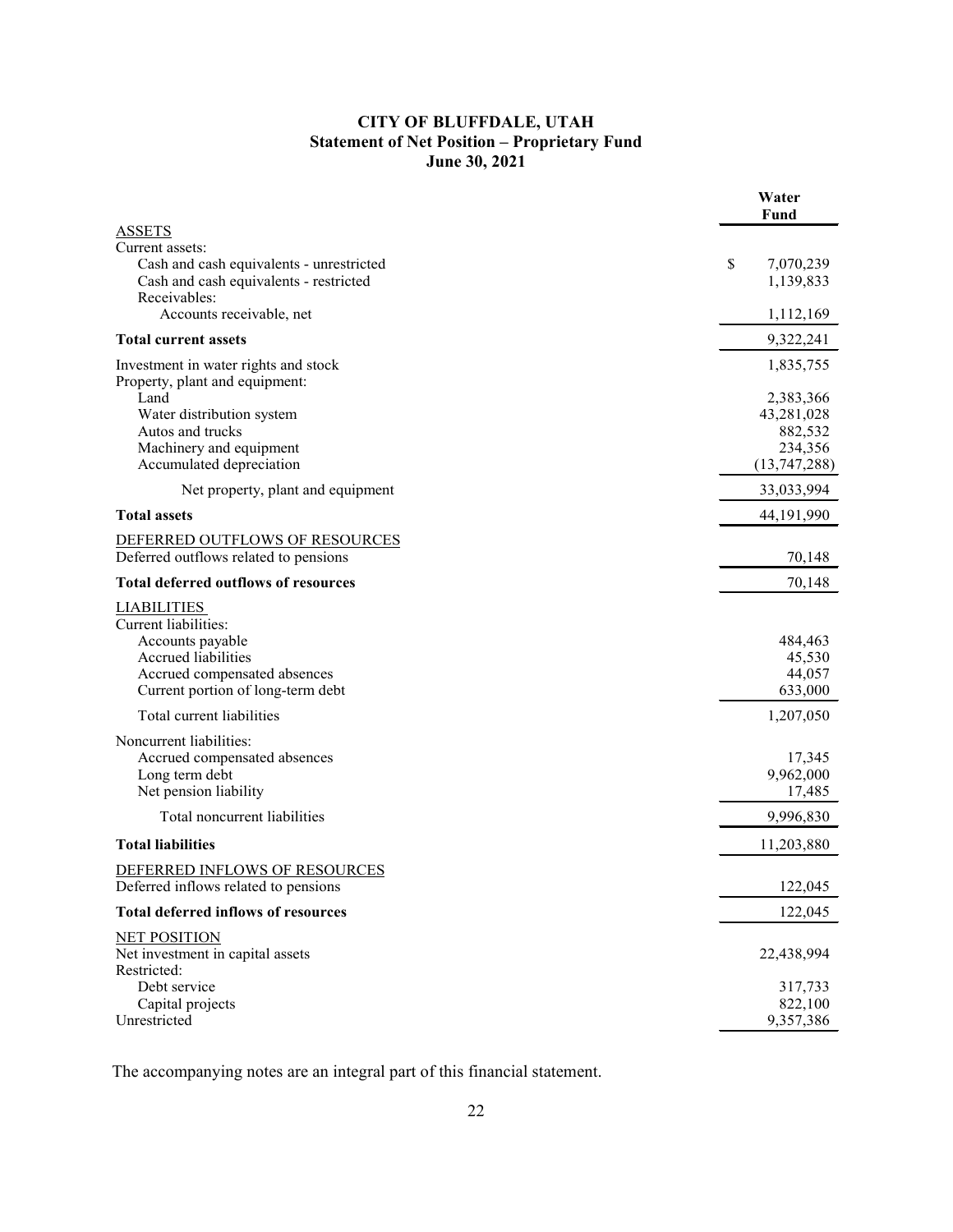# CITY OF BLUFFDALE, UTAH
## Statement of Net Position – Proprietary Fund
### June 30, 2021

| | Water Fund |
|---|---|
| **ASSETS** | |
| Current assets: | |
| Cash and cash equivalents - unrestricted | $ 7,070,239 |
| Cash and cash equivalents - restricted | 1,139,833 |
| Receivables: | |
| Accounts receivable, net | 1,112,169 |
| **Total current assets** | 9,322,241 |
| Investment in water rights and stock | 1,835,755 |
| Property, plant and equipment: | |
| Land | 2,383,366 |
| Water distribution system | 43,281,028 |
| Autos and trucks | 882,532 |
| Machinery and equipment | 234,356 |
| Accumulated depreciation | (13,747,288) |
| Net property, plant and equipment | 33,033,994 |
| **Total assets** | 44,191,990 |
| **DEFERRED OUTFLOWS OF RESOURCES** | |
| Deferred outflows related to pensions | 70,148 |
| **Total deferred outflows of resources** | 70,148 |
| **LIABILITIES** | |
| Current liabilities: | |
| Accounts payable | 484,463 |
| Accrued liabilities | 45,530 |
| Accrued compensated absences | 44,057 |
| Current portion of long-term debt | 633,000 |
| Total current liabilities | 1,207,050 |
| Noncurrent liabilities: | |
| Accrued compensated absences | 17,345 |
| Long term debt | 9,962,000 |
| Net pension liability | 17,485 |
| Total noncurrent liabilities | 9,996,830 |
| **Total liabilities** | 11,203,880 |
| **DEFERRED INFLOWS OF RESOURCES** | |
| Deferred inflows related to pensions | 122,045 |
| **Total deferred inflows of resources** | 122,045 |
| **NET POSITION** | |
| Net investment in capital assets | 22,438,994 |
| Restricted: | |
| Debt service | 317,733 |
| Capital projects | 822,100 |
| Unrestricted | 9,357,386 |

The accompanying notes are an integral part of this financial statement.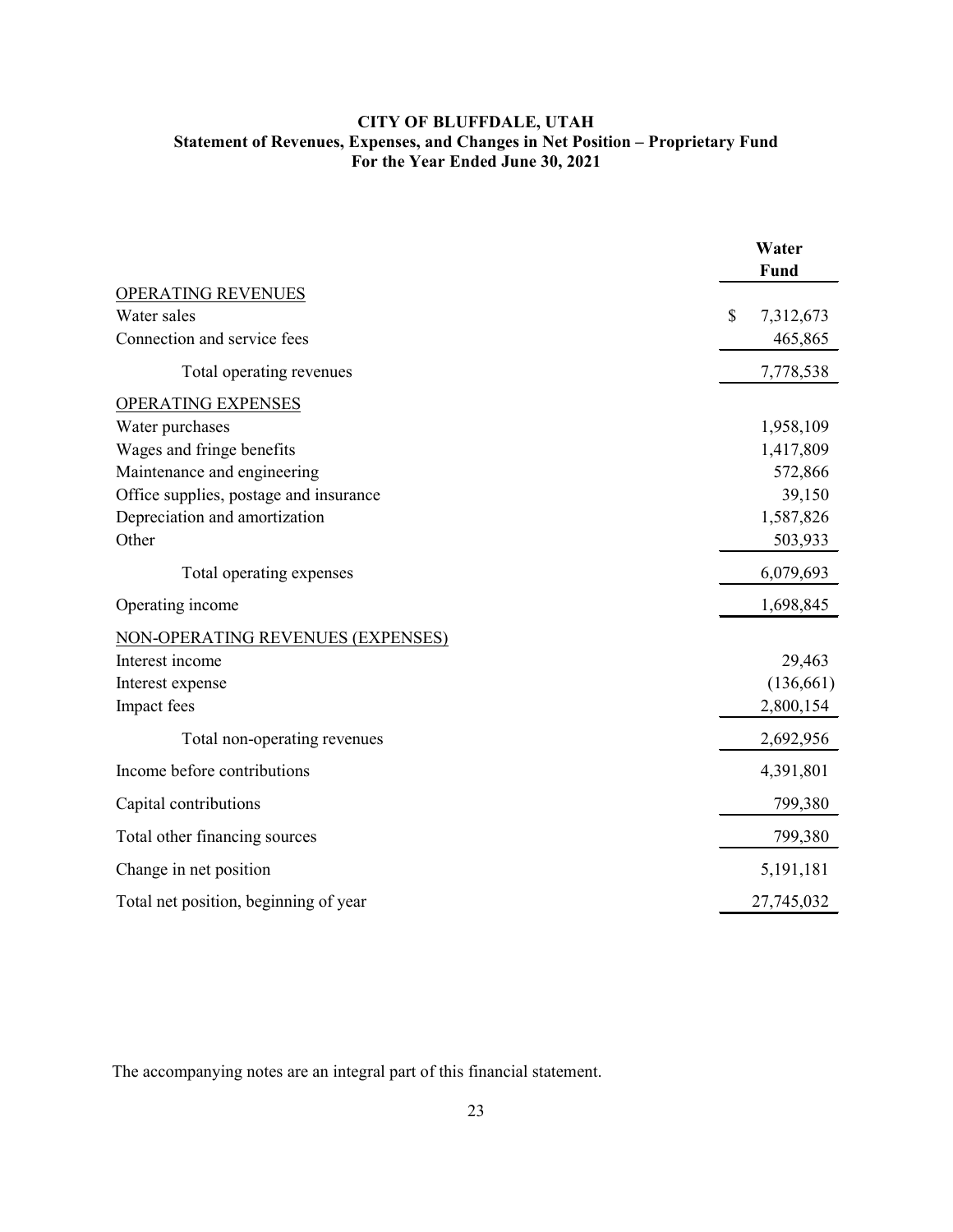# CITY OF BLUFFDALE, UTAH

## Statement of Revenues, Expenses, and Changes in Net Position – Proprietary Fund

### For the Year Ended June 30, 2021

| | Water Fund |
|---|---|
| OPERATING REVENUES | |
| Water sales | $ 7,312,673 |
| Connection and service fees | 465,865 |
| Total operating revenues | 7,778,538 |
| OPERATING EXPENSES | |
| Water purchases | 1,958,109 |
| Wages and fringe benefits | 1,417,809 |
| Maintenance and engineering | 572,866 |
| Office supplies, postage and insurance | 39,150 |
| Depreciation and amortization | 1,587,826 |
| Other | 503,933 |
| Total operating expenses | 6,079,693 |
| Operating income | 1,698,845 |
| NON-OPERATING REVENUES (EXPENSES) | |
| Interest income | 29,463 |
| Interest expense | (136,661) |
| Impact fees | 2,800,154 |
| Total non-operating revenues | 2,692,956 |
| Income before contributions | 4,391,801 |
| Capital contributions | 799,380 |
| Total other financing sources | 799,380 |
| Change in net position | 5,191,181 |
| Total net position, beginning of year | 27,745,032 |

The accompanying notes are an integral part of this financial statement.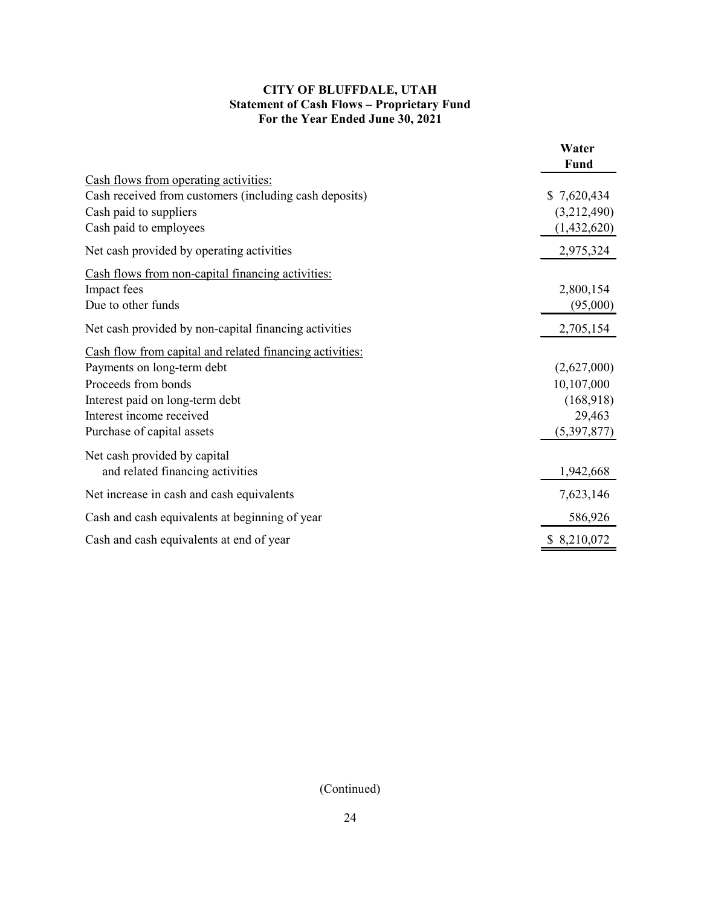# CITY OF BLUFFDALE, UTAH
## Statement of Cash Flows – Proprietary Fund
### For the Year Ended June 30, 2021

| | Water Fund |
|---|---|
| Cash flows from operating activities: | |
| Cash received from customers (including cash deposits) | $ 7,620,434 |
| Cash paid to suppliers | (3,212,490) |
| Cash paid to employees | (1,432,620) |
| Net cash provided by operating activities | 2,975,324 |
| Cash flows from non-capital financing activities: | |
| Impact fees | 2,800,154 |
| Due to other funds | (95,000) |
| Net cash provided by non-capital financing activities | 2,705,154 |
| Cash flow from capital and related financing activities: | |
| Payments on long-term debt | (2,627,000) |
| Proceeds from bonds | 10,107,000 |
| Interest paid on long-term debt | (168,918) |
| Interest income received | 29,463 |
| Purchase of capital assets | (5,397,877) |
| Net cash provided by capital and related financing activities | 1,942,668 |
| Net increase in cash and cash equivalents | 7,623,146 |
| Cash and cash equivalents at beginning of year | 586,926 |
| Cash and cash equivalents at end of year | $ 8,210,072 |

(Continued)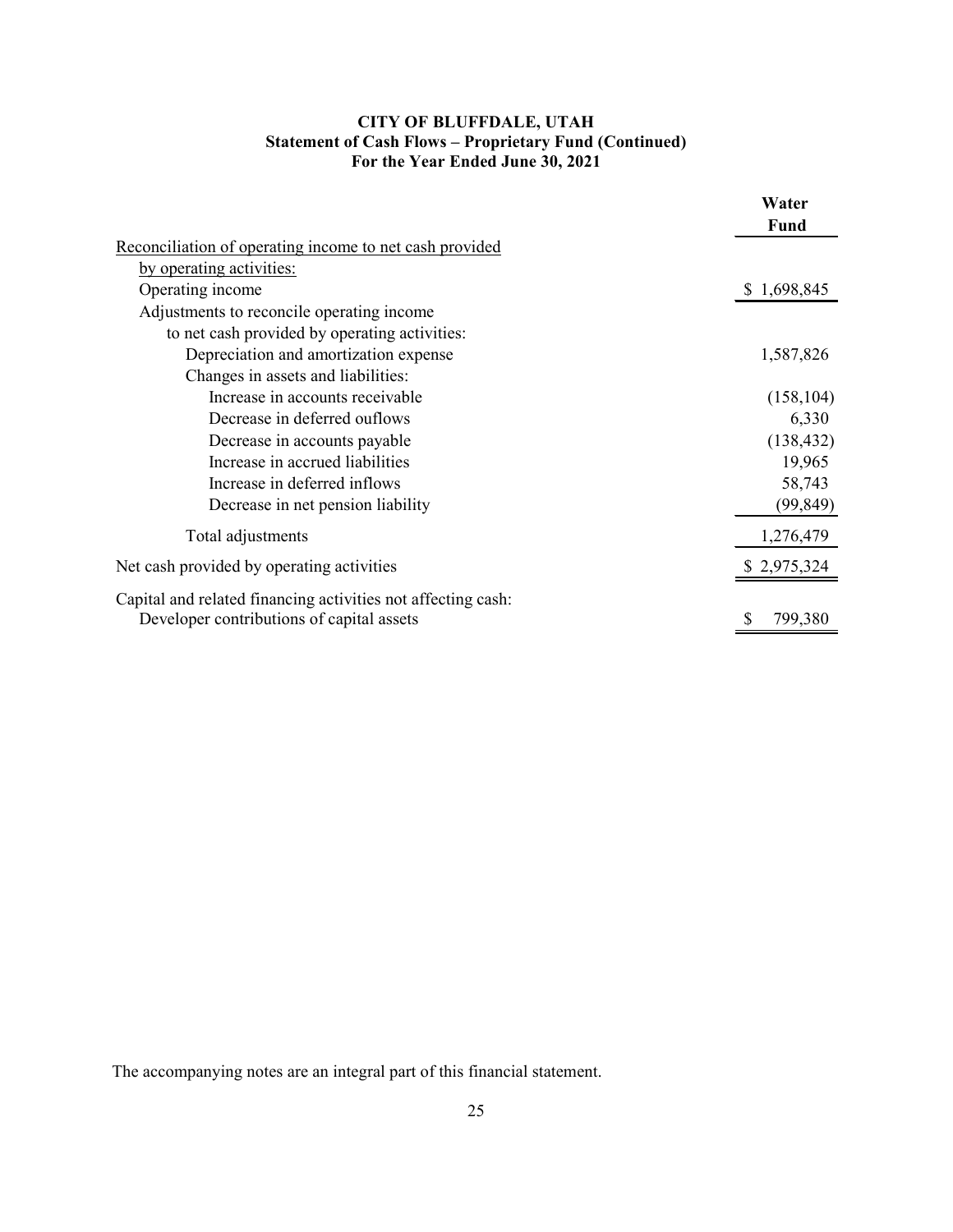# CITY OF BLUFFDALE, UTAH
## Statement of Cash Flows – Proprietary Fund (Continued)
### For the Year Ended June 30, 2021

| | Water Fund |
|---|---|
| Reconciliation of operating income to net cash provided by operating activities: | |
| Operating income | $ 1,698,845 |
| Adjustments to reconcile operating income to net cash provided by operating activities: | |
| Depreciation and amortization expense | 1,587,826 |
| Changes in assets and liabilities: | |
| Increase in accounts receivable | (158,104) |
| Decrease in deferred ouflows | 6,330 |
| Decrease in accounts payable | (138,432) |
| Increase in accrued liabilities | 19,965 |
| Increase in deferred inflows | 58,743 |
| Decrease in net pension liability | (99,849) |
| Total adjustments | 1,276,479 |
| Net cash provided by operating activities | $ 2,975,324 |
| Capital and related financing activities not affecting cash: | |
| Developer contributions of capital assets | $ 799,380 |

The accompanying notes are an integral part of this financial statement.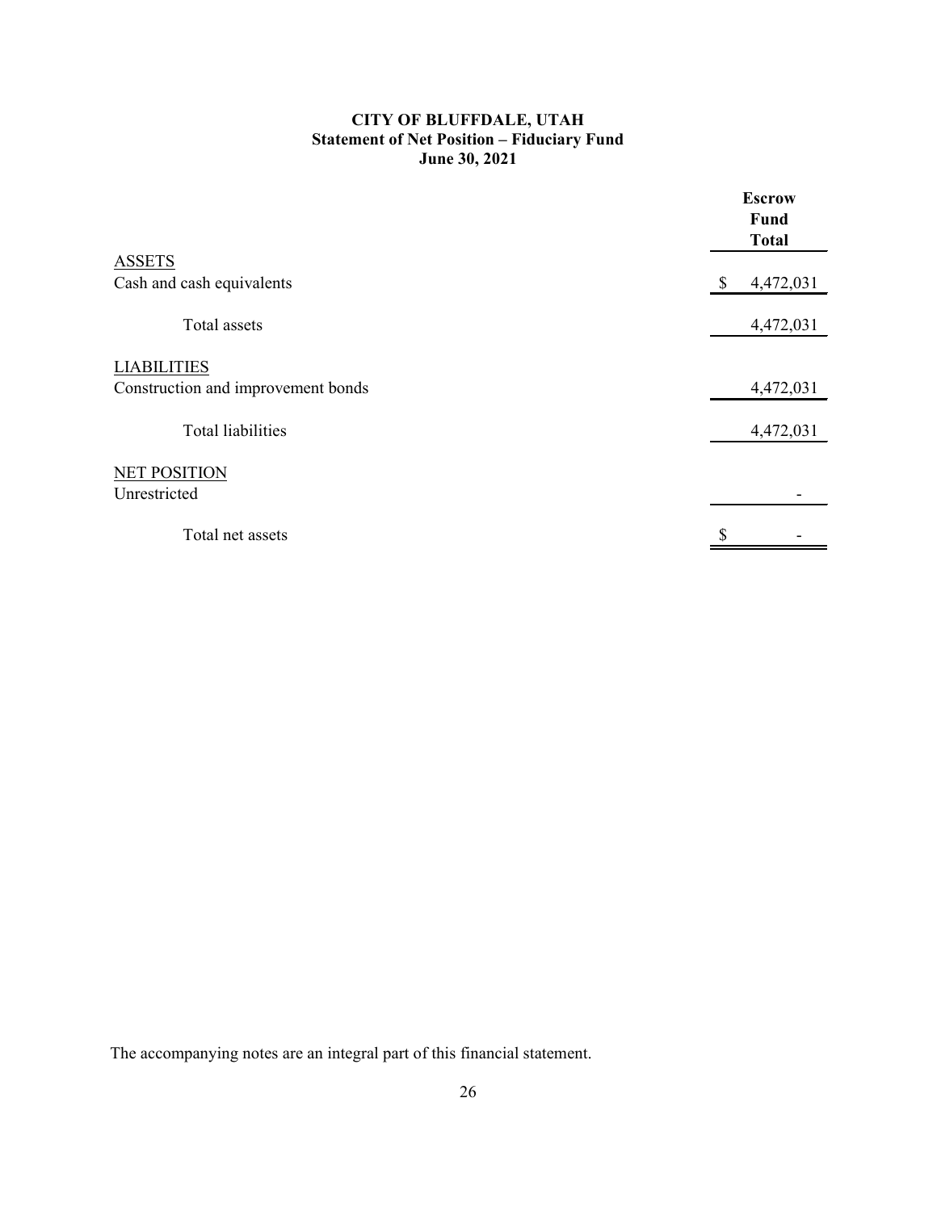# CITY OF BLUFFDALE, UTAH
## Statement of Net Position – Fiduciary Fund
### June 30, 2021

| | Escrow Fund Total |
|---|---|
| ASSETS | |
| Cash and cash equivalents | $ 4,472,031 |
| Total assets | 4,472,031 |
| LIABILITIES | |
| Construction and improvement bonds | 4,472,031 |
| Total liabilities | 4,472,031 |
| NET POSITION | |
| Unrestricted | - |
| Total net assets | $ - |

The accompanying notes are an integral part of this financial statement.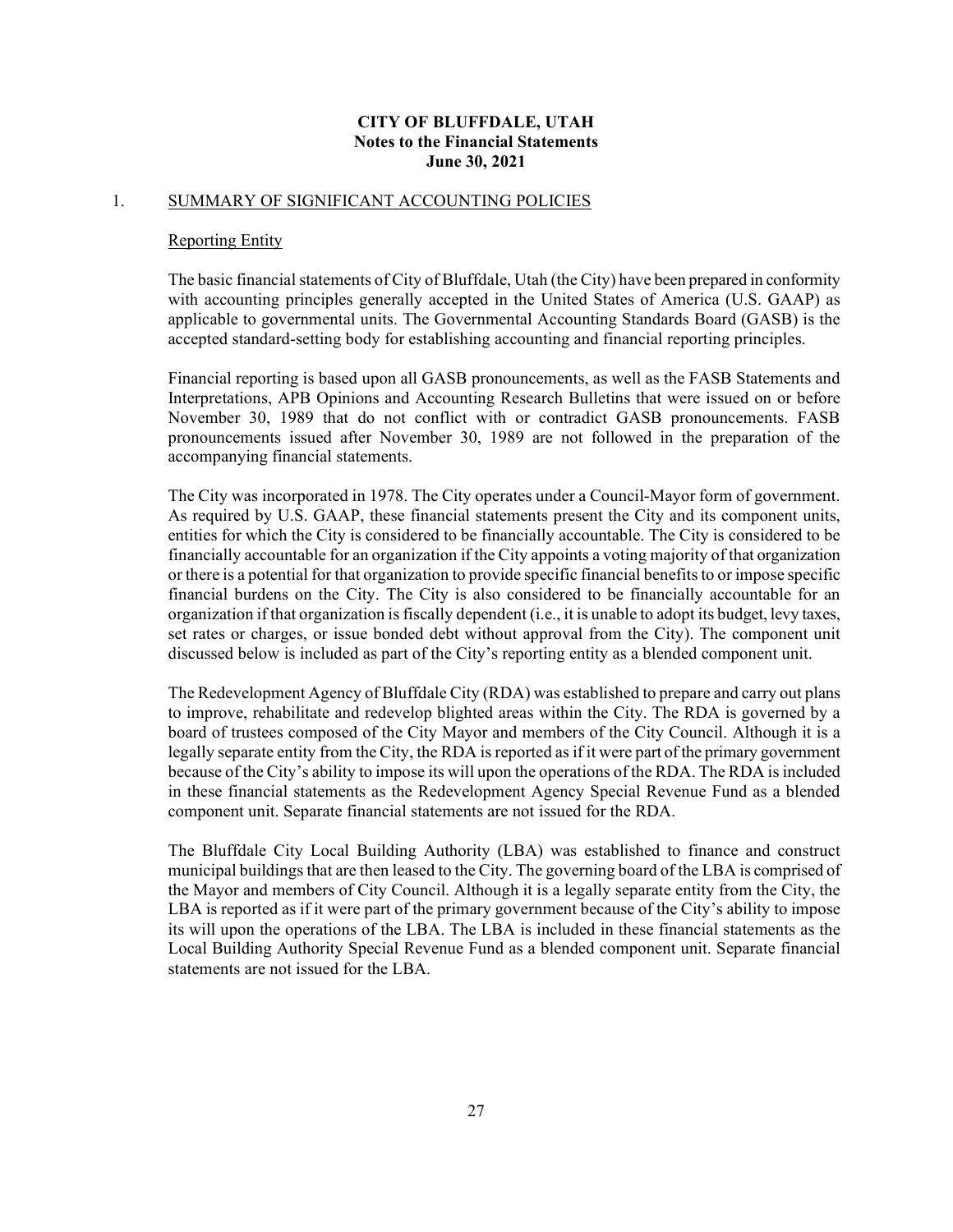# CITY OF BLUFFDALE, UTAH
## Notes to the Financial Statements
## June 30, 2021

1. SUMMARY OF SIGNIFICANT ACCOUNTING POLICIES

Reporting Entity

The basic financial statements of City of Bluffdale, Utah (the City) have been prepared in conformity with accounting principles generally accepted in the United States of America (U.S. GAAP) as applicable to governmental units. The Governmental Accounting Standards Board (GASB) is the accepted standard-setting body for establishing accounting and financial reporting principles.

Financial reporting is based upon all GASB pronouncements, as well as the FASB Statements and Interpretations, APB Opinions and Accounting Research Bulletins that were issued on or before November 30, 1989 that do not conflict with or contradict GASB pronouncements. FASB pronouncements issued after November 30, 1989 are not followed in the preparation of the accompanying financial statements.

The City was incorporated in 1978. The City operates under a Council-Mayor form of government. As required by U.S. GAAP, these financial statements present the City and its component units, entities for which the City is considered to be financially accountable. The City is considered to be financially accountable for an organization if the City appoints a voting majority of that organization or there is a potential for that organization to provide specific financial benefits to or impose specific financial burdens on the City. The City is also considered to be financially accountable for an organization if that organization is fiscally dependent (i.e., it is unable to adopt its budget, levy taxes, set rates or charges, or issue bonded debt without approval from the City). The component unit discussed below is included as part of the City's reporting entity as a blended component unit.

The Redevelopment Agency of Bluffdale City (RDA) was established to prepare and carry out plans to improve, rehabilitate and redevelop blighted areas within the City. The RDA is governed by a board of trustees composed of the City Mayor and members of the City Council. Although it is a legally separate entity from the City, the RDA is reported as if it were part of the primary government because of the City's ability to impose its will upon the operations of the RDA. The RDA is included in these financial statements as the Redevelopment Agency Special Revenue Fund as a blended component unit. Separate financial statements are not issued for the RDA.

The Bluffdale City Local Building Authority (LBA) was established to finance and construct municipal buildings that are then leased to the City. The governing board of the LBA is comprised of the Mayor and members of City Council. Although it is a legally separate entity from the City, the LBA is reported as if it were part of the primary government because of the City's ability to impose its will upon the operations of the LBA. The LBA is included in these financial statements as the Local Building Authority Special Revenue Fund as a blended component unit. Separate financial statements are not issued for the LBA.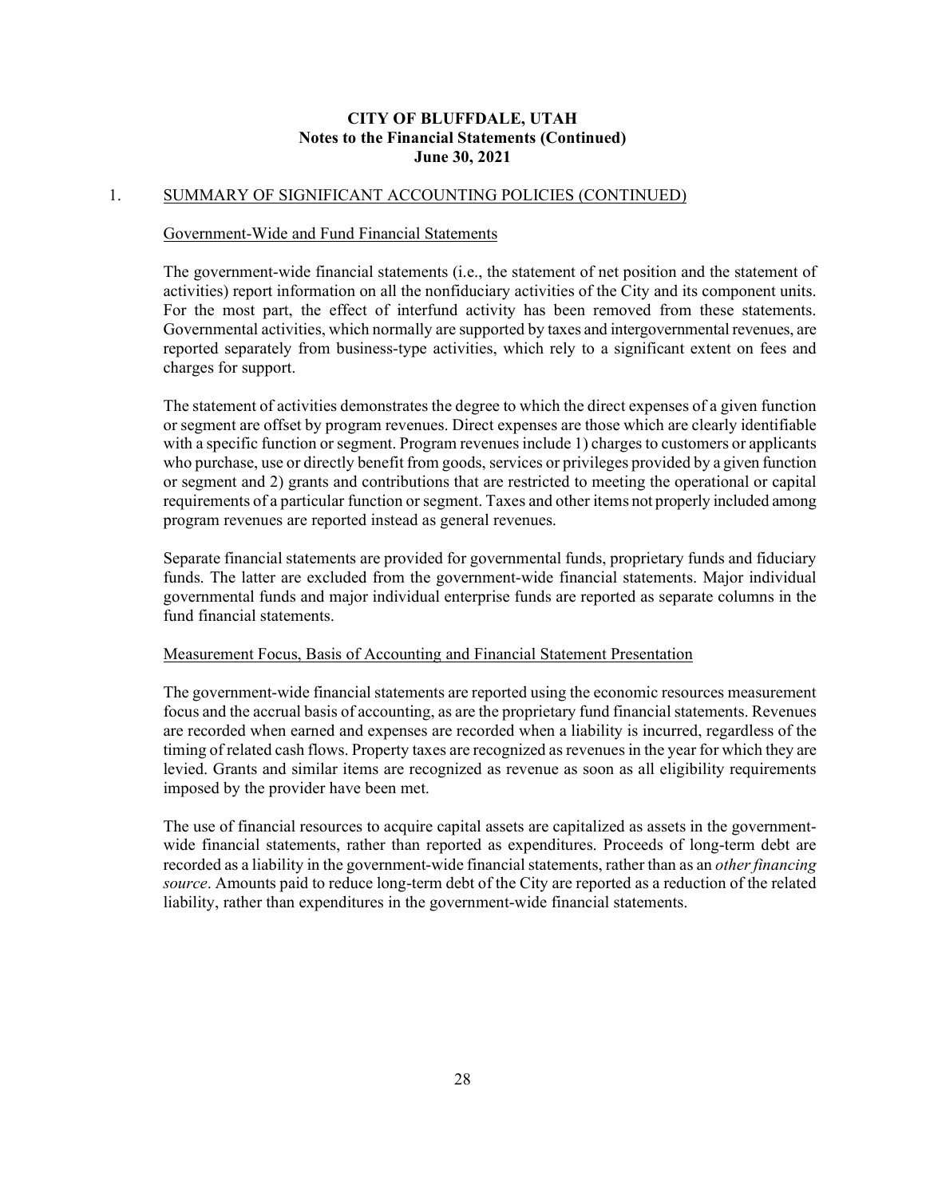**CITY OF BLUFFDALE, UTAH**
**Notes to the Financial Statements (Continued)**
**June 30, 2021**

1. SUMMARY OF SIGNIFICANT ACCOUNTING POLICIES (CONTINUED)

Government-Wide and Fund Financial Statements

The government-wide financial statements (i.e., the statement of net position and the statement of activities) report information on all the nonfiduciary activities of the City and its component units. For the most part, the effect of interfund activity has been removed from these statements. Governmental activities, which normally are supported by taxes and intergovernmental revenues, are reported separately from business-type activities, which rely to a significant extent on fees and charges for support.

The statement of activities demonstrates the degree to which the direct expenses of a given function or segment are offset by program revenues. Direct expenses are those which are clearly identifiable with a specific function or segment. Program revenues include 1) charges to customers or applicants who purchase, use or directly benefit from goods, services or privileges provided by a given function or segment and 2) grants and contributions that are restricted to meeting the operational or capital requirements of a particular function or segment. Taxes and other items not properly included among program revenues are reported instead as general revenues.

Separate financial statements are provided for governmental funds, proprietary funds and fiduciary funds. The latter are excluded from the government-wide financial statements. Major individual governmental funds and major individual enterprise funds are reported as separate columns in the fund financial statements.

Measurement Focus, Basis of Accounting and Financial Statement Presentation

The government-wide financial statements are reported using the economic resources measurement focus and the accrual basis of accounting, as are the proprietary fund financial statements. Revenues are recorded when earned and expenses are recorded when a liability is incurred, regardless of the timing of related cash flows. Property taxes are recognized as revenues in the year for which they are levied. Grants and similar items are recognized as revenue as soon as all eligibility requirements imposed by the provider have been met.

The use of financial resources to acquire capital assets are capitalized as assets in the government-wide financial statements, rather than reported as expenditures. Proceeds of long-term debt are recorded as a liability in the government-wide financial statements, rather than as an *other financing source*. Amounts paid to reduce long-term debt of the City are reported as a reduction of the related liability, rather than expenditures in the government-wide financial statements.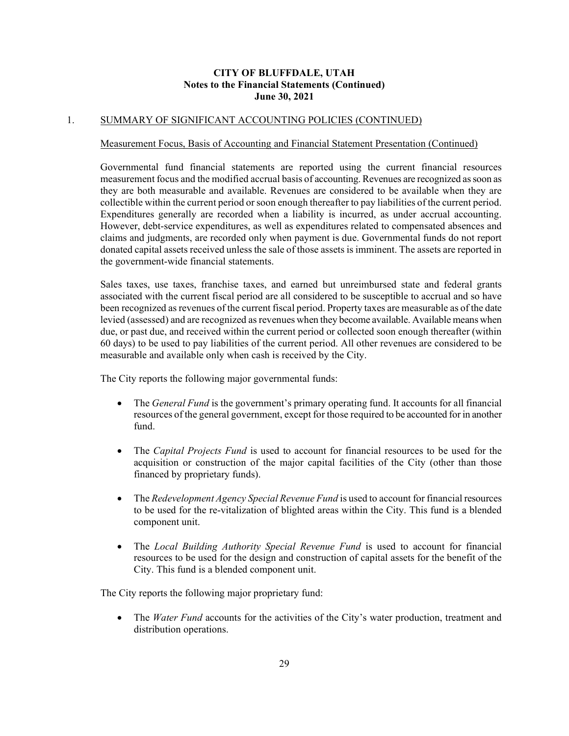## 1. SUMMARY OF SIGNIFICANT ACCOUNTING POLICIES (CONTINUED)

### Measurement Focus, Basis of Accounting and Financial Statement Presentation (Continued)

Governmental fund financial statements are reported using the current financial resources measurement focus and the modified accrual basis of accounting. Revenues are recognized as soon as they are both measurable and available. Revenues are considered to be available when they are collectible within the current period or soon enough thereafter to pay liabilities of the current period. Expenditures generally are recorded when a liability is incurred, as under accrual accounting. However, debt-service expenditures, as well as expenditures related to compensated absences and claims and judgments, are recorded only when payment is due. Governmental funds do not report donated capital assets received unless the sale of those assets is imminent. The assets are reported in the government-wide financial statements.

Sales taxes, use taxes, franchise taxes, and earned but unreimbursed state and federal grants associated with the current fiscal period are all considered to be susceptible to accrual and so have been recognized as revenues of the current fiscal period. Property taxes are measurable as of the date levied (assessed) and are recognized as revenues when they become available. Available means when due, or past due, and received within the current period or collected soon enough thereafter (within 60 days) to be used to pay liabilities of the current period. All other revenues are considered to be measurable and available only when cash is received by the City.

The City reports the following major governmental funds:

- The *General Fund* is the government's primary operating fund. It accounts for all financial resources of the general government, except for those required to be accounted for in another fund.
- The *Capital Projects Fund* is used to account for financial resources to be used for the acquisition or construction of the major capital facilities of the City (other than those financed by proprietary funds).
- The *Redevelopment Agency Special Revenue Fund* is used to account for financial resources to be used for the re-vitalization of blighted areas within the City. This fund is a blended component unit.
- The *Local Building Authority Special Revenue Fund* is used to account for financial resources to be used for the design and construction of capital assets for the benefit of the City. This fund is a blended component unit.

The City reports the following major proprietary fund:

- The *Water Fund* accounts for the activities of the City's water production, treatment and distribution operations.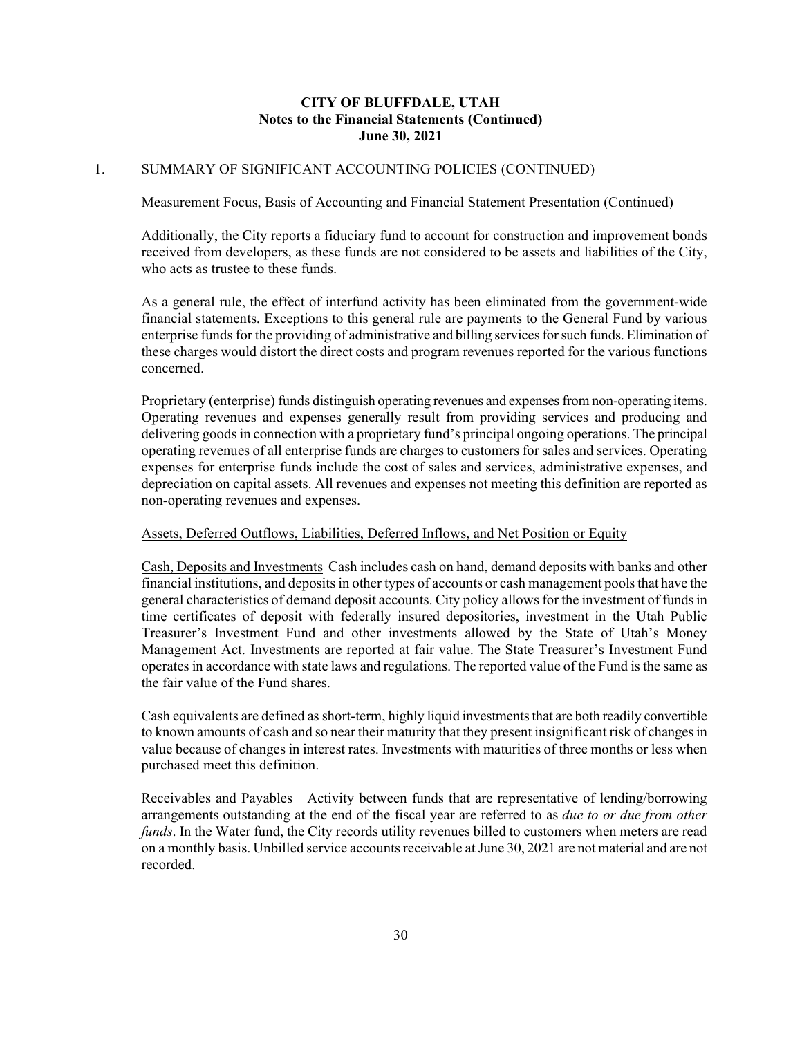## 1. SUMMARY OF SIGNIFICANT ACCOUNTING POLICIES (CONTINUED)

### Measurement Focus, Basis of Accounting and Financial Statement Presentation (Continued)

Additionally, the City reports a fiduciary fund to account for construction and improvement bonds received from developers, as these funds are not considered to be assets and liabilities of the City, who acts as trustee to these funds.

As a general rule, the effect of interfund activity has been eliminated from the government-wide financial statements. Exceptions to this general rule are payments to the General Fund by various enterprise funds for the providing of administrative and billing services for such funds. Elimination of these charges would distort the direct costs and program revenues reported for the various functions concerned.

Proprietary (enterprise) funds distinguish operating revenues and expenses from non-operating items. Operating revenues and expenses generally result from providing services and producing and delivering goods in connection with a proprietary fund's principal ongoing operations. The principal operating revenues of all enterprise funds are charges to customers for sales and services. Operating expenses for enterprise funds include the cost of sales and services, administrative expenses, and depreciation on capital assets. All revenues and expenses not meeting this definition are reported as non-operating revenues and expenses.

### Assets, Deferred Outflows, Liabilities, Deferred Inflows, and Net Position or Equity

Cash, Deposits and Investments Cash includes cash on hand, demand deposits with banks and other financial institutions, and deposits in other types of accounts or cash management pools that have the general characteristics of demand deposit accounts. City policy allows for the investment of funds in time certificates of deposit with federally insured depositories, investment in the Utah Public Treasurer's Investment Fund and other investments allowed by the State of Utah's Money Management Act. Investments are reported at fair value. The State Treasurer's Investment Fund operates in accordance with state laws and regulations. The reported value of the Fund is the same as the fair value of the Fund shares.

Cash equivalents are defined as short-term, highly liquid investments that are both readily convertible to known amounts of cash and so near their maturity that they present insignificant risk of changes in value because of changes in interest rates. Investments with maturities of three months or less when purchased meet this definition.

Receivables and Payables Activity between funds that are representative of lending/borrowing arrangements outstanding at the end of the fiscal year are referred to as *due to or due from other funds*. In the Water fund, the City records utility revenues billed to customers when meters are read on a monthly basis. Unbilled service accounts receivable at June 30, 2021 are not material and are not recorded.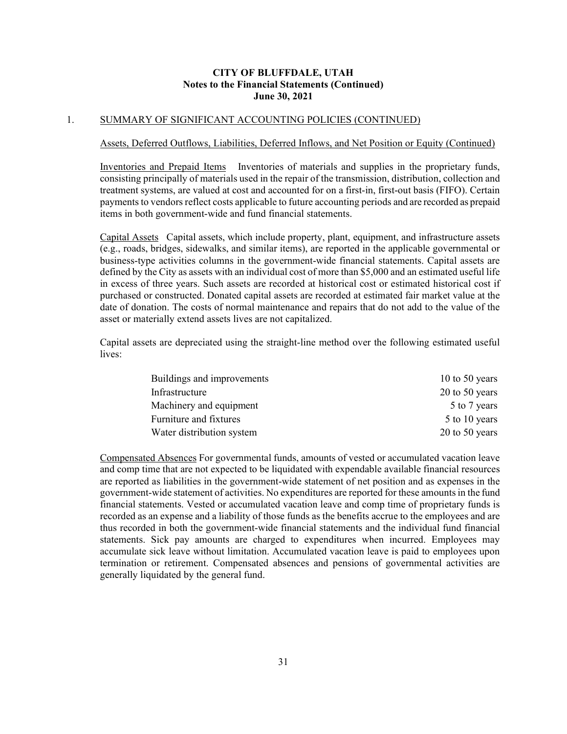**CITY OF BLUFFDALE, UTAH**
**Notes to the Financial Statements (Continued)**
**June 30, 2021**

1. SUMMARY OF SIGNIFICANT ACCOUNTING POLICIES (CONTINUED)

Assets, Deferred Outflows, Liabilities, Deferred Inflows, and Net Position or Equity (Continued)

Inventories and Prepaid Items Inventories of materials and supplies in the proprietary funds, consisting principally of materials used in the repair of the transmission, distribution, collection and treatment systems, are valued at cost and accounted for on a first-in, first-out basis (FIFO). Certain payments to vendors reflect costs applicable to future accounting periods and are recorded as prepaid items in both government-wide and fund financial statements.

Capital Assets Capital assets, which include property, plant, equipment, and infrastructure assets (e.g., roads, bridges, sidewalks, and similar items), are reported in the applicable governmental or business-type activities columns in the government-wide financial statements. Capital assets are defined by the City as assets with an individual cost of more than $5,000 and an estimated useful life in excess of three years. Such assets are recorded at historical cost or estimated historical cost if purchased or constructed. Donated capital assets are recorded at estimated fair market value at the date of donation. The costs of normal maintenance and repairs that do not add to the value of the asset or materially extend assets lives are not capitalized.

Capital assets are depreciated using the straight-line method over the following estimated useful lives:

| | |
|---|---|
| Buildings and improvements | 10 to 50 years |
| Infrastructure | 20 to 50 years |
| Machinery and equipment | 5 to 7 years |
| Furniture and fixtures | 5 to 10 years |
| Water distribution system | 20 to 50 years |

Compensated Absences For governmental funds, amounts of vested or accumulated vacation leave and comp time that are not expected to be liquidated with expendable available financial resources are reported as liabilities in the government-wide statement of net position and as expenses in the government-wide statement of activities. No expenditures are reported for these amounts in the fund financial statements. Vested or accumulated vacation leave and comp time of proprietary funds is recorded as an expense and a liability of those funds as the benefits accrue to the employees and are thus recorded in both the government-wide financial statements and the individual fund financial statements. Sick pay amounts are charged to expenditures when incurred. Employees may accumulate sick leave without limitation. Accumulated vacation leave is paid to employees upon termination or retirement. Compensated absences and pensions of governmental activities are generally liquidated by the general fund.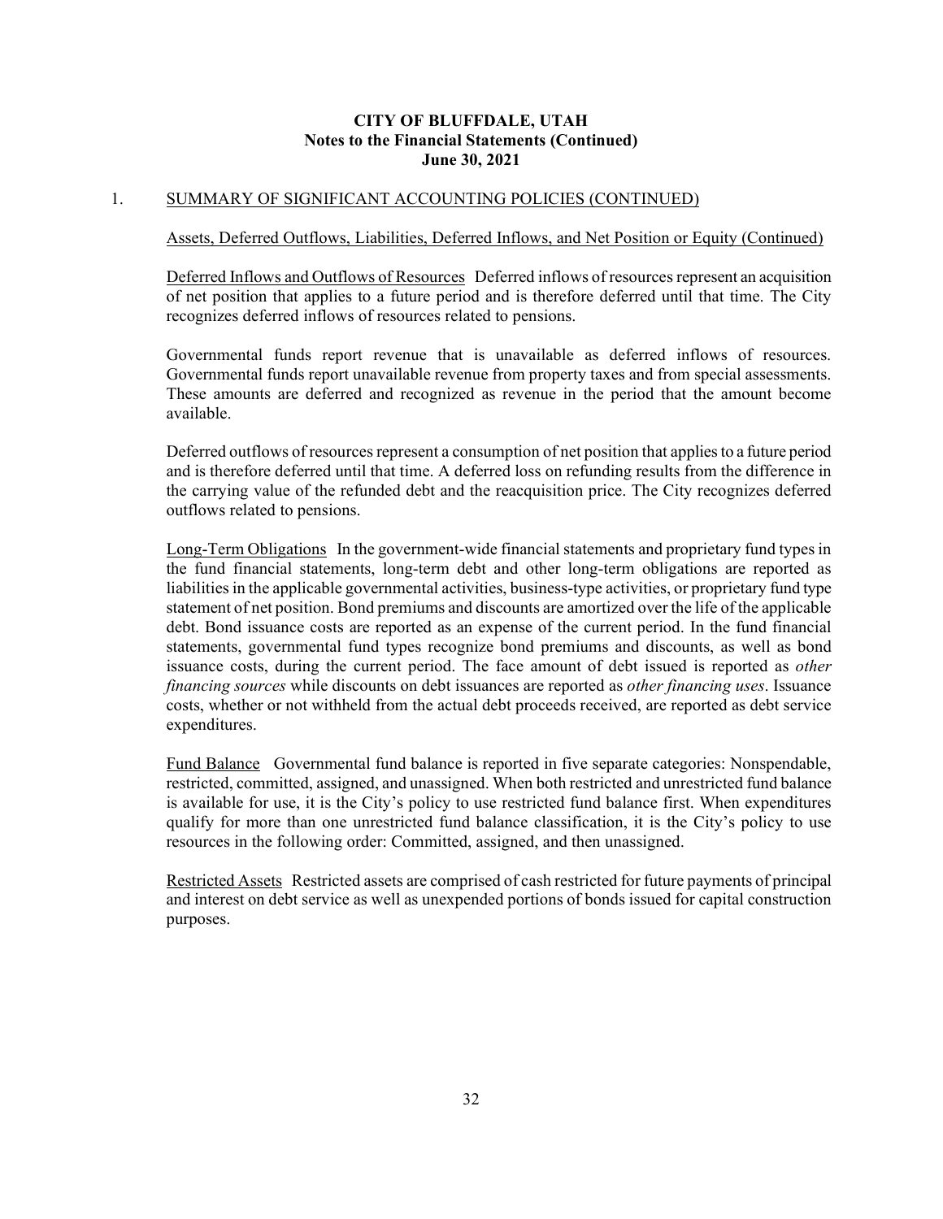## CITY OF BLUFFDALE, UTAH
## Notes to the Financial Statements (Continued)
## June 30, 2021

1. SUMMARY OF SIGNIFICANT ACCOUNTING POLICIES (CONTINUED)

Assets, Deferred Outflows, Liabilities, Deferred Inflows, and Net Position or Equity (Continued)

Deferred Inflows and Outflows of Resources Deferred inflows of resources represent an acquisition of net position that applies to a future period and is therefore deferred until that time. The City recognizes deferred inflows of resources related to pensions.

Governmental funds report revenue that is unavailable as deferred inflows of resources. Governmental funds report unavailable revenue from property taxes and from special assessments. These amounts are deferred and recognized as revenue in the period that the amount become available.

Deferred outflows of resources represent a consumption of net position that applies to a future period and is therefore deferred until that time. A deferred loss on refunding results from the difference in the carrying value of the refunded debt and the reacquisition price. The City recognizes deferred outflows related to pensions.

Long-Term Obligations In the government-wide financial statements and proprietary fund types in the fund financial statements, long-term debt and other long-term obligations are reported as liabilities in the applicable governmental activities, business-type activities, or proprietary fund type statement of net position. Bond premiums and discounts are amortized over the life of the applicable debt. Bond issuance costs are reported as an expense of the current period. In the fund financial statements, governmental fund types recognize bond premiums and discounts, as well as bond issuance costs, during the current period. The face amount of debt issued is reported as *other financing sources* while discounts on debt issuances are reported as *other financing uses*. Issuance costs, whether or not withheld from the actual debt proceeds received, are reported as debt service expenditures.

Fund Balance Governmental fund balance is reported in five separate categories: Nonspendable, restricted, committed, assigned, and unassigned. When both restricted and unrestricted fund balance is available for use, it is the City's policy to use restricted fund balance first. When expenditures qualify for more than one unrestricted fund balance classification, it is the City's policy to use resources in the following order: Committed, assigned, and then unassigned.

Restricted Assets Restricted assets are comprised of cash restricted for future payments of principal and interest on debt service as well as unexpended portions of bonds issued for capital construction purposes.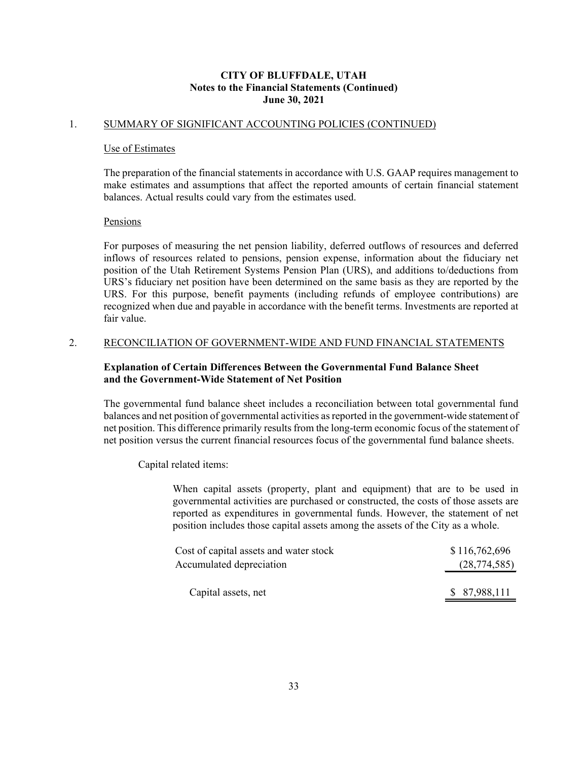# CITY OF BLUFFDALE, UTAH
## Notes to the Financial Statements (Continued)
## June 30, 2021

1. SUMMARY OF SIGNIFICANT ACCOUNTING POLICIES (CONTINUED)

Use of Estimates

The preparation of the financial statements in accordance with U.S. GAAP requires management to make estimates and assumptions that affect the reported amounts of certain financial statement balances. Actual results could vary from the estimates used.

Pensions

For purposes of measuring the net pension liability, deferred outflows of resources and deferred inflows of resources related to pensions, pension expense, information about the fiduciary net position of the Utah Retirement Systems Pension Plan (URS), and additions to/deductions from URS's fiduciary net position have been determined on the same basis as they are reported by the URS. For this purpose, benefit payments (including refunds of employee contributions) are recognized when due and payable in accordance with the benefit terms. Investments are reported at fair value.

2. RECONCILIATION OF GOVERNMENT-WIDE AND FUND FINANCIAL STATEMENTS

**Explanation of Certain Differences Between the Governmental Fund Balance Sheet and the Government-Wide Statement of Net Position**

The governmental fund balance sheet includes a reconciliation between total governmental fund balances and net position of governmental activities as reported in the government-wide statement of net position. This difference primarily results from the long-term economic focus of the statement of net position versus the current financial resources focus of the governmental fund balance sheets.

Capital related items:

When capital assets (property, plant and equipment) that are to be used in governmental activities are purchased or constructed, the costs of those assets are reported as expenditures in governmental funds. However, the statement of net position includes those capital assets among the assets of the City as a whole.

| | |
|---|---|
| Cost of capital assets and water stock | $ 116,762,696 |
| Accumulated depreciation | (28,774,585) |
| Capital assets, net | $ 87,988,111 |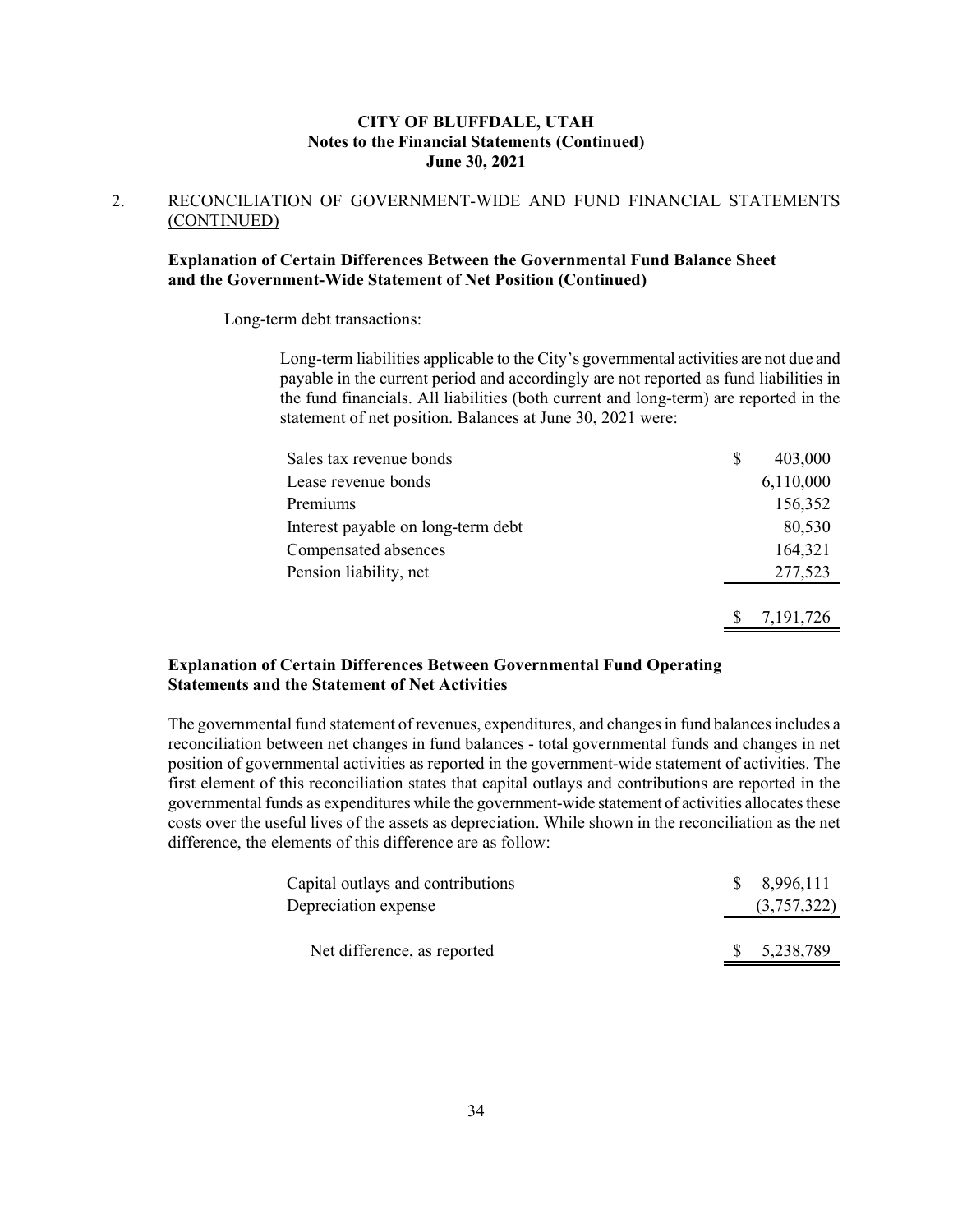## 2. RECONCILIATION OF GOVERNMENT-WIDE AND FUND FINANCIAL STATEMENTS (CONTINUED)

### Explanation of Certain Differences Between the Governmental Fund Balance Sheet and the Government-Wide Statement of Net Position (Continued)

Long-term debt transactions:

Long-term liabilities applicable to the City's governmental activities are not due and payable in the current period and accordingly are not reported as fund liabilities in the fund financials. All liabilities (both current and long-term) are reported in the statement of net position. Balances at June 30, 2021 were:

| | |
|---|---|
| Sales tax revenue bonds | $ 403,000 |
| Lease revenue bonds | 6,110,000 |
| Premiums | 156,352 |
| Interest payable on long-term debt | 80,530 |
| Compensated absences | 164,321 |
| Pension liability, net | 277,523 |
| | $ 7,191,726 |

### Explanation of Certain Differences Between Governmental Fund Operating Statements and the Statement of Net Activities

The governmental fund statement of revenues, expenditures, and changes in fund balances includes a reconciliation between net changes in fund balances - total governmental funds and changes in net position of governmental activities as reported in the government-wide statement of activities. The first element of this reconciliation states that capital outlays and contributions are reported in the governmental funds as expenditures while the government-wide statement of activities allocates these costs over the useful lives of the assets as depreciation. While shown in the reconciliation as the net difference, the elements of this difference are as follow:

| | |
|---|---|
| Capital outlays and contributions | $ 8,996,111 |
| Depreciation expense | (3,757,322) |
| Net difference, as reported | $ 5,238,789 |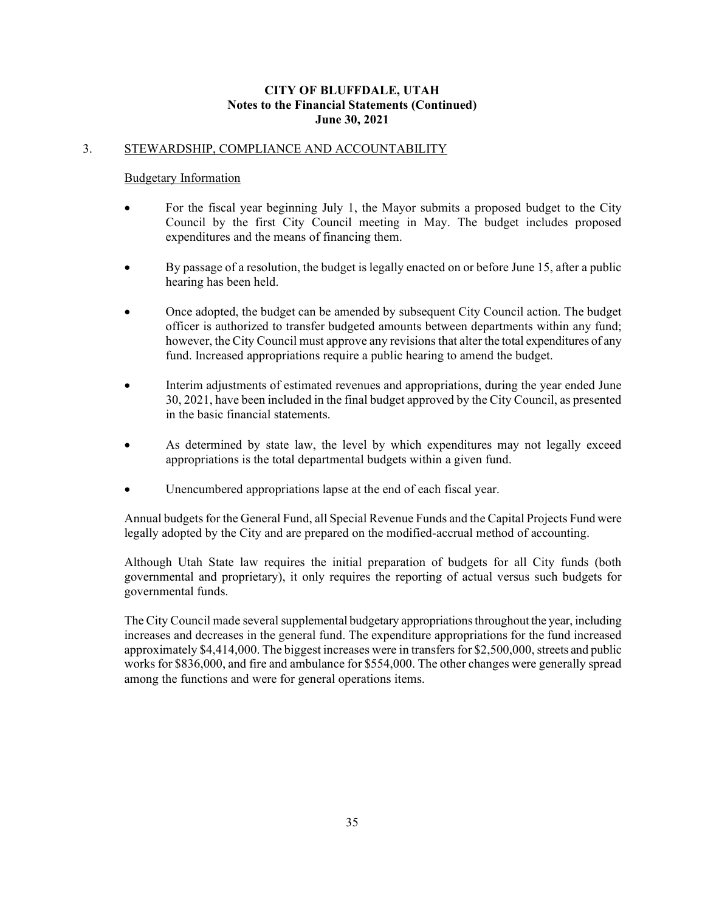**CITY OF BLUFFDALE, UTAH**
**Notes to the Financial Statements (Continued)**
**June 30, 2021**

## 3. STEWARDSHIP, COMPLIANCE AND ACCOUNTABILITY

### Budgetary Information

- For the fiscal year beginning July 1, the Mayor submits a proposed budget to the City Council by the first City Council meeting in May. The budget includes proposed expenditures and the means of financing them.
- By passage of a resolution, the budget is legally enacted on or before June 15, after a public hearing has been held.
- Once adopted, the budget can be amended by subsequent City Council action. The budget officer is authorized to transfer budgeted amounts between departments within any fund; however, the City Council must approve any revisions that alter the total expenditures of any fund. Increased appropriations require a public hearing to amend the budget.
- Interim adjustments of estimated revenues and appropriations, during the year ended June 30, 2021, have been included in the final budget approved by the City Council, as presented in the basic financial statements.
- As determined by state law, the level by which expenditures may not legally exceed appropriations is the total departmental budgets within a given fund.
- Unencumbered appropriations lapse at the end of each fiscal year.

Annual budgets for the General Fund, all Special Revenue Funds and the Capital Projects Fund were legally adopted by the City and are prepared on the modified-accrual method of accounting.

Although Utah State law requires the initial preparation of budgets for all City funds (both governmental and proprietary), it only requires the reporting of actual versus such budgets for governmental funds.

The City Council made several supplemental budgetary appropriations throughout the year, including increases and decreases in the general fund. The expenditure appropriations for the fund increased approximately $4,414,000. The biggest increases were in transfers for $2,500,000, streets and public works for $836,000, and fire and ambulance for $554,000. The other changes were generally spread among the functions and were for general operations items.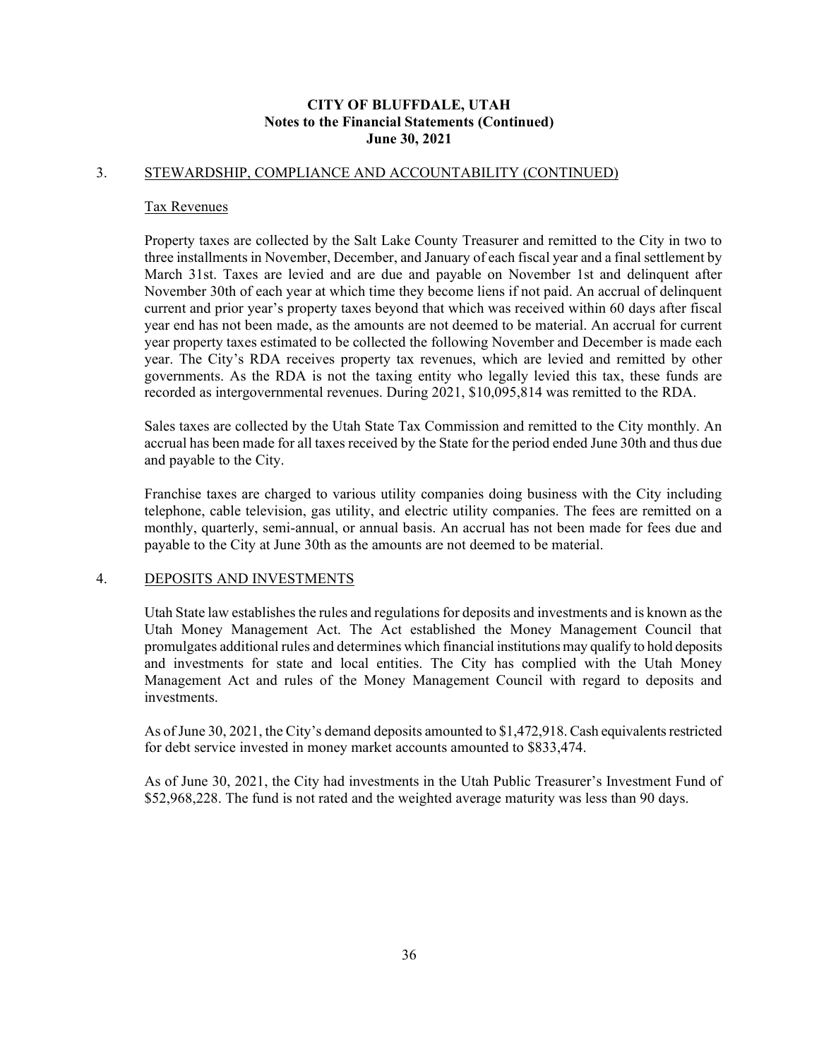## 3. STEWARDSHIP, COMPLIANCE AND ACCOUNTABILITY (CONTINUED)

### Tax Revenues

Property taxes are collected by the Salt Lake County Treasurer and remitted to the City in two to three installments in November, December, and January of each fiscal year and a final settlement by March 31st. Taxes are levied and are due and payable on November 1st and delinquent after November 30th of each year at which time they become liens if not paid. An accrual of delinquent current and prior year's property taxes beyond that which was received within 60 days after fiscal year end has not been made, as the amounts are not deemed to be material. An accrual for current year property taxes estimated to be collected the following November and December is made each year. The City's RDA receives property tax revenues, which are levied and remitted by other governments. As the RDA is not the taxing entity who legally levied this tax, these funds are recorded as intergovernmental revenues. During 2021, $10,095,814 was remitted to the RDA.

Sales taxes are collected by the Utah State Tax Commission and remitted to the City monthly. An accrual has been made for all taxes received by the State for the period ended June 30th and thus due and payable to the City.

Franchise taxes are charged to various utility companies doing business with the City including telephone, cable television, gas utility, and electric utility companies. The fees are remitted on a monthly, quarterly, semi-annual, or annual basis. An accrual has not been made for fees due and payable to the City at June 30th as the amounts are not deemed to be material.

## 4. DEPOSITS AND INVESTMENTS

Utah State law establishes the rules and regulations for deposits and investments and is known as the Utah Money Management Act. The Act established the Money Management Council that promulgates additional rules and determines which financial institutions may qualify to hold deposits and investments for state and local entities. The City has complied with the Utah Money Management Act and rules of the Money Management Council with regard to deposits and investments.

As of June 30, 2021, the City's demand deposits amounted to $1,472,918. Cash equivalents restricted for debt service invested in money market accounts amounted to $833,474.

As of June 30, 2021, the City had investments in the Utah Public Treasurer's Investment Fund of $52,968,228. The fund is not rated and the weighted average maturity was less than 90 days.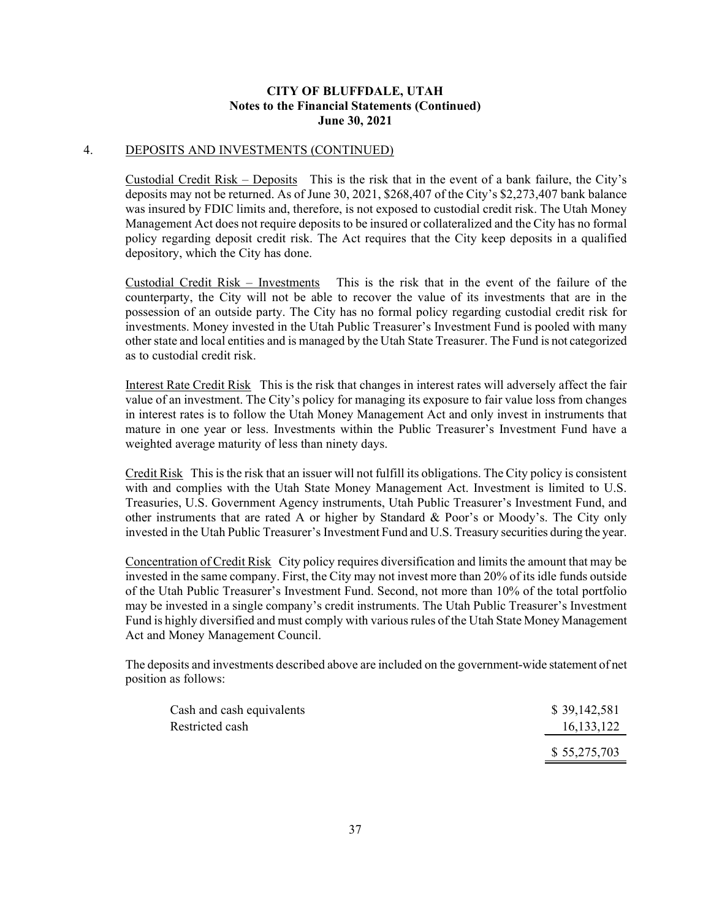**CITY OF BLUFFDALE, UTAH**
**Notes to the Financial Statements (Continued)**
**June 30, 2021**

4. DEPOSITS AND INVESTMENTS (CONTINUED)

Custodial Credit Risk – Deposits This is the risk that in the event of a bank failure, the City's deposits may not be returned. As of June 30, 2021, $268,407 of the City's $2,273,407 bank balance was insured by FDIC limits and, therefore, is not exposed to custodial credit risk. The Utah Money Management Act does not require deposits to be insured or collateralized and the City has no formal policy regarding deposit credit risk. The Act requires that the City keep deposits in a qualified depository, which the City has done.

Custodial Credit Risk – Investments This is the risk that in the event of the failure of the counterparty, the City will not be able to recover the value of its investments that are in the possession of an outside party. The City has no formal policy regarding custodial credit risk for investments. Money invested in the Utah Public Treasurer's Investment Fund is pooled with many other state and local entities and is managed by the Utah State Treasurer. The Fund is not categorized as to custodial credit risk.

Interest Rate Credit Risk This is the risk that changes in interest rates will adversely affect the fair value of an investment. The City's policy for managing its exposure to fair value loss from changes in interest rates is to follow the Utah Money Management Act and only invest in instruments that mature in one year or less. Investments within the Public Treasurer's Investment Fund have a weighted average maturity of less than ninety days.

Credit Risk This is the risk that an issuer will not fulfill its obligations. The City policy is consistent with and complies with the Utah State Money Management Act. Investment is limited to U.S. Treasuries, U.S. Government Agency instruments, Utah Public Treasurer's Investment Fund, and other instruments that are rated A or higher by Standard & Poor's or Moody's. The City only invested in the Utah Public Treasurer's Investment Fund and U.S. Treasury securities during the year.

Concentration of Credit Risk City policy requires diversification and limits the amount that may be invested in the same company. First, the City may not invest more than 20% of its idle funds outside of the Utah Public Treasurer's Investment Fund. Second, not more than 10% of the total portfolio may be invested in a single company's credit instruments. The Utah Public Treasurer's Investment Fund is highly diversified and must comply with various rules of the Utah State Money Management Act and Money Management Council.

The deposits and investments described above are included on the government-wide statement of net position as follows:

| | |
|---|---|
| Cash and cash equivalents | $ 39,142,581 |
| Restricted cash | 16,133,122 |
| | $ 55,275,703 |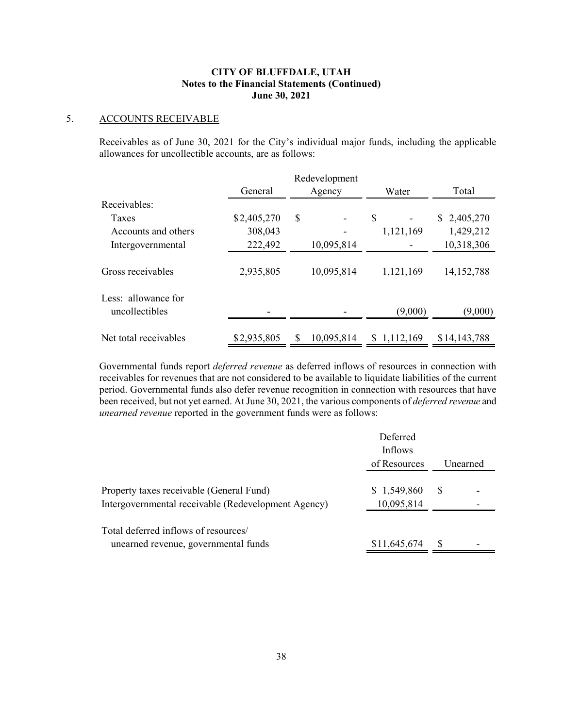**CITY OF BLUFFDALE, UTAH**
**Notes to the Financial Statements (Continued)**
**June 30, 2021**

5. ACCOUNTS RECEIVABLE

Receivables as of June 30, 2021 for the City's individual major funds, including the applicable allowances for uncollectible accounts, are as follows:

| | General | Redevelopment Agency | Water | Total |
|---|---|---|---|---|
| Receivables: | | | | |
| Taxes | $2,405,270 | $ - | $ - | $ 2,405,270 |
| Accounts and others | 308,043 | - | 1,121,169 | 1,429,212 |
| Intergovernmental | 222,492 | 10,095,814 | - | 10,318,306 |
| Gross receivables | 2,935,805 | 10,095,814 | 1,121,169 | 14,152,788 |
| Less: allowance for uncollectibles | - | - | (9,000) | (9,000) |
| Net total receivables | $2,935,805 | $ 10,095,814 | $ 1,112,169 | $14,143,788 |

Governmental funds report *deferred revenue* as deferred inflows of resources in connection with receivables for revenues that are not considered to be available to liquidate liabilities of the current period. Governmental funds also defer revenue recognition in connection with resources that have been received, but not yet earned. At June 30, 2021, the various components of *deferred revenue* and *unearned revenue* reported in the government funds were as follows:

| | Deferred Inflows of Resources | Unearned |
|---|---|---|
| Property taxes receivable (General Fund) | $ 1,549,860 | $ - |
| Intergovernmental receivable (Redevelopment Agency) | 10,095,814 | - |
| Total deferred inflows of resources/ unearned revenue, governmental funds | $11,645,674 | $ - |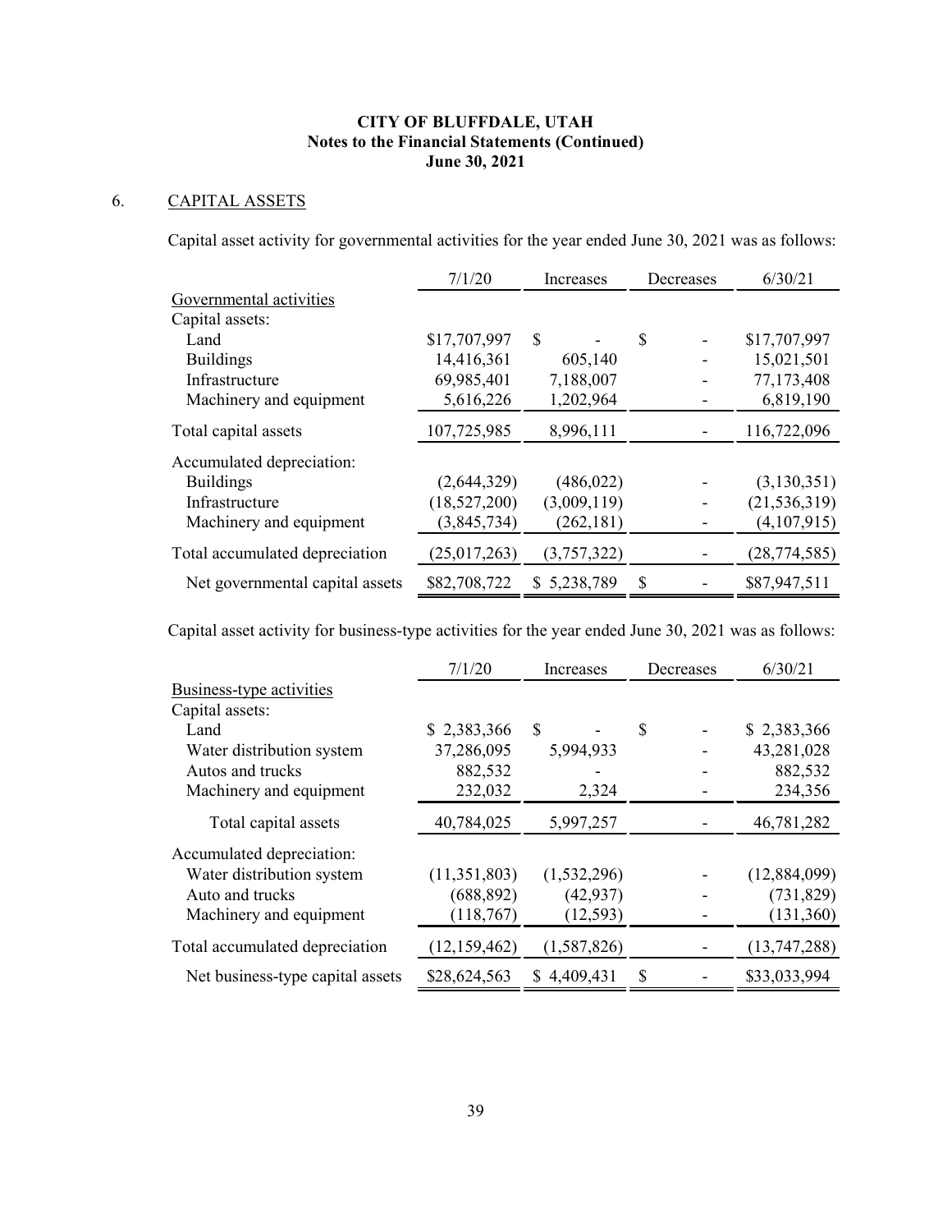**CITY OF BLUFFDALE, UTAH**
**Notes to the Financial Statements (Continued)**
**June 30, 2021**

## 6. CAPITAL ASSETS

Capital asset activity for governmental activities for the year ended June 30, 2021 was as follows:

| | 7/1/20 | Increases | Decreases | 6/30/21 |
|---|---|---|---|---|
| Governmental activities | | | | |
| Capital assets: | | | | |
| Land | $17,707,997 | $ - | $ - | $17,707,997 |
| Buildings | 14,416,361 | 605,140 | - | 15,021,501 |
| Infrastructure | 69,985,401 | 7,188,007 | - | 77,173,408 |
| Machinery and equipment | 5,616,226 | 1,202,964 | - | 6,819,190 |
| Total capital assets | 107,725,985 | 8,996,111 | - | 116,722,096 |
| Accumulated depreciation: | | | | |
| Buildings | (2,644,329) | (486,022) | - | (3,130,351) |
| Infrastructure | (18,527,200) | (3,009,119) | - | (21,536,319) |
| Machinery and equipment | (3,845,734) | (262,181) | - | (4,107,915) |
| Total accumulated depreciation | (25,017,263) | (3,757,322) | - | (28,774,585) |
| Net governmental capital assets | $82,708,722 | $ 5,238,789 | $ - | $87,947,511 |

Capital asset activity for business-type activities for the year ended June 30, 2021 was as follows:

| | 7/1/20 | Increases | Decreases | 6/30/21 |
|---|---|---|---|---|
| Business-type activities | | | | |
| Capital assets: | | | | |
| Land | $ 2,383,366 | $ - | $ - | $ 2,383,366 |
| Water distribution system | 37,286,095 | 5,994,933 | - | 43,281,028 |
| Autos and trucks | 882,532 | - | - | 882,532 |
| Machinery and equipment | 232,032 | 2,324 | - | 234,356 |
| Total capital assets | 40,784,025 | 5,997,257 | - | 46,781,282 |
| Accumulated depreciation: | | | | |
| Water distribution system | (11,351,803) | (1,532,296) | - | (12,884,099) |
| Auto and trucks | (688,892) | (42,937) | - | (731,829) |
| Machinery and equipment | (118,767) | (12,593) | - | (131,360) |
| Total accumulated depreciation | (12,159,462) | (1,587,826) | - | (13,747,288) |
| Net business-type capital assets | $28,624,563 | $ 4,409,431 | $ - | $33,033,994 |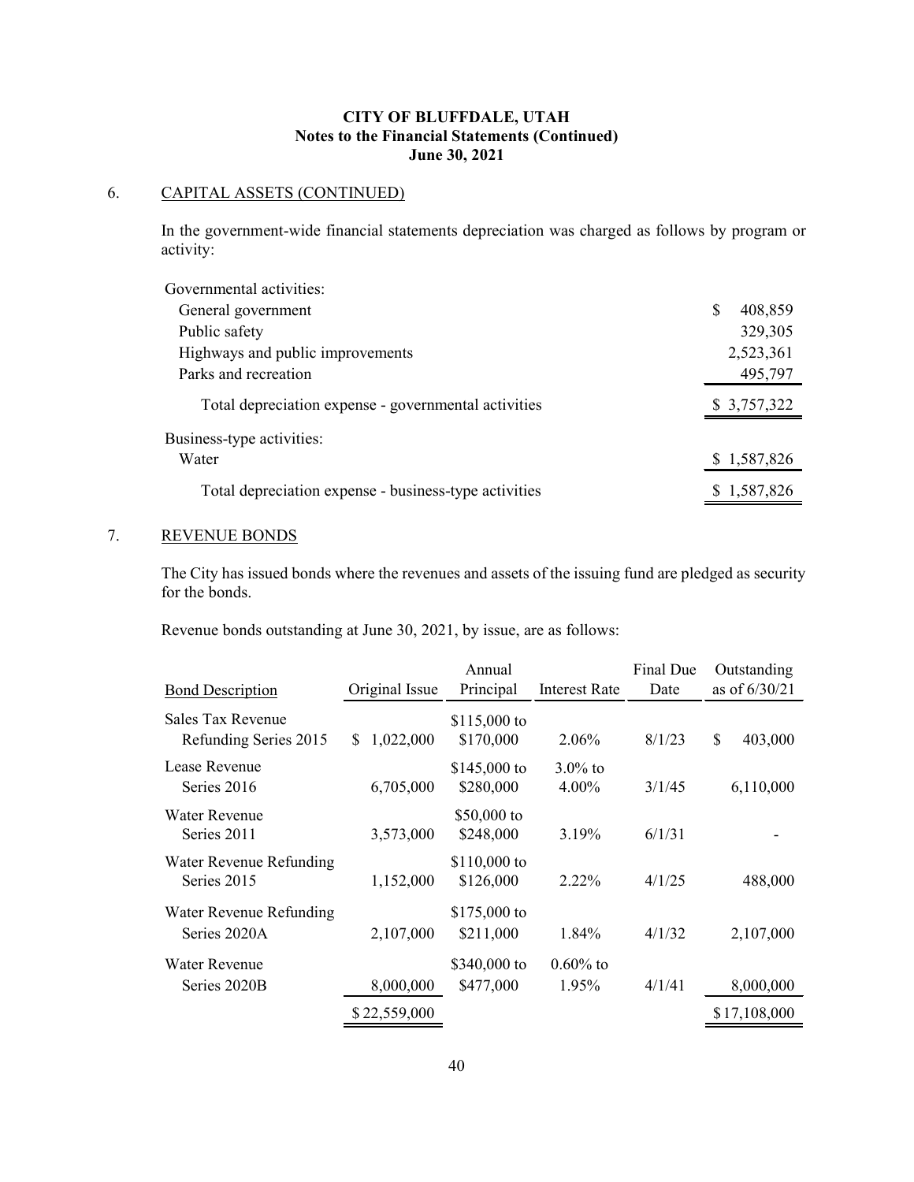**CITY OF BLUFFDALE, UTAH**
**Notes to the Financial Statements (Continued)**
**June 30, 2021**

## 6. CAPITAL ASSETS (CONTINUED)

In the government-wide financial statements depreciation was charged as follows by program or activity:

| | |
|---|---|
| Governmental activities: | |
| General government | $ 408,859 |
| Public safety | 329,305 |
| Highways and public improvements | 2,523,361 |
| Parks and recreation | 495,797 |
| Total depreciation expense - governmental activities | $ 3,757,322 |
| Business-type activities: | |
| Water | $ 1,587,826 |
| Total depreciation expense - business-type activities | $ 1,587,826 |

## 7. REVENUE BONDS

The City has issued bonds where the revenues and assets of the issuing fund are pledged as security for the bonds.

Revenue bonds outstanding at June 30, 2021, by issue, are as follows:

| Bond Description | Original Issue | Annual Principal | Interest Rate | Final Due Date | Outstanding as of 6/30/21 |
|---|---|---|---|---|---|
| Sales Tax Revenue Refunding Series 2015 | $ 1,022,000 | $115,000 to $170,000 | 2.06% | 8/1/23 | $ 403,000 |
| Lease Revenue Series 2016 | 6,705,000 | $145,000 to $280,000 | 3.0% to 4.00% | 3/1/45 | 6,110,000 |
| Water Revenue Series 2011 | 3,573,000 | $50,000 to $248,000 | 3.19% | 6/1/31 | - |
| Water Revenue Refunding Series 2015 | 1,152,000 | $110,000 to $126,000 | 2.22% | 4/1/25 | 488,000 |
| Water Revenue Refunding Series 2020A | 2,107,000 | $175,000 to $211,000 | 1.84% | 4/1/32 | 2,107,000 |
| Water Revenue Series 2020B | 8,000,000 | $340,000 to $477,000 | 0.60% to 1.95% | 4/1/41 | 8,000,000 |
| | $ 22,559,000 | | | | $ 17,108,000 |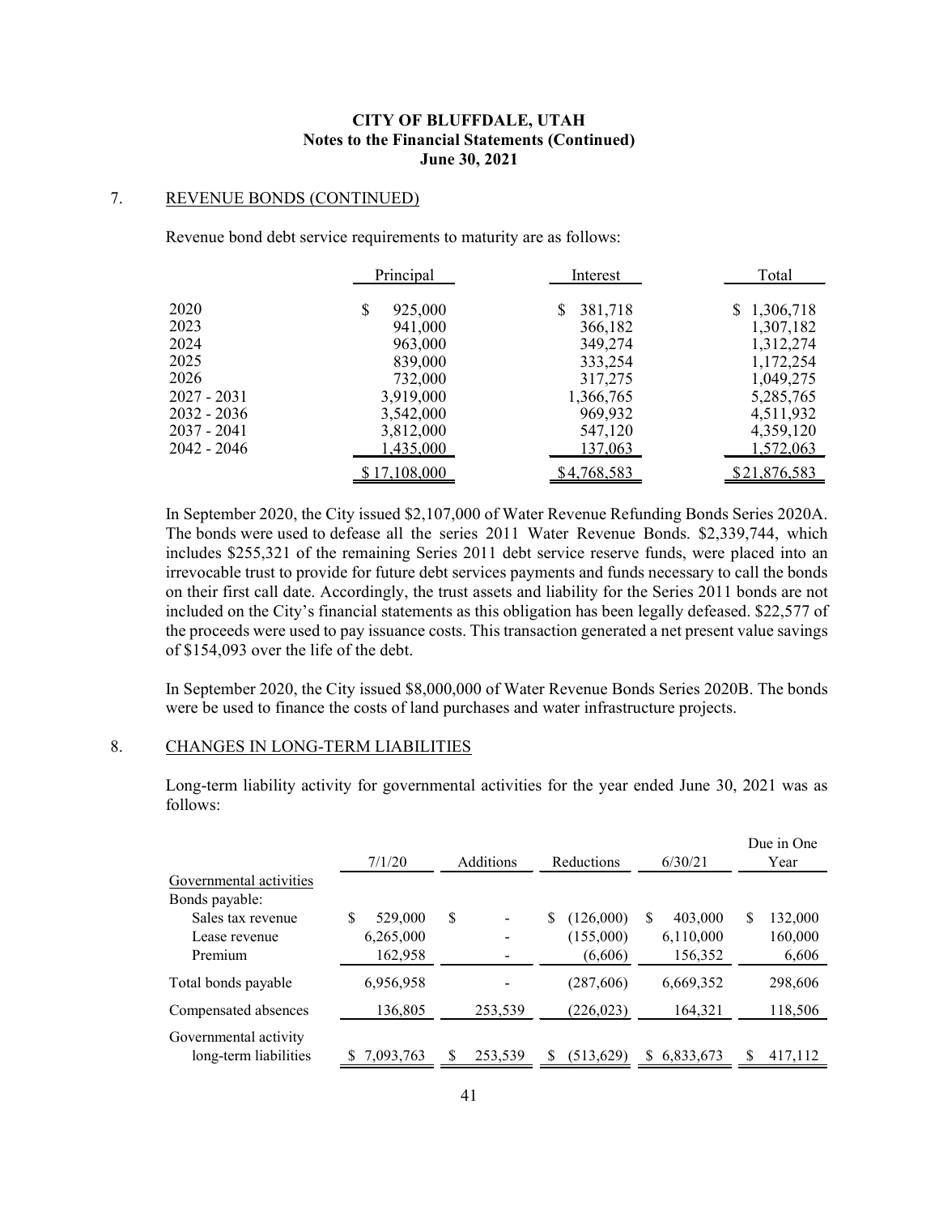## CITY OF BLUFFDALE, UTAH
**Notes to the Financial Statements (Continued)**
**June 30, 2021**

### 7. REVENUE BONDS (CONTINUED)

Revenue bond debt service requirements to maturity are as follows:

| | Principal | Interest | Total |
|---|---|---|---|
| 2020 | $ 925,000 | $ 381,718 | $ 1,306,718 |
| 2023 | 941,000 | 366,182 | 1,307,182 |
| 2024 | 963,000 | 349,274 | 1,312,274 |
| 2025 | 839,000 | 333,254 | 1,172,254 |
| 2026 | 732,000 | 317,275 | 1,049,275 |
| 2027 - 2031 | 3,919,000 | 1,366,765 | 5,285,765 |
| 2032 - 2036 | 3,542,000 | 969,932 | 4,511,932 |
| 2037 - 2041 | 3,812,000 | 547,120 | 4,359,120 |
| 2042 - 2046 | 1,435,000 | 137,063 | 1,572,063 |
| | $ 17,108,000 | $ 4,768,583 | $ 21,876,583 |

In September 2020, the City issued $2,107,000 of Water Revenue Refunding Bonds Series 2020A. The bonds were used to defease all the series 2011 Water Revenue Bonds. $2,339,744, which includes $255,321 of the remaining Series 2011 debt service reserve funds, were placed into an irrevocable trust to provide for future debt services payments and funds necessary to call the bonds on their first call date. Accordingly, the trust assets and liability for the Series 2011 bonds are not included on the City's financial statements as this obligation has been legally defeased. $22,577 of the proceeds were used to pay issuance costs. This transaction generated a net present value savings of $154,093 over the life of the debt.

In September 2020, the City issued $8,000,000 of Water Revenue Bonds Series 2020B. The bonds were be used to finance the costs of land purchases and water infrastructure projects.

### 8. CHANGES IN LONG-TERM LIABILITIES

Long-term liability activity for governmental activities for the year ended June 30, 2021 was as follows:

| | 7/1/20 | Additions | Reductions | 6/30/21 | Due in One Year |
|---|---|---|---|---|---|
| Governmental activities | | | | | |
| Bonds payable: | | | | | |
| Sales tax revenue | $ 529,000 | $ - | $ (126,000) | $ 403,000 | $ 132,000 |
| Lease revenue | 6,265,000 | - | (155,000) | 6,110,000 | 160,000 |
| Premium | 162,958 | - | (6,606) | 156,352 | 6,606 |
| Total bonds payable | 6,956,958 | - | (287,606) | 6,669,352 | 298,606 |
| Compensated absences | 136,805 | 253,539 | (226,023) | 164,321 | 118,506 |
| Governmental activity long-term liabilities | $ 7,093,763 | $ 253,539 | $ (513,629) | $ 6,833,673 | $ 417,112 |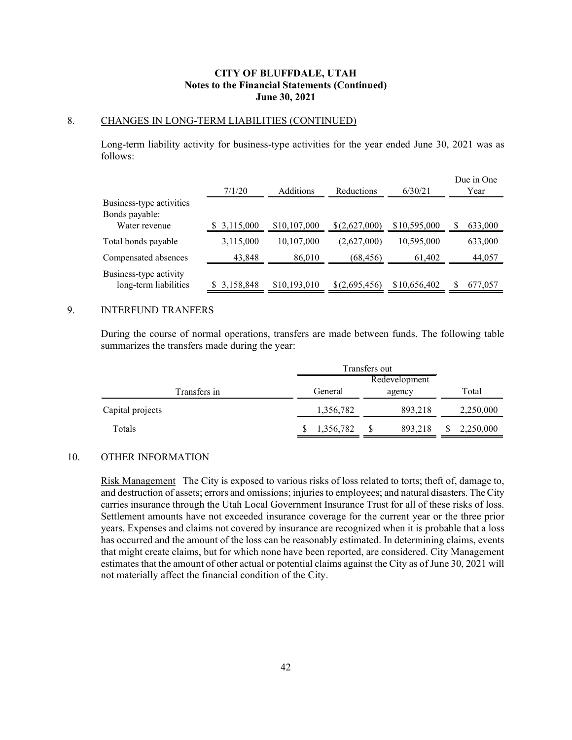## CITY OF BLUFFDALE, UTAH
## Notes to the Financial Statements (Continued)
## June 30, 2021

### 8. CHANGES IN LONG-TERM LIABILITIES (CONTINUED)

Long-term liability activity for business-type activities for the year ended June 30, 2021 was as follows:

| | 7/1/20 | Additions | Reductions | 6/30/21 | Due in One Year |
|---|---|---|---|---|---|
| Business-type activities | | | | | |
| Bonds payable: | | | | | |
| Water revenue | $ 3,115,000 | $10,107,000 | $(2,627,000) | $10,595,000 | $ 633,000 |
| Total bonds payable | 3,115,000 | 10,107,000 | (2,627,000) | 10,595,000 | 633,000 |
| Compensated absences | 43,848 | 86,010 | (68,456) | 61,402 | 44,057 |
| Business-type activity long-term liabilities | $ 3,158,848 | $10,193,010 | $(2,695,456) | $10,656,402 | $ 677,057 |

### 9. INTERFUND TRANFERS

During the course of normal operations, transfers are made between funds. The following table summarizes the transfers made during the year:

| | Transfers out | | |
|---|---|---|---|
| Transfers in | General | Redevelopment agency | Total |
| Capital projects | 1,356,782 | 893,218 | 2,250,000 |
| Totals | $ 1,356,782 | $ 893,218 | $ 2,250,000 |

### 10. OTHER INFORMATION

Risk Management The City is exposed to various risks of loss related to torts; theft of, damage to, and destruction of assets; errors and omissions; injuries to employees; and natural disasters. The City carries insurance through the Utah Local Government Insurance Trust for all of these risks of loss. Settlement amounts have not exceeded insurance coverage for the current year or the three prior years. Expenses and claims not covered by insurance are recognized when it is probable that a loss has occurred and the amount of the loss can be reasonably estimated. In determining claims, events that might create claims, but for which none have been reported, are considered. City Management estimates that the amount of other actual or potential claims against the City as of June 30, 2021 will not materially affect the financial condition of the City.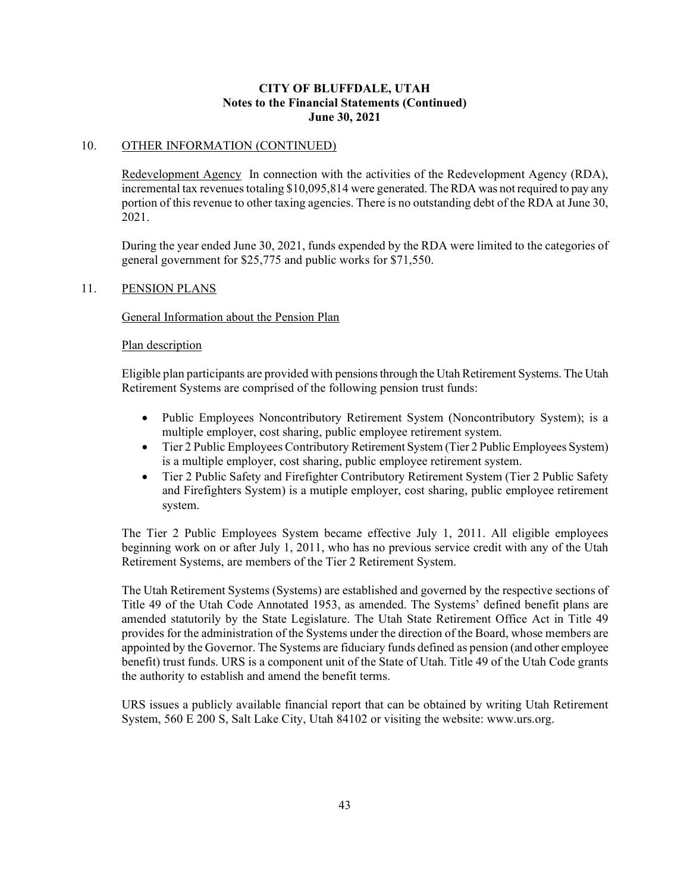**CITY OF BLUFFDALE, UTAH**
**Notes to the Financial Statements (Continued)**
**June 30, 2021**

## 10. OTHER INFORMATION (CONTINUED)

Redevelopment Agency  In connection with the activities of the Redevelopment Agency (RDA), incremental tax revenues totaling $10,095,814 were generated. The RDA was not required to pay any portion of this revenue to other taxing agencies. There is no outstanding debt of the RDA at June 30, 2021.

During the year ended June 30, 2021, funds expended by the RDA were limited to the categories of general government for $25,775 and public works for $71,550.

## 11. PENSION PLANS

### General Information about the Pension Plan

#### Plan description

Eligible plan participants are provided with pensions through the Utah Retirement Systems. The Utah Retirement Systems are comprised of the following pension trust funds:

- Public Employees Noncontributory Retirement System (Noncontributory System); is a multiple employer, cost sharing, public employee retirement system.
- Tier 2 Public Employees Contributory Retirement System (Tier 2 Public Employees System) is a multiple employer, cost sharing, public employee retirement system.
- Tier 2 Public Safety and Firefighter Contributory Retirement System (Tier 2 Public Safety and Firefighters System) is a mutiple employer, cost sharing, public employee retirement system.

The Tier 2 Public Employees System became effective July 1, 2011. All eligible employees beginning work on or after July 1, 2011, who has no previous service credit with any of the Utah Retirement Systems, are members of the Tier 2 Retirement System.

The Utah Retirement Systems (Systems) are established and governed by the respective sections of Title 49 of the Utah Code Annotated 1953, as amended. The Systems' defined benefit plans are amended statutorily by the State Legislature. The Utah State Retirement Office Act in Title 49 provides for the administration of the Systems under the direction of the Board, whose members are appointed by the Governor. The Systems are fiduciary funds defined as pension (and other employee benefit) trust funds. URS is a component unit of the State of Utah. Title 49 of the Utah Code grants the authority to establish and amend the benefit terms.

URS issues a publicly available financial report that can be obtained by writing Utah Retirement System, 560 E 200 S, Salt Lake City, Utah 84102 or visiting the website: www.urs.org.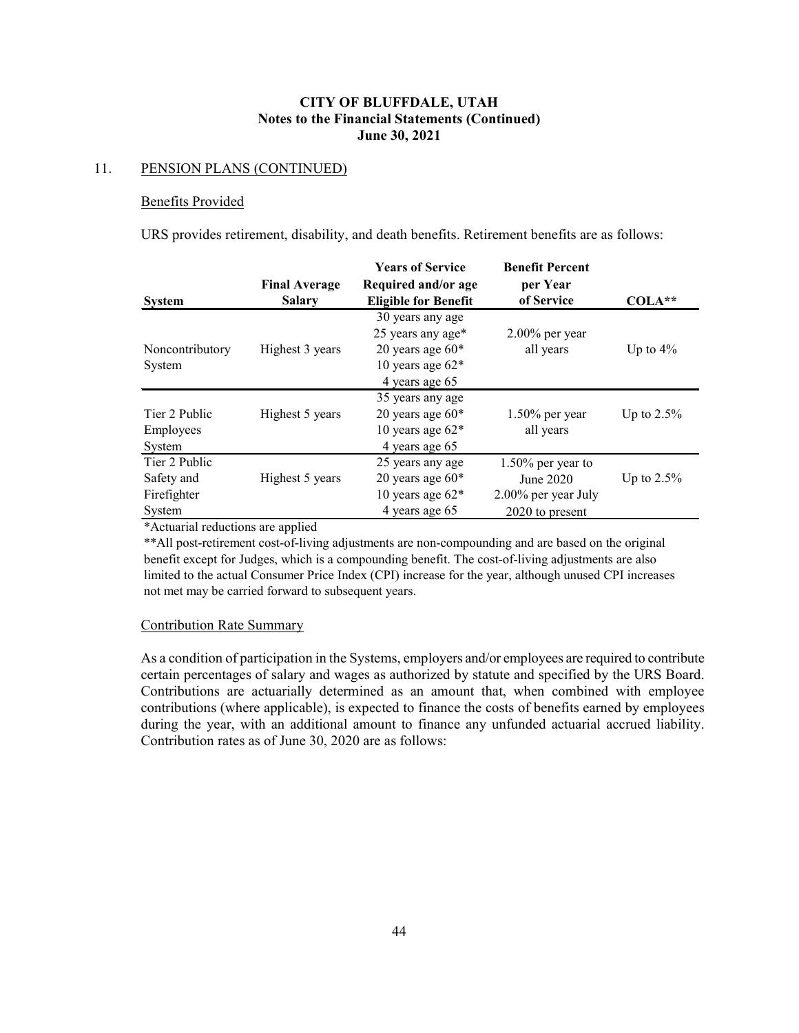# CITY OF BLUFFDALE, UTAH
## Notes to the Financial Statements (Continued)
## June 30, 2021

11. PENSION PLANS (CONTINUED)

### Benefits Provided

URS provides retirement, disability, and death benefits. Retirement benefits are as follows:

| System | Final Average Salary | Years of Service Required and/or age Eligible for Benefit | Benefit Percent per Year of Service | COLA** |
|---|---|---|---|---|
| Noncontributory System | Highest 3 years | 30 years any age<br>25 years any age*<br>20 years age 60*<br>10 years age 62*<br>4 years age 65 | 2.00% per year all years | Up to 4% |
| Tier 2 Public Employees System | Highest 5 years | 35 years any age<br>20 years age 60*<br>10 years age 62*<br>4 years age 65 | 1.50% per year all years | Up to 2.5% |
| Tier 2 Public Safety and Firefighter System | Highest 5 years | 25 years any age<br>20 years age 60*<br>10 years age 62*<br>4 years age 65 | 1.50% per year to June 2020<br>2.00% per year July 2020 to present | Up to 2.5% |

*Actuarial reductions are applied

**All post-retirement cost-of-living adjustments are non-compounding and are based on the original benefit except for Judges, which is a compounding benefit. The cost-of-living adjustments are also limited to the actual Consumer Price Index (CPI) increase for the year, although unused CPI increases not met may be carried forward to subsequent years.

### Contribution Rate Summary

As a condition of participation in the Systems, employers and/or employees are required to contribute certain percentages of salary and wages as authorized by statute and specified by the URS Board. Contributions are actuarially determined as an amount that, when combined with employee contributions (where applicable), is expected to finance the costs of benefits earned by employees during the year, with an additional amount to finance any unfunded actuarial accrued liability. Contribution rates as of June 30, 2020 are as follows: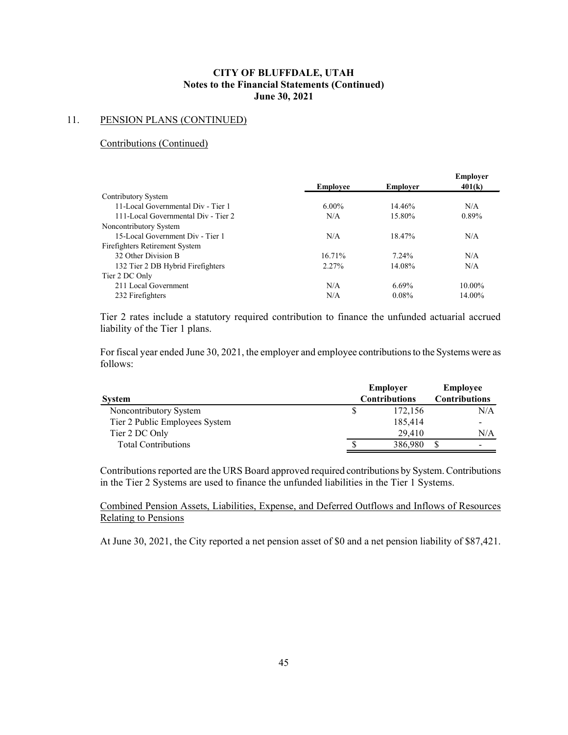# CITY OF BLUFFDALE, UTAH
## Notes to the Financial Statements (Continued)
## June 30, 2021

11. PENSION PLANS (CONTINUED)

Contributions (Continued)

| | Employee | Employer | Employer 401(k) |
|---|---|---|---|
| Contributory System | | | |
| 11-Local Governmental Div - Tier 1 | 6.00% | 14.46% | N/A |
| 111-Local Governmental Div - Tier 2 | N/A | 15.80% | 0.89% |
| Noncontributory System | | | |
| 15-Local Government Div - Tier 1 | N/A | 18.47% | N/A |
| Firefighters Retirement System | | | |
| 32 Other Division B | 16.71% | 7.24% | N/A |
| 132 Tier 2 DB Hybrid Firefighters | 2.27% | 14.08% | N/A |
| Tier 2 DC Only | | | |
| 211 Local Government | N/A | 6.69% | 10.00% |
| 232 Firefighters | N/A | 0.08% | 14.00% |

Tier 2 rates include a statutory required contribution to finance the unfunded actuarial accrued liability of the Tier 1 plans.

For fiscal year ended June 30, 2021, the employer and employee contributions to the Systems were as follows:

| System | Employer Contributions | Employee Contributions |
|---|---|---|
| Noncontributory System | $ 172,156 | N/A |
| Tier 2 Public Employees System | 185,414 | - |
| Tier 2 DC Only | 29,410 | N/A |
| Total Contributions | $ 386,980 | $ - |

Contributions reported are the URS Board approved required contributions by System. Contributions in the Tier 2 Systems are used to finance the unfunded liabilities in the Tier 1 Systems.

Combined Pension Assets, Liabilities, Expense, and Deferred Outflows and Inflows of Resources Relating to Pensions

At June 30, 2021, the City reported a net pension asset of $0 and a net pension liability of $87,421.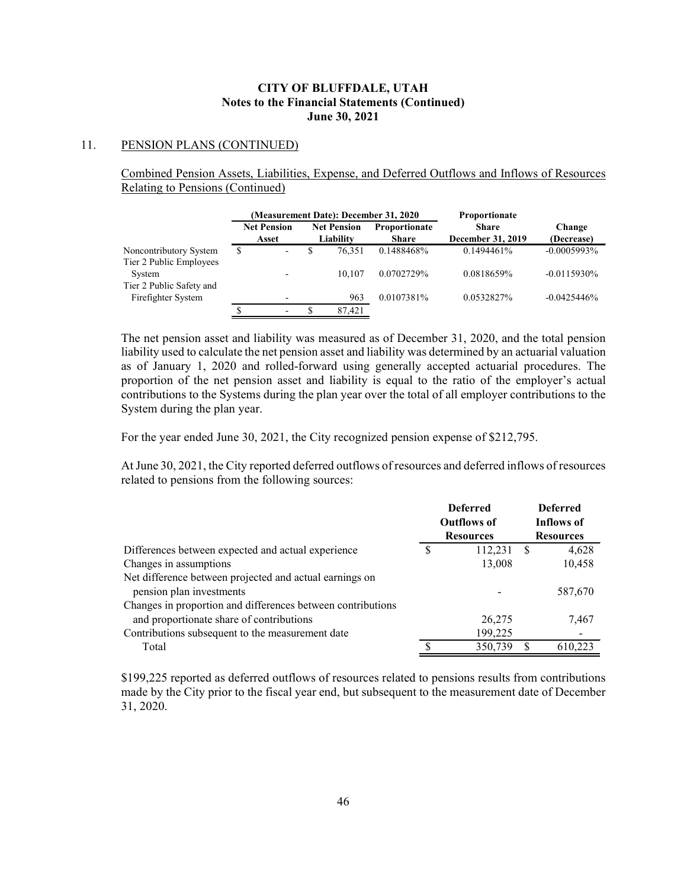**CITY OF BLUFFDALE, UTAH**
**Notes to the Financial Statements (Continued)**
**June 30, 2021**

11. PENSION PLANS (CONTINUED)

Combined Pension Assets, Liabilities, Expense, and Deferred Outflows and Inflows of Resources Relating to Pensions (Continued)

| | (Measurement Date): December 31, 2020 | | | Proportionate | |
|---|---|---|---|---|---|
| | Net Pension Asset | Net Pension Liability | Proportionate Share | Share December 31, 2019 | Change (Decrease) |
| Noncontributory System | $ - | $ 76,351 | 0.1488468% | 0.1494461% | -0.0005993% |
| Tier 2 Public Employees System | - | 10,107 | 0.0702729% | 0.0818659% | -0.0115930% |
| Tier 2 Public Safety and Firefighter System | - | 963 | 0.0107381% | 0.0532827% | -0.0425446% |
| | $ - | $ 87,421 | | | |

The net pension asset and liability was measured as of December 31, 2020, and the total pension liability used to calculate the net pension asset and liability was determined by an actuarial valuation as of January 1, 2020 and rolled-forward using generally accepted actuarial procedures. The proportion of the net pension asset and liability is equal to the ratio of the employer's actual contributions to the Systems during the plan year over the total of all employer contributions to the System during the plan year.

For the year ended June 30, 2021, the City recognized pension expense of $212,795.

At June 30, 2021, the City reported deferred outflows of resources and deferred inflows of resources related to pensions from the following sources:

| | Deferred Outflows of Resources | Deferred Inflows of Resources |
|---|---|---|
| Differences between expected and actual experience | $ 112,231 | $ 4,628 |
| Changes in assumptions | 13,008 | 10,458 |
| Net difference between projected and actual earnings on pension plan investments | - | 587,670 |
| Changes in proportion and differences between contributions and proportionate share of contributions | 26,275 | 7,467 |
| Contributions subsequent to the measurement date | 199,225 | - |
| Total | $ 350,739 | $ 610,223 |

$199,225 reported as deferred outflows of resources related to pensions results from contributions made by the City prior to the fiscal year end, but subsequent to the measurement date of December 31, 2020.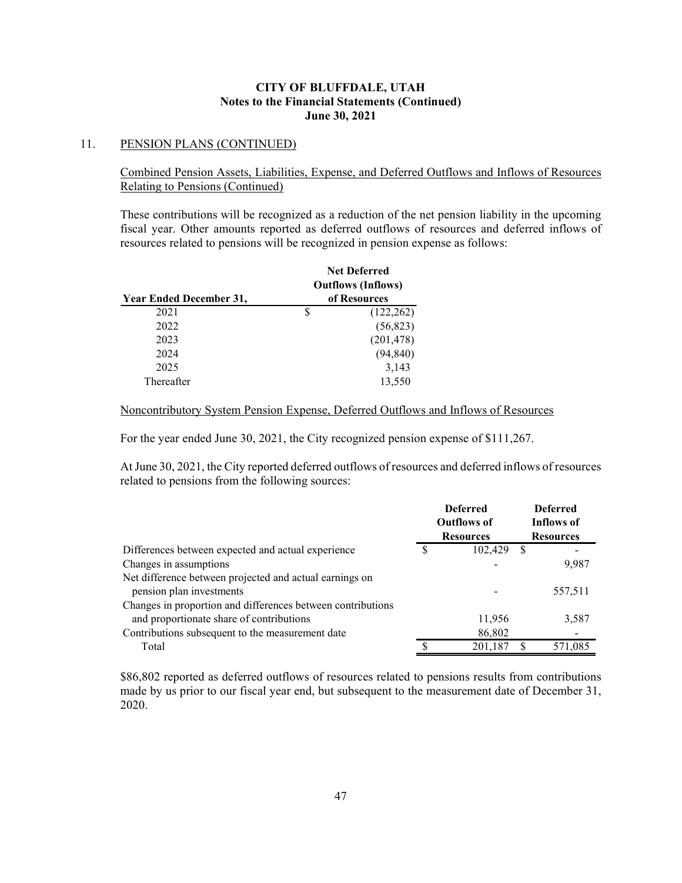**CITY OF BLUFFDALE, UTAH**
**Notes to the Financial Statements (Continued)**
**June 30, 2021**

11. PENSION PLANS (CONTINUED)

Combined Pension Assets, Liabilities, Expense, and Deferred Outflows and Inflows of Resources Relating to Pensions (Continued)

These contributions will be recognized as a reduction of the net pension liability in the upcoming fiscal year. Other amounts reported as deferred outflows of resources and deferred inflows of resources related to pensions will be recognized in pension expense as follows:

| Year Ended December 31, | Net Deferred Outflows (Inflows) of Resources |
|---|---|
| 2021 | $ (122,262) |
| 2022 | (56,823) |
| 2023 | (201,478) |
| 2024 | (94,840) |
| 2025 | 3,143 |
| Thereafter | 13,550 |

Noncontributory System Pension Expense, Deferred Outflows and Inflows of Resources

For the year ended June 30, 2021, the City recognized pension expense of $111,267.

At June 30, 2021, the City reported deferred outflows of resources and deferred inflows of resources related to pensions from the following sources:

| | Deferred Outflows of Resources | Deferred Inflows of Resources |
|---|---|---|
| Differences between expected and actual experience | $ 102,429 | $ - |
| Changes in assumptions | - | 9,987 |
| Net difference between projected and actual earnings on pension plan investments | - | 557,511 |
| Changes in proportion and differences between contributions and proportionate share of contributions | 11,956 | 3,587 |
| Contributions subsequent to the measurement date | 86,802 | - |
| Total | $ 201,187 | $ 571,085 |

$86,802 reported as deferred outflows of resources related to pensions results from contributions made by us prior to our fiscal year end, but subsequent to the measurement date of December 31, 2020.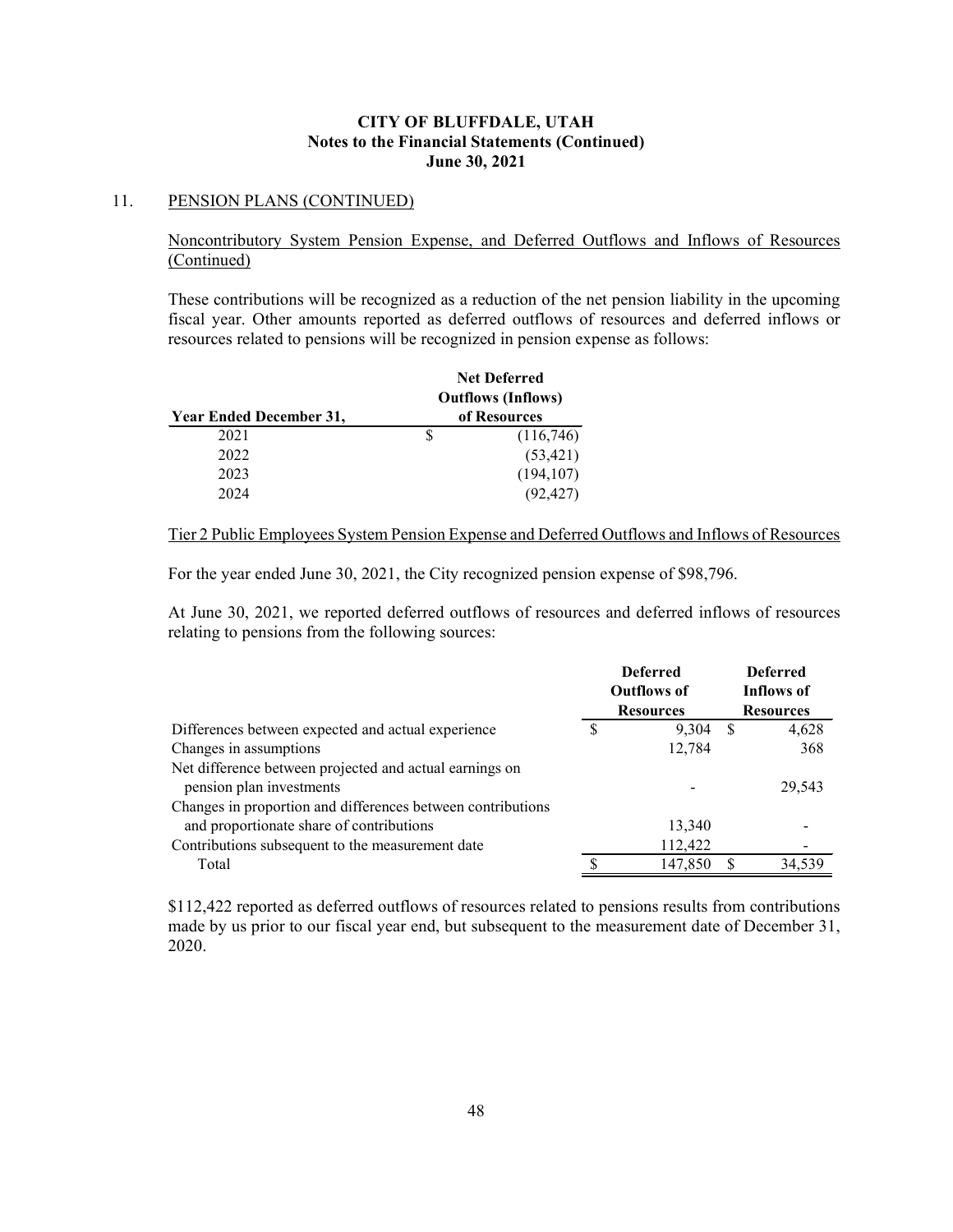# CITY OF BLUFFDALE, UTAH
## Notes to the Financial Statements (Continued)
## June 30, 2021

11. PENSION PLANS (CONTINUED)

Noncontributory System Pension Expense, and Deferred Outflows and Inflows of Resources (Continued)

These contributions will be recognized as a reduction of the net pension liability in the upcoming fiscal year. Other amounts reported as deferred outflows of resources and deferred inflows or resources related to pensions will be recognized in pension expense as follows:

| Year Ended December 31, | Net Deferred Outflows (Inflows) of Resources |
|---|---|
| 2021 | $ (116,746) |
| 2022 | (53,421) |
| 2023 | (194,107) |
| 2024 | (92,427) |

Tier 2 Public Employees System Pension Expense and Deferred Outflows and Inflows of Resources

For the year ended June 30, 2021, the City recognized pension expense of $98,796.

At June 30, 2021, we reported deferred outflows of resources and deferred inflows of resources relating to pensions from the following sources:

| | Deferred Outflows of Resources | Deferred Inflows of Resources |
|---|---|---|
| Differences between expected and actual experience | $ 9,304 | $ 4,628 |
| Changes in assumptions | 12,784 | 368 |
| Net difference between projected and actual earnings on pension plan investments | - | 29,543 |
| Changes in proportion and differences between contributions and proportionate share of contributions | 13,340 | - |
| Contributions subsequent to the measurement date | 112,422 | - |
| Total | $ 147,850 | $ 34,539 |

$112,422 reported as deferred outflows of resources related to pensions results from contributions made by us prior to our fiscal year end, but subsequent to the measurement date of December 31, 2020.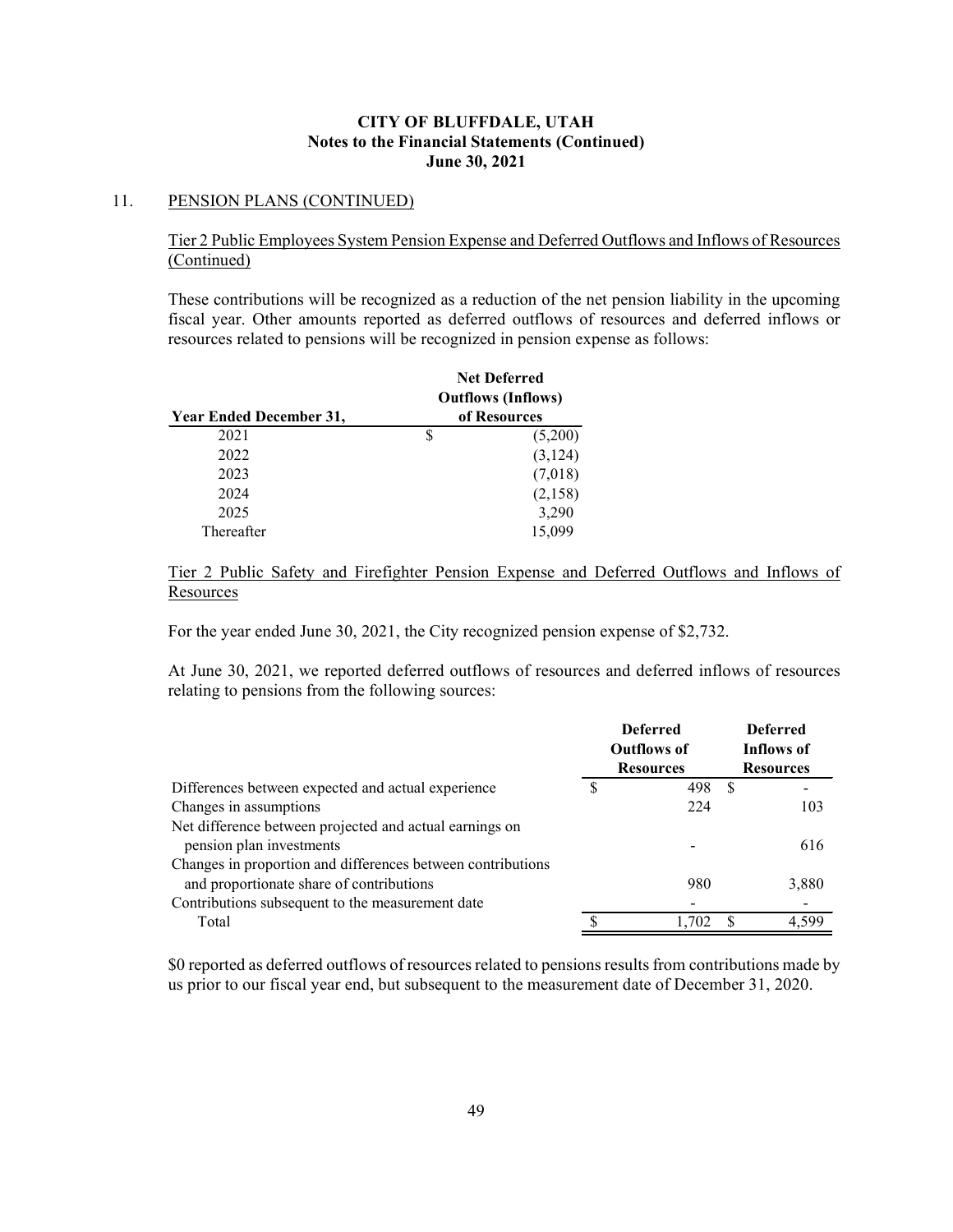### 11. PENSION PLANS (CONTINUED)

Tier 2 Public Employees System Pension Expense and Deferred Outflows and Inflows of Resources (Continued)

These contributions will be recognized as a reduction of the net pension liability in the upcoming fiscal year. Other amounts reported as deferred outflows of resources and deferred inflows or resources related to pensions will be recognized in pension expense as follows:

| Year Ended December 31, | Net Deferred Outflows (Inflows) of Resources |
|---|---|
| 2021 | $ (5,200) |
| 2022 | (3,124) |
| 2023 | (7,018) |
| 2024 | (2,158) |
| 2025 | 3,290 |
| Thereafter | 15,099 |

Tier 2 Public Safety and Firefighter Pension Expense and Deferred Outflows and Inflows of Resources

For the year ended June 30, 2021, the City recognized pension expense of $2,732.

At June 30, 2021, we reported deferred outflows of resources and deferred inflows of resources relating to pensions from the following sources:

| | Deferred Outflows of Resources | Deferred Inflows of Resources |
|---|---|---|
| Differences between expected and actual experience | $ 498 | $ - |
| Changes in assumptions | 224 | 103 |
| Net difference between projected and actual earnings on pension plan investments | - | 616 |
| Changes in proportion and differences between contributions and proportionate share of contributions | 980 | 3,880 |
| Contributions subsequent to the measurement date | - | - |
| Total | $ 1,702 | $ 4,599 |

$0 reported as deferred outflows of resources related to pensions results from contributions made by us prior to our fiscal year end, but subsequent to the measurement date of December 31, 2020.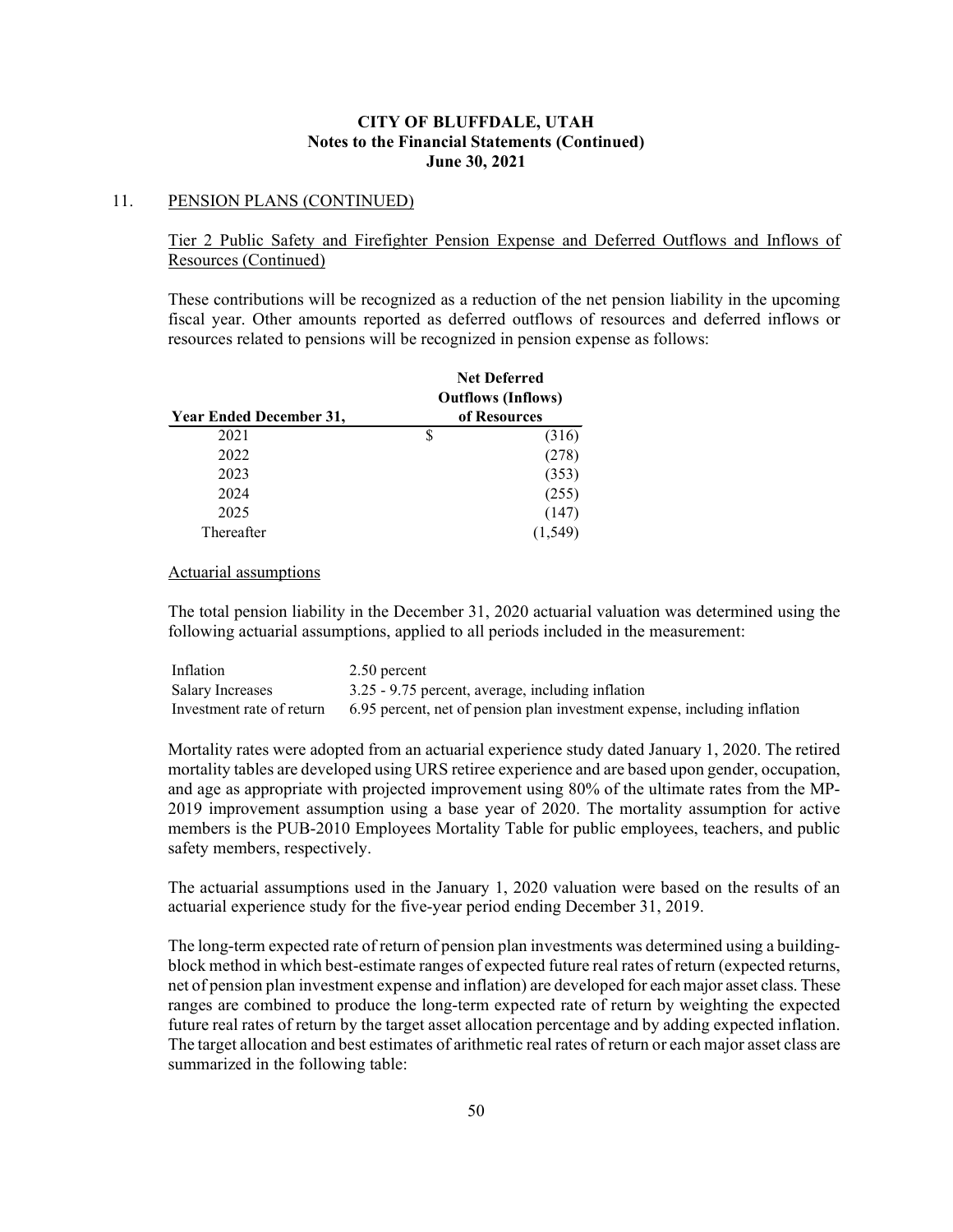## 11. PENSION PLANS (CONTINUED)

Tier 2 Public Safety and Firefighter Pension Expense and Deferred Outflows and Inflows of Resources (Continued)

These contributions will be recognized as a reduction of the net pension liability in the upcoming fiscal year. Other amounts reported as deferred outflows of resources and deferred inflows or resources related to pensions will be recognized in pension expense as follows:

| Year Ended December 31, | Net Deferred Outflows (Inflows) of Resources |
|---|---|
| 2021 | $ (316) |
| 2022 | (278) |
| 2023 | (353) |
| 2024 | (255) |
| 2025 | (147) |
| Thereafter | (1,549) |

### Actuarial assumptions

The total pension liability in the December 31, 2020 actuarial valuation was determined using the following actuarial assumptions, applied to all periods included in the measurement:

| | |
|---|---|
| Inflation | 2.50 percent |
| Salary Increases | 3.25 - 9.75 percent, average, including inflation |
| Investment rate of return | 6.95 percent, net of pension plan investment expense, including inflation |

Mortality rates were adopted from an actuarial experience study dated January 1, 2020. The retired mortality tables are developed using URS retiree experience and are based upon gender, occupation, and age as appropriate with projected improvement using 80% of the ultimate rates from the MP-2019 improvement assumption using a base year of 2020. The mortality assumption for active members is the PUB-2010 Employees Mortality Table for public employees, teachers, and public safety members, respectively.

The actuarial assumptions used in the January 1, 2020 valuation were based on the results of an actuarial experience study for the five-year period ending December 31, 2019.

The long-term expected rate of return of pension plan investments was determined using a building-block method in which best-estimate ranges of expected future real rates of return (expected returns, net of pension plan investment expense and inflation) are developed for each major asset class. These ranges are combined to produce the long-term expected rate of return by weighting the expected future real rates of return by the target asset allocation percentage and by adding expected inflation. The target allocation and best estimates of arithmetic real rates of return or each major asset class are summarized in the following table: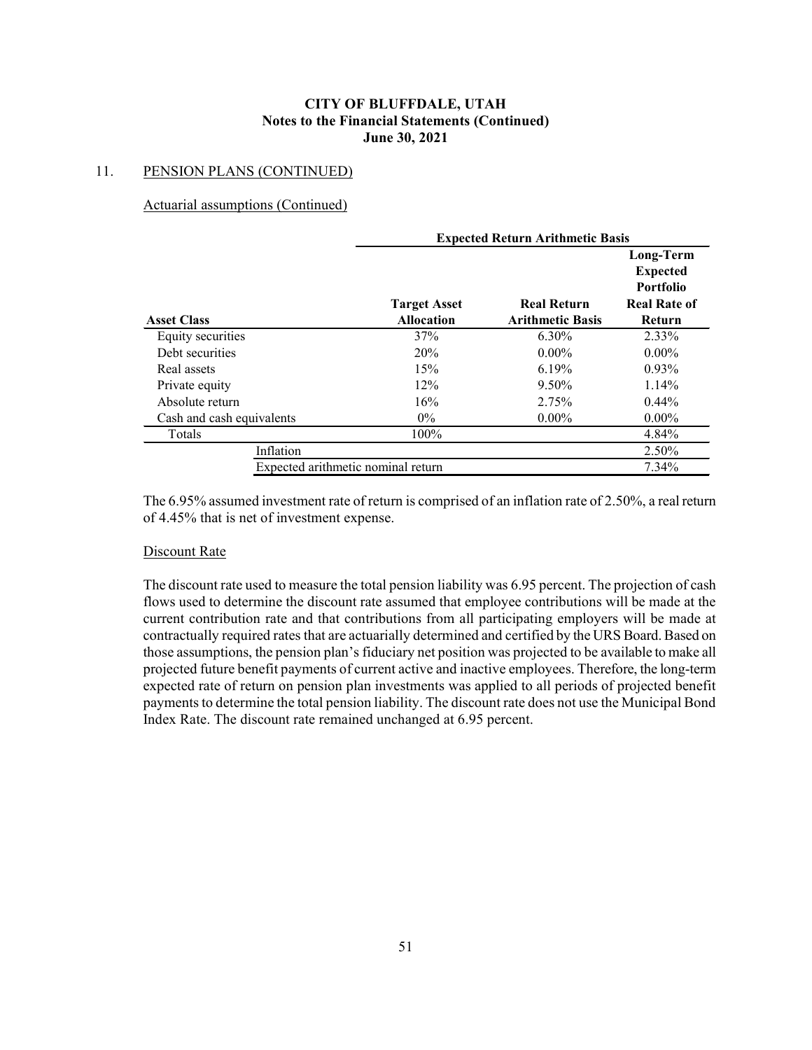# CITY OF BLUFFDALE, UTAH
## Notes to the Financial Statements (Continued)
## June 30, 2021

### 11. PENSION PLANS (CONTINUED)

#### Actuarial assumptions (Continued)

| | Expected Return Arithmetic Basis | | |
|---|---|---|---|
| **Asset Class** | **Target Asset Allocation** | **Real Return Arithmetic Basis** | **Long-Term Expected Portfolio Real Rate of Return** |
| Equity securities | 37% | 6.30% | 2.33% |
| Debt securities | 20% | 0.00% | 0.00% |
| Real assets | 15% | 6.19% | 0.93% |
| Private equity | 12% | 9.50% | 1.14% |
| Absolute return | 16% | 2.75% | 0.44% |
| Cash and cash equivalents | 0% | 0.00% | 0.00% |
| Totals | 100% | | 4.84% |
| Inflation | | | 2.50% |
| Expected arithmetic nominal return | | | 7.34% |

The 6.95% assumed investment rate of return is comprised of an inflation rate of 2.50%, a real return of 4.45% that is net of investment expense.

#### Discount Rate

The discount rate used to measure the total pension liability was 6.95 percent. The projection of cash flows used to determine the discount rate assumed that employee contributions will be made at the current contribution rate and that contributions from all participating employers will be made at contractually required rates that are actuarially determined and certified by the URS Board. Based on those assumptions, the pension plan's fiduciary net position was projected to be available to make all projected future benefit payments of current active and inactive employees. Therefore, the long-term expected rate of return on pension plan investments was applied to all periods of projected benefit payments to determine the total pension liability. The discount rate does not use the Municipal Bond Index Rate. The discount rate remained unchanged at 6.95 percent.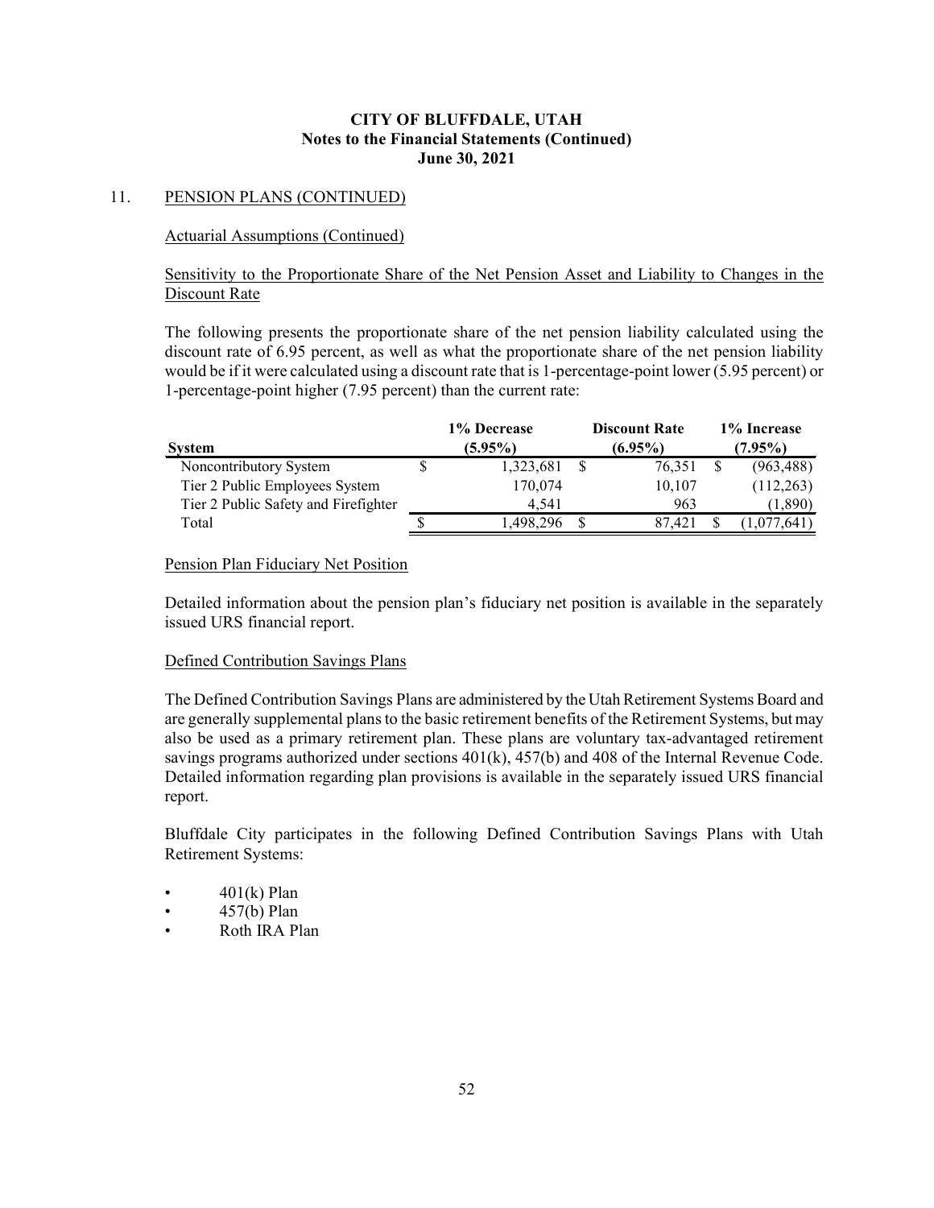# CITY OF BLUFFDALE, UTAH
## Notes to the Financial Statements (Continued)
## June 30, 2021

11. PENSION PLANS (CONTINUED)

Actuarial Assumptions (Continued)

Sensitivity to the Proportionate Share of the Net Pension Asset and Liability to Changes in the Discount Rate

The following presents the proportionate share of the net pension liability calculated using the discount rate of 6.95 percent, as well as what the proportionate share of the net pension liability would be if it were calculated using a discount rate that is 1-percentage-point lower (5.95 percent) or 1-percentage-point higher (7.95 percent) than the current rate:

| System | 1% Decrease (5.95%) | Discount Rate (6.95%) | 1% Increase (7.95%) |
|---|---|---|---|
| Noncontributory System | $ 1,323,681 | $ 76,351 | $ (963,488) |
| Tier 2 Public Employees System | 170,074 | 10,107 | (112,263) |
| Tier 2 Public Safety and Firefighter | 4,541 | 963 | (1,890) |
| Total | $ 1,498,296 | $ 87,421 | $ (1,077,641) |

Pension Plan Fiduciary Net Position

Detailed information about the pension plan's fiduciary net position is available in the separately issued URS financial report.

Defined Contribution Savings Plans

The Defined Contribution Savings Plans are administered by the Utah Retirement Systems Board and are generally supplemental plans to the basic retirement benefits of the Retirement Systems, but may also be used as a primary retirement plan. These plans are voluntary tax-advantaged retirement savings programs authorized under sections 401(k), 457(b) and 408 of the Internal Revenue Code. Detailed information regarding plan provisions is available in the separately issued URS financial report.

Bluffdale City participates in the following Defined Contribution Savings Plans with Utah Retirement Systems:

- 401(k) Plan
- 457(b) Plan
- Roth IRA Plan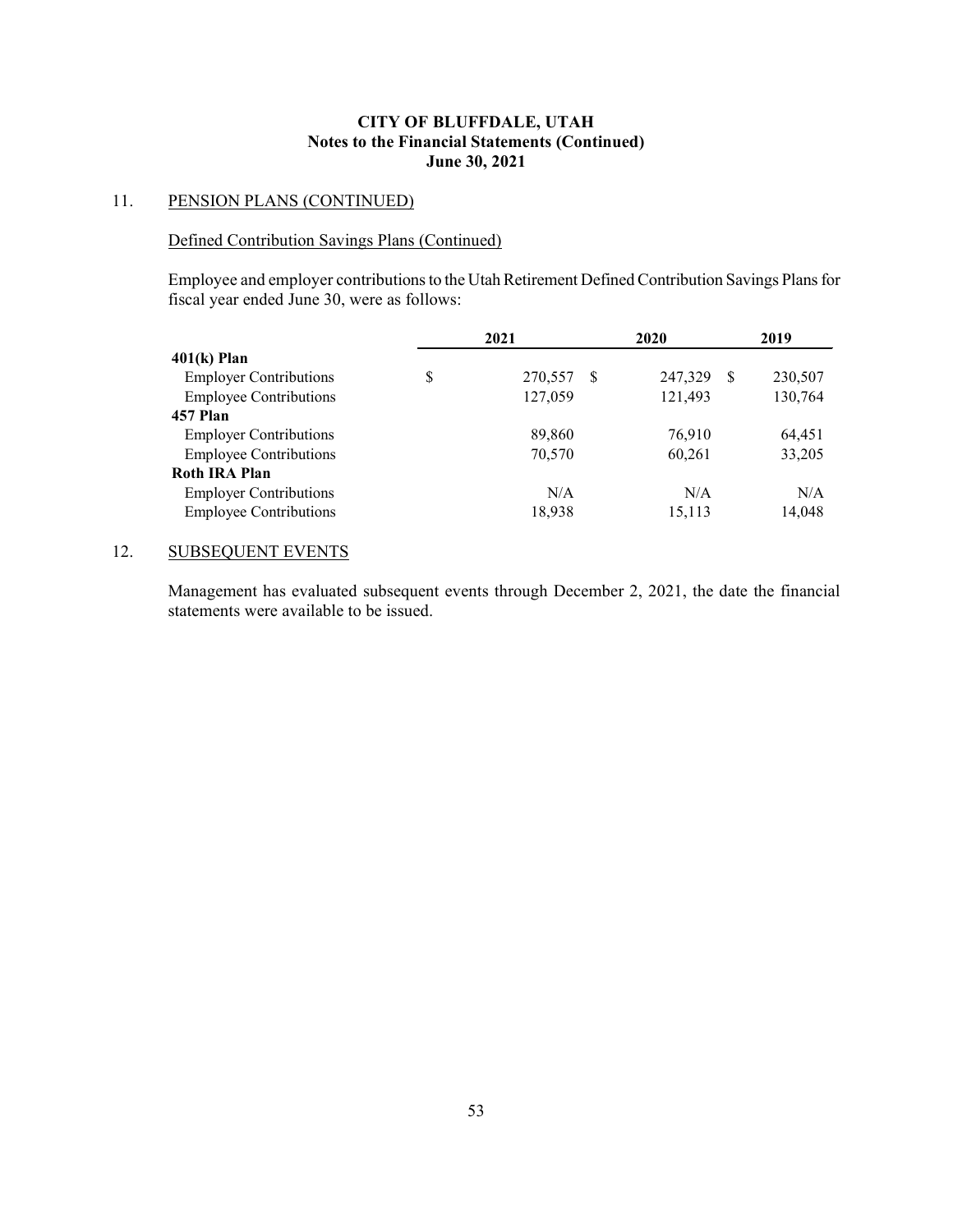## 11. PENSION PLANS (CONTINUED)

### Defined Contribution Savings Plans (Continued)

Employee and employer contributions to the Utah Retirement Defined Contribution Savings Plans for fiscal year ended June 30, were as follows:

| | 2021 | 2020 | 2019 |
|---|---|---|---|
| **401(k) Plan** | | | |
| Employer Contributions | $ 270,557 | $ 247,329 | $ 230,507 |
| Employee Contributions | 127,059 | 121,493 | 130,764 |
| **457 Plan** | | | |
| Employer Contributions | 89,860 | 76,910 | 64,451 |
| Employee Contributions | 70,570 | 60,261 | 33,205 |
| **Roth IRA Plan** | | | |
| Employer Contributions | N/A | N/A | N/A |
| Employee Contributions | 18,938 | 15,113 | 14,048 |

## 12. SUBSEQUENT EVENTS

Management has evaluated subsequent events through December 2, 2021, the date the financial statements were available to be issued.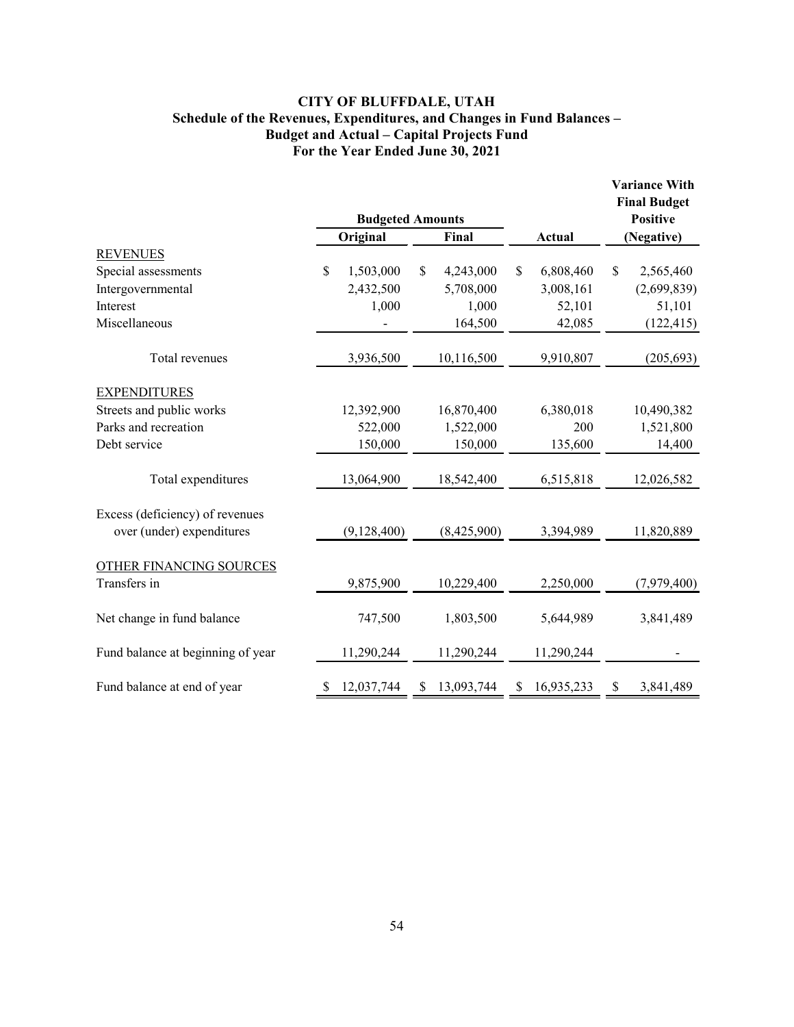# CITY OF BLUFFDALE, UTAH
## Schedule of the Revenues, Expenditures, and Changes in Fund Balances – Budget and Actual – Capital Projects Fund
### For the Year Ended June 30, 2021

| | Budgeted Amounts | | | Variance With Final Budget Positive |
|---|---|---|---|---|
| | Original | Final | Actual | (Negative) |
| **REVENUES** | | | | |
| Special assessments | $ 1,503,000 | $ 4,243,000 | $ 6,808,460 | $ 2,565,460 |
| Intergovernmental | 2,432,500 | 5,708,000 | 3,008,161 | (2,699,839) |
| Interest | 1,000 | 1,000 | 52,101 | 51,101 |
| Miscellaneous | - | 164,500 | 42,085 | (122,415) |
| Total revenues | 3,936,500 | 10,116,500 | 9,910,807 | (205,693) |
| **EXPENDITURES** | | | | |
| Streets and public works | 12,392,900 | 16,870,400 | 6,380,018 | 10,490,382 |
| Parks and recreation | 522,000 | 1,522,000 | 200 | 1,521,800 |
| Debt service | 150,000 | 150,000 | 135,600 | 14,400 |
| Total expenditures | 13,064,900 | 18,542,400 | 6,515,818 | 12,026,582 |
| Excess (deficiency) of revenues over (under) expenditures | (9,128,400) | (8,425,900) | 3,394,989 | 11,820,889 |
| **OTHER FINANCING SOURCES** | | | | |
| Transfers in | 9,875,900 | 10,229,400 | 2,250,000 | (7,979,400) |
| Net change in fund balance | 747,500 | 1,803,500 | 5,644,989 | 3,841,489 |
| Fund balance at beginning of year | 11,290,244 | 11,290,244 | 11,290,244 | - |
| Fund balance at end of year | $ 12,037,744 | $ 13,093,744 | $ 16,935,233 | $ 3,841,489 |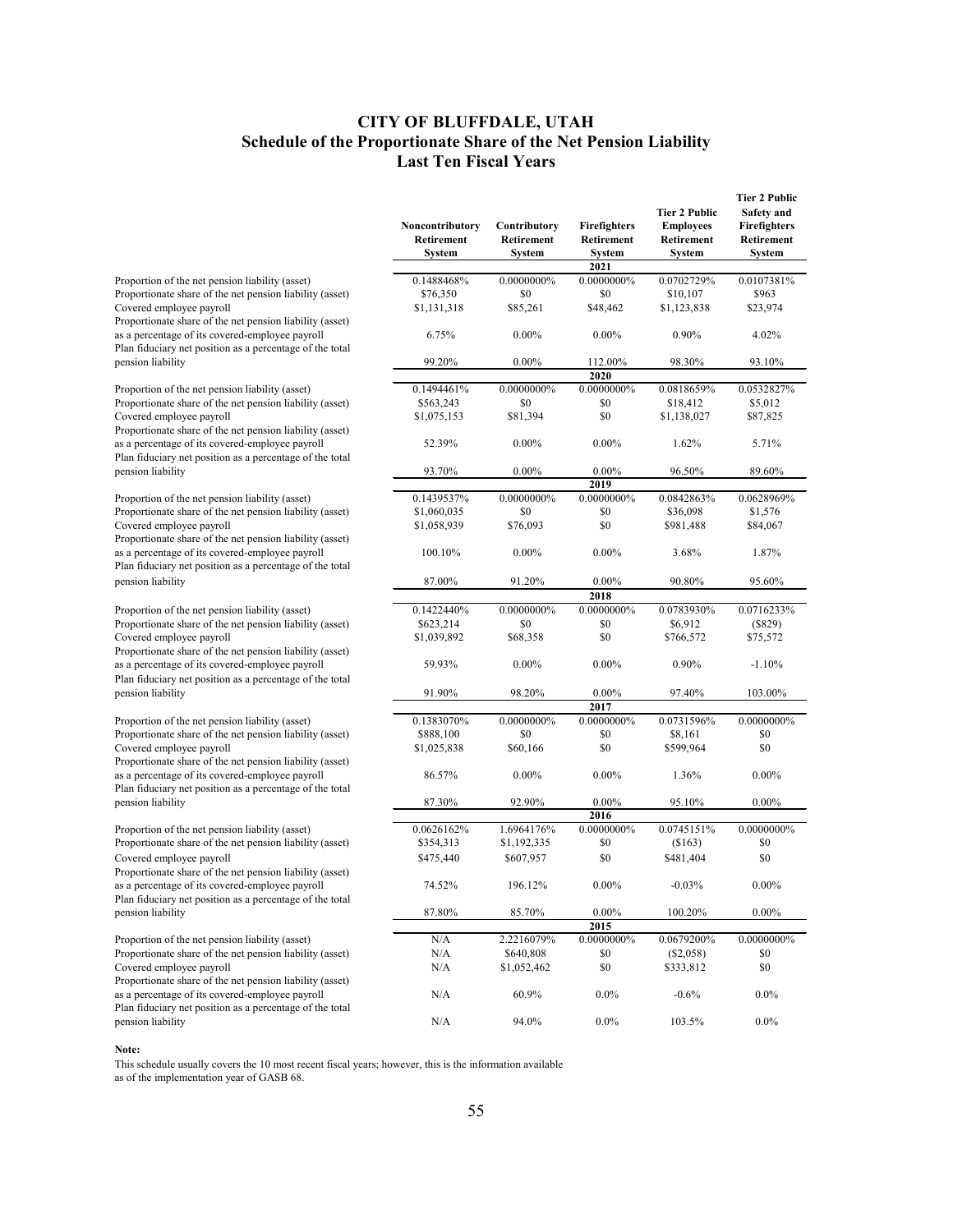# CITY OF BLUFFDALE, UTAH
## Schedule of the Proportionate Share of the Net Pension Liability
### Last Ten Fiscal Years

| | Noncontributory Retirement System | Contributory Retirement System | Firefighters Retirement System | Tier 2 Public Employees Retirement System | Tier 2 Public Safety and Firefighters Retirement System |
|---|---|---|---|---|---|
| | | | **2021** | | |
| Proportion of the net pension liability (asset) | 0.1488468% | 0.0000000% | 0.0000000% | 0.0702729% | 0.0107381% |
| Proportionate share of the net pension liability (asset) | $76,350 | $0 | $0 | $10,107 | $963 |
| Covered employee payroll | $1,131,318 | $85,261 | $48,462 | $1,123,838 | $23,974 |
| Proportionate share of the net pension liability (asset) as a percentage of its covered-employee payroll | 6.75% | 0.00% | 0.00% | 0.90% | 4.02% |
| Plan fiduciary net position as a percentage of the total pension liability | 99.20% | 0.00% | 112.00% | 98.30% | 93.10% |
| | | | **2020** | | |
| Proportion of the net pension liability (asset) | 0.1494461% | 0.0000000% | 0.0000000% | 0.0818659% | 0.0532827% |
| Proportionate share of the net pension liability (asset) | $563,243 | $0 | $0 | $18,412 | $5,012 |
| Covered employee payroll | $1,075,153 | $81,394 | $0 | $1,138,027 | $87,825 |
| Proportionate share of the net pension liability (asset) as a percentage of its covered-employee payroll | 52.39% | 0.00% | 0.00% | 1.62% | 5.71% |
| Plan fiduciary net position as a percentage of the total pension liability | 93.70% | 0.00% | 0.00% | 96.50% | 89.60% |
| | | | **2019** | | |
| Proportion of the net pension liability (asset) | 0.1439537% | 0.0000000% | 0.0000000% | 0.0842863% | 0.0628969% |
| Proportionate share of the net pension liability (asset) | $1,060,035 | $0 | $0 | $36,098 | $1,576 |
| Covered employee payroll | $1,058,939 | $76,093 | $0 | $981,488 | $84,067 |
| Proportionate share of the net pension liability (asset) as a percentage of its covered-employee payroll | 100.10% | 0.00% | 0.00% | 3.68% | 1.87% |
| Plan fiduciary net position as a percentage of the total pension liability | 87.00% | 91.20% | 0.00% | 90.80% | 95.60% |
| | | | **2018** | | |
| Proportion of the net pension liability (asset) | 0.1422440% | 0.0000000% | 0.0000000% | 0.0783930% | 0.0716233% |
| Proportionate share of the net pension liability (asset) | $623,214 | $0 | $0 | $6,912 | ($829) |
| Covered employee payroll | $1,039,892 | $68,358 | $0 | $766,572 | $75,572 |
| Proportionate share of the net pension liability (asset) as a percentage of its covered-employee payroll | 59.93% | 0.00% | 0.00% | 0.90% | -1.10% |
| Plan fiduciary net position as a percentage of the total pension liability | 91.90% | 98.20% | 0.00% | 97.40% | 103.00% |
| | | | **2017** | | |
| Proportion of the net pension liability (asset) | 0.1383070% | 0.0000000% | 0.0000000% | 0.0731596% | 0.0000000% |
| Proportionate share of the net pension liability (asset) | $888,100 | $0 | $0 | $8,161 | $0 |
| Covered employee payroll | $1,025,838 | $60,166 | $0 | $599,964 | $0 |
| Proportionate share of the net pension liability (asset) as a percentage of its covered-employee payroll | 86.57% | 0.00% | 0.00% | 1.36% | 0.00% |
| Plan fiduciary net position as a percentage of the total pension liability | 87.30% | 92.90% | 0.00% | 95.10% | 0.00% |
| | | | **2016** | | |
| Proportion of the net pension liability (asset) | 0.0626162% | 1.6964176% | 0.0000000% | 0.0745151% | 0.0000000% |
| Proportionate share of the net pension liability (asset) | $354,313 | $1,192,335 | $0 | ($163) | $0 |
| Covered employee payroll | $475,440 | $607,957 | $0 | $481,404 | $0 |
| Proportionate share of the net pension liability (asset) as a percentage of its covered-employee payroll | 74.52% | 196.12% | 0.00% | -0.03% | 0.00% |
| Plan fiduciary net position as a percentage of the total pension liability | 87.80% | 85.70% | 0.00% | 100.20% | 0.00% |
| | | | **2015** | | |
| Proportion of the net pension liability (asset) | N/A | 2.2216079% | 0.0000000% | 0.0679200% | 0.0000000% |
| Proportionate share of the net pension liability (asset) | N/A | $640,808 | $0 | ($2,058) | $0 |
| Covered employee payroll | N/A | $1,052,462 | $0 | $333,812 | $0 |
| Proportionate share of the net pension liability (asset) as a percentage of its covered-employee payroll | N/A | 60.9% | 0.0% | -0.6% | 0.0% |
| Plan fiduciary net position as a percentage of the total pension liability | N/A | 94.0% | 0.0% | 103.5% | 0.0% |

**Note:**

This schedule usually covers the 10 most recent fiscal years; however, this is the information available as of the implementation year of GASB 68.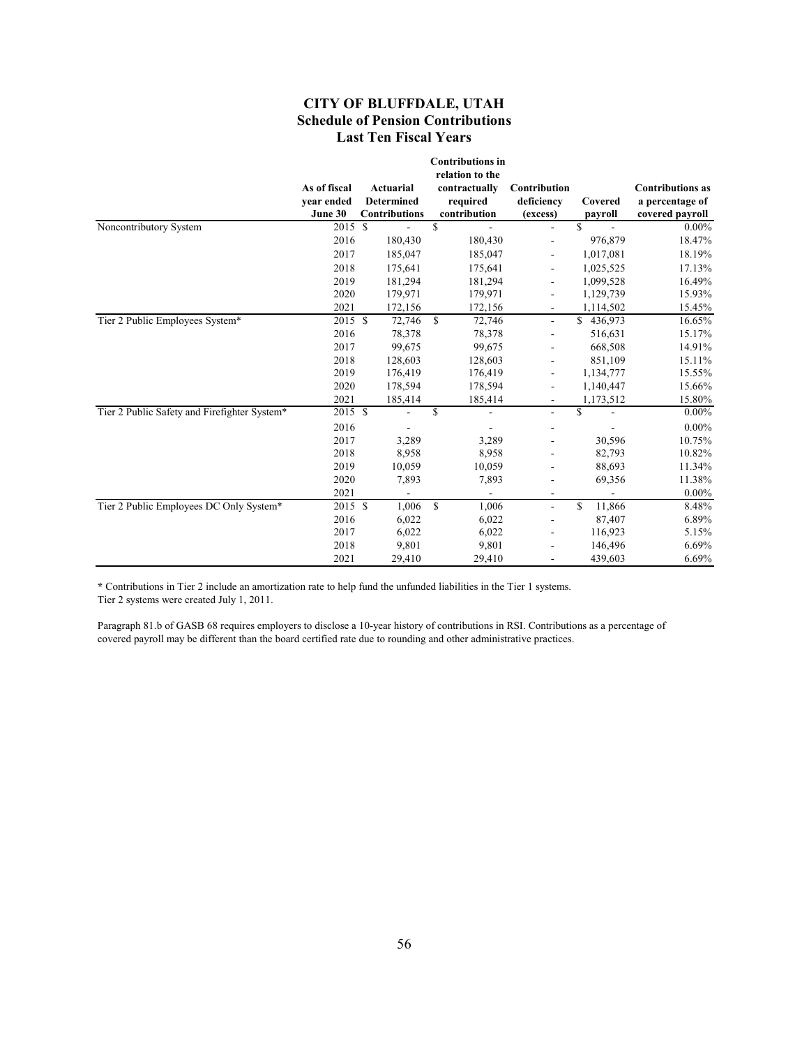# CITY OF BLUFFDALE, UTAH
## Schedule of Pension Contributions
### Last Ten Fiscal Years

| | As of fiscal year ended June 30 | Actuarial Determined Contributions | Contributions in relation to the contractually required contribution | Contribution deficiency (excess) | Covered payroll | Contributions as a percentage of covered payroll |
|---|---|---|---|---|---|---|
| Noncontributory System | 2015 | $ - | $ - | - | $ - | 0.00% |
| | 2016 | 180,430 | 180,430 | - | 976,879 | 18.47% |
| | 2017 | 185,047 | 185,047 | - | 1,017,081 | 18.19% |
| | 2018 | 175,641 | 175,641 | - | 1,025,525 | 17.13% |
| | 2019 | 181,294 | 181,294 | - | 1,099,528 | 16.49% |
| | 2020 | 179,971 | 179,971 | - | 1,129,739 | 15.93% |
| | 2021 | 172,156 | 172,156 | - | 1,114,502 | 15.45% |
| Tier 2 Public Employees System* | 2015 | $ 72,746 | $ 72,746 | - | $ 436,973 | 16.65% |
| | 2016 | 78,378 | 78,378 | - | 516,631 | 15.17% |
| | 2017 | 99,675 | 99,675 | - | 668,508 | 14.91% |
| | 2018 | 128,603 | 128,603 | - | 851,109 | 15.11% |
| | 2019 | 176,419 | 176,419 | - | 1,134,777 | 15.55% |
| | 2020 | 178,594 | 178,594 | - | 1,140,447 | 15.66% |
| | 2021 | 185,414 | 185,414 | - | 1,173,512 | 15.80% |
| Tier 2 Public Safety and Firefighter System* | 2015 | $ - | $ - | - | $ - | 0.00% |
| | 2016 | - | - | - | - | 0.00% |
| | 2017 | 3,289 | 3,289 | - | 30,596 | 10.75% |
| | 2018 | 8,958 | 8,958 | - | 82,793 | 10.82% |
| | 2019 | 10,059 | 10,059 | - | 88,693 | 11.34% |
| | 2020 | 7,893 | 7,893 | - | 69,356 | 11.38% |
| | 2021 | - | - | - | - | 0.00% |
| Tier 2 Public Employees DC Only System* | 2015 | $ 1,006 | $ 1,006 | - | $ 11,866 | 8.48% |
| | 2016 | 6,022 | 6,022 | - | 87,407 | 6.89% |
| | 2017 | 6,022 | 6,022 | - | 116,923 | 5.15% |
| | 2018 | 9,801 | 9,801 | - | 146,496 | 6.69% |
| | 2021 | 29,410 | 29,410 | - | 439,603 | 6.69% |

* Contributions in Tier 2 include an amortization rate to help fund the unfunded liabilities in the Tier 1 systems.
Tier 2 systems were created July 1, 2011.

Paragraph 81.b of GASB 68 requires employers to disclose a 10-year history of contributions in RSI. Contributions as a percentage of covered payroll may be different than the board certified rate due to rounding and other administrative practices.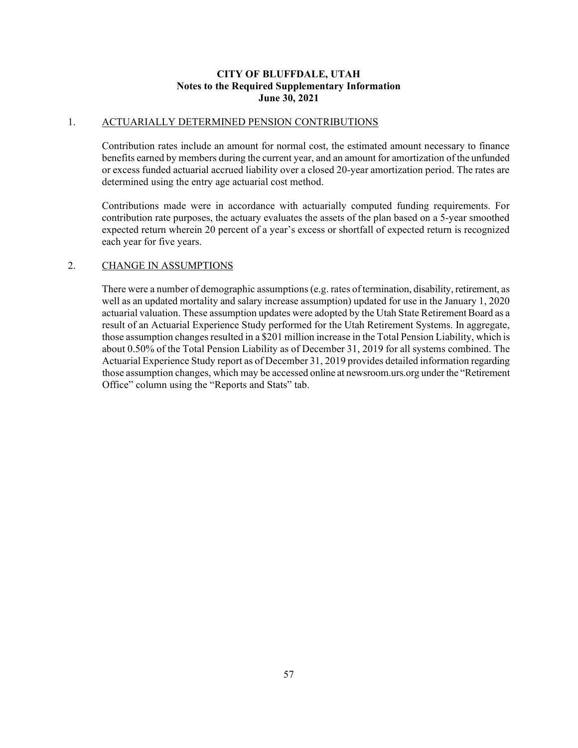**CITY OF BLUFFDALE, UTAH**
**Notes to the Required Supplementary Information**
**June 30, 2021**

1. ACTUARIALLY DETERMINED PENSION CONTRIBUTIONS

Contribution rates include an amount for normal cost, the estimated amount necessary to finance benefits earned by members during the current year, and an amount for amortization of the unfunded or excess funded actuarial accrued liability over a closed 20-year amortization period. The rates are determined using the entry age actuarial cost method.

Contributions made were in accordance with actuarially computed funding requirements. For contribution rate purposes, the actuary evaluates the assets of the plan based on a 5-year smoothed expected return wherein 20 percent of a year's excess or shortfall of expected return is recognized each year for five years.

2. CHANGE IN ASSUMPTIONS

There were a number of demographic assumptions (e.g. rates of termination, disability, retirement, as well as an updated mortality and salary increase assumption) updated for use in the January 1, 2020 actuarial valuation. These assumption updates were adopted by the Utah State Retirement Board as a result of an Actuarial Experience Study performed for the Utah Retirement Systems. In aggregate, those assumption changes resulted in a $201 million increase in the Total Pension Liability, which is about 0.50% of the Total Pension Liability as of December 31, 2019 for all systems combined. The Actuarial Experience Study report as of December 31, 2019 provides detailed information regarding those assumption changes, which may be accessed online at newsroom.urs.org under the "Retirement Office" column using the "Reports and Stats" tab.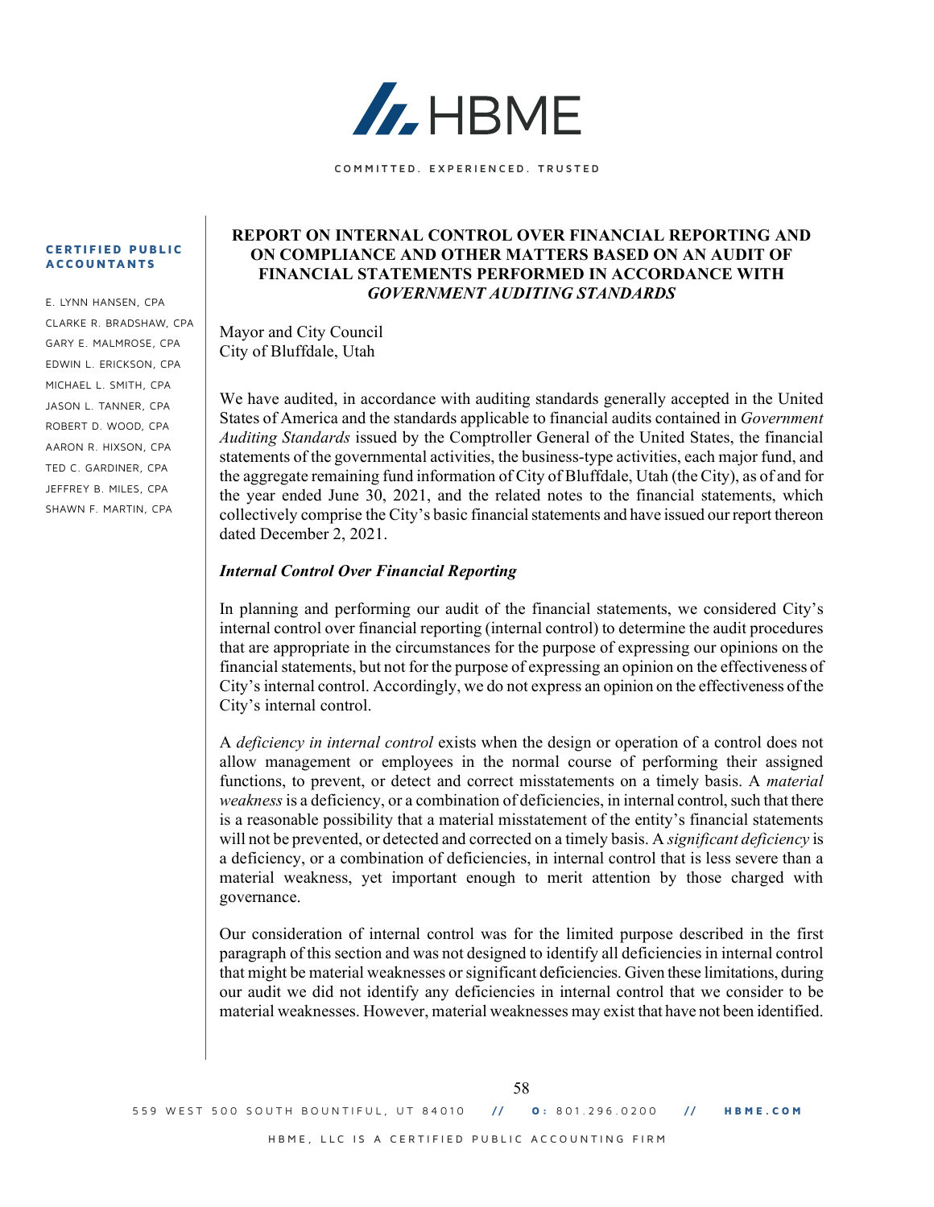# HBME

COMMITTED. EXPERIENCED. TRUSTED

**CERTIFIED PUBLIC ACCOUNTANTS**

E. LYNN HANSEN, CPA
CLARKE R. BRADSHAW, CPA
GARY E. MALMROSE, CPA
EDWIN L. ERICKSON, CPA
MICHAEL L. SMITH, CPA
JASON L. TANNER, CPA
ROBERT D. WOOD, CPA
AARON R. HIXSON, CPA
TED C. GARDINER, CPA
JEFFREY B. MILES, CPA
SHAWN F. MARTIN, CPA

## REPORT ON INTERNAL CONTROL OVER FINANCIAL REPORTING AND ON COMPLIANCE AND OTHER MATTERS BASED ON AN AUDIT OF FINANCIAL STATEMENTS PERFORMED IN ACCORDANCE WITH *GOVERNMENT AUDITING STANDARDS*

Mayor and City Council
City of Bluffdale, Utah

We have audited, in accordance with auditing standards generally accepted in the United States of America and the standards applicable to financial audits contained in *Government Auditing Standards* issued by the Comptroller General of the United States, the financial statements of the governmental activities, the business-type activities, each major fund, and the aggregate remaining fund information of City of Bluffdale, Utah (the City), as of and for the year ended June 30, 2021, and the related notes to the financial statements, which collectively comprise the City's basic financial statements and have issued our report thereon dated December 2, 2021.

### *Internal Control Over Financial Reporting*

In planning and performing our audit of the financial statements, we considered City's internal control over financial reporting (internal control) to determine the audit procedures that are appropriate in the circumstances for the purpose of expressing our opinions on the financial statements, but not for the purpose of expressing an opinion on the effectiveness of City's internal control. Accordingly, we do not express an opinion on the effectiveness of the City's internal control.

A *deficiency in internal control* exists when the design or operation of a control does not allow management or employees in the normal course of performing their assigned functions, to prevent, or detect and correct misstatements on a timely basis. A *material weakness* is a deficiency, or a combination of deficiencies, in internal control, such that there is a reasonable possibility that a material misstatement of the entity's financial statements will not be prevented, or detected and corrected on a timely basis. A *significant deficiency* is a deficiency, or a combination of deficiencies, in internal control that is less severe than a material weakness, yet important enough to merit attention by those charged with governance.

Our consideration of internal control was for the limited purpose described in the first paragraph of this section and was not designed to identify all deficiencies in internal control that might be material weaknesses or significant deficiencies. Given these limitations, during our audit we did not identify any deficiencies in internal control that we consider to be material weaknesses. However, material weaknesses may exist that have not been identified.

559 WEST 500 SOUTH BOUNTIFUL, UT 84010 // O: 801.296.0200 // HBME.COM

HBME, LLC IS A CERTIFIED PUBLIC ACCOUNTING FIRM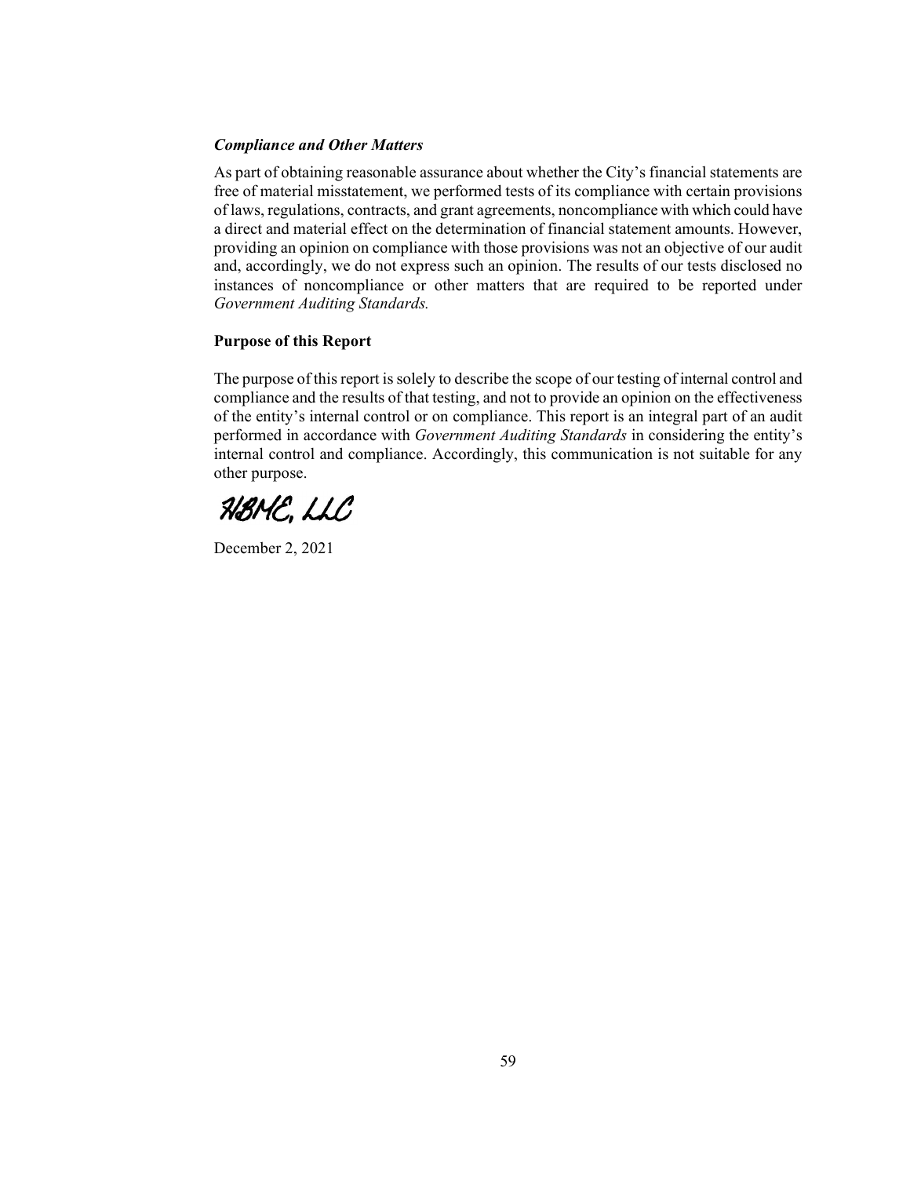***Compliance and Other Matters***

As part of obtaining reasonable assurance about whether the City's financial statements are free of material misstatement, we performed tests of its compliance with certain provisions of laws, regulations, contracts, and grant agreements, noncompliance with which could have a direct and material effect on the determination of financial statement amounts. However, providing an opinion on compliance with those provisions was not an objective of our audit and, accordingly, we do not express such an opinion. The results of our tests disclosed no instances of noncompliance or other matters that are required to be reported under *Government Auditing Standards.*

**Purpose of this Report**

The purpose of this report is solely to describe the scope of our testing of internal control and compliance and the results of that testing, and not to provide an opinion on the effectiveness of the entity's internal control or on compliance. This report is an integral part of an audit performed in accordance with *Government Auditing Standards* in considering the entity's internal control and compliance. Accordingly, this communication is not suitable for any other purpose.

HBMC, LLC

December 2, 2021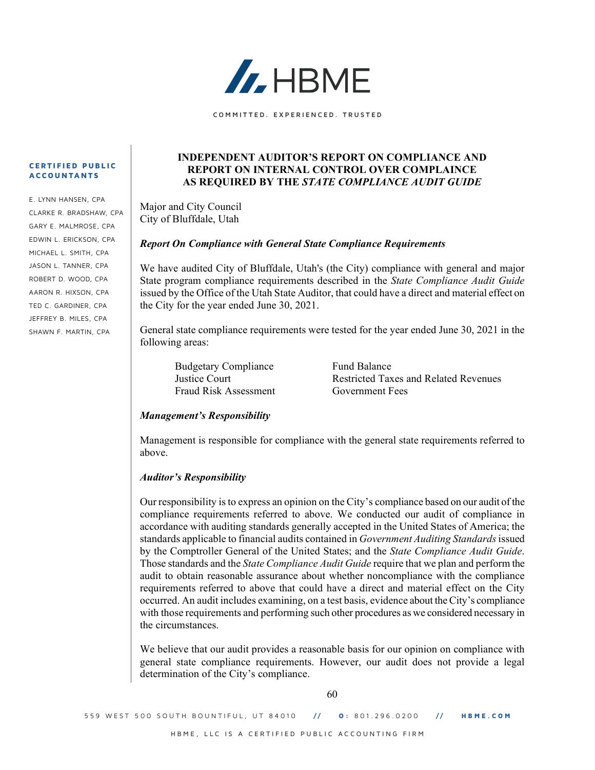HBME

COMMITTED. EXPERIENCED. TRUSTED

**CERTIFIED PUBLIC ACCOUNTANTS**

E. LYNN HANSEN, CPA
CLARKE R. BRADSHAW, CPA
GARY E. MALMROSE, CPA
EDWIN L. ERICKSON, CPA
MICHAEL L. SMITH, CPA
JASON L. TANNER, CPA
ROBERT D. WOOD, CPA
AARON R. HIXSON, CPA
TED C. GARDINER, CPA
JEFFREY B. MILES, CPA
SHAWN F. MARTIN, CPA

## INDEPENDENT AUDITOR'S REPORT ON COMPLIANCE AND REPORT ON INTERNAL CONTROL OVER COMPLAINCE AS REQUIRED BY THE *STATE COMPLIANCE AUDIT GUIDE*

Major and City Council
City of Bluffdale, Utah

***Report On Compliance with General State Compliance Requirements***

We have audited City of Bluffdale, Utah's (the City) compliance with general and major State program compliance requirements described in the *State Compliance Audit Guide* issued by the Office of the Utah State Auditor, that could have a direct and material effect on the City for the year ended June 30, 2021.

General state compliance requirements were tested for the year ended June 30, 2021 in the following areas:

| | |
|---|---|
| Budgetary Compliance | Fund Balance |
| Justice Court | Restricted Taxes and Related Revenues |
| Fraud Risk Assessment | Government Fees |

***Management's Responsibility***

Management is responsible for compliance with the general state requirements referred to above.

***Auditor's Responsibility***

Our responsibility is to express an opinion on the City's compliance based on our audit of the compliance requirements referred to above. We conducted our audit of compliance in accordance with auditing standards generally accepted in the United States of America; the standards applicable to financial audits contained in *Government Auditing Standards* issued by the Comptroller General of the United States; and the *State Compliance Audit Guide*. Those standards and the *State Compliance Audit Guide* require that we plan and perform the audit to obtain reasonable assurance about whether noncompliance with the compliance requirements referred to above that could have a direct and material effect on the City occurred. An audit includes examining, on a test basis, evidence about the City's compliance with those requirements and performing such other procedures as we considered necessary in the circumstances.

We believe that our audit provides a reasonable basis for our opinion on compliance with general state compliance requirements. However, our audit does not provide a legal determination of the City's compliance.

559 WEST 500 SOUTH BOUNTIFUL, UT 84010 // O: 801.296.0200 // HBME.COM

HBME, LLC IS A CERTIFIED PUBLIC ACCOUNTING FIRM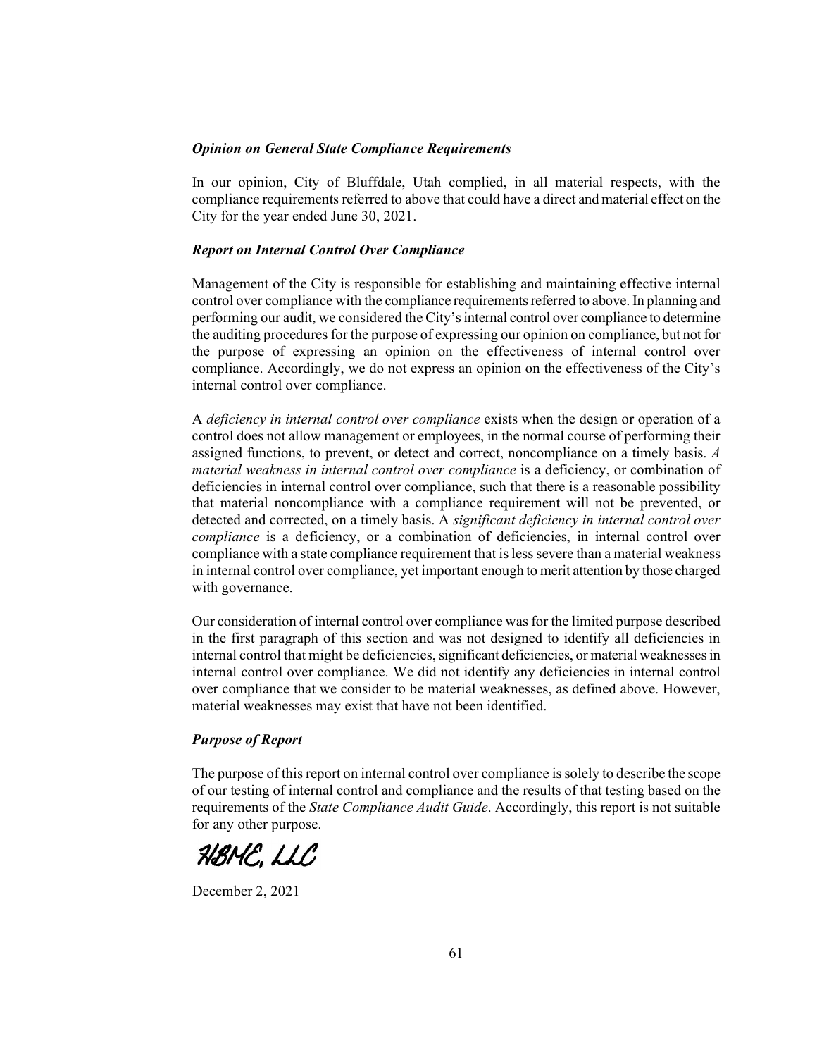### *Opinion on General State Compliance Requirements*

In our opinion, City of Bluffdale, Utah complied, in all material respects, with the compliance requirements referred to above that could have a direct and material effect on the City for the year ended June 30, 2021.

### *Report on Internal Control Over Compliance*

Management of the City is responsible for establishing and maintaining effective internal control over compliance with the compliance requirements referred to above. In planning and performing our audit, we considered the City's internal control over compliance to determine the auditing procedures for the purpose of expressing our opinion on compliance, but not for the purpose of expressing an opinion on the effectiveness of internal control over compliance. Accordingly, we do not express an opinion on the effectiveness of the City's internal control over compliance.

A *deficiency in internal control over compliance* exists when the design or operation of a control does not allow management or employees, in the normal course of performing their assigned functions, to prevent, or detect and correct, noncompliance on a timely basis. *A material weakness in internal control over compliance* is a deficiency, or combination of deficiencies in internal control over compliance, such that there is a reasonable possibility that material noncompliance with a compliance requirement will not be prevented, or detected and corrected, on a timely basis. A *significant deficiency in internal control over compliance* is a deficiency, or a combination of deficiencies, in internal control over compliance with a state compliance requirement that is less severe than a material weakness in internal control over compliance, yet important enough to merit attention by those charged with governance.

Our consideration of internal control over compliance was for the limited purpose described in the first paragraph of this section and was not designed to identify all deficiencies in internal control that might be deficiencies, significant deficiencies, or material weaknesses in internal control over compliance. We did not identify any deficiencies in internal control over compliance that we consider to be material weaknesses, as defined above. However, material weaknesses may exist that have not been identified.

### *Purpose of Report*

The purpose of this report on internal control over compliance is solely to describe the scope of our testing of internal control and compliance and the results of that testing based on the requirements of the *State Compliance Audit Guide*. Accordingly, this report is not suitable for any other purpose.

HBME, LLC

December 2, 2021